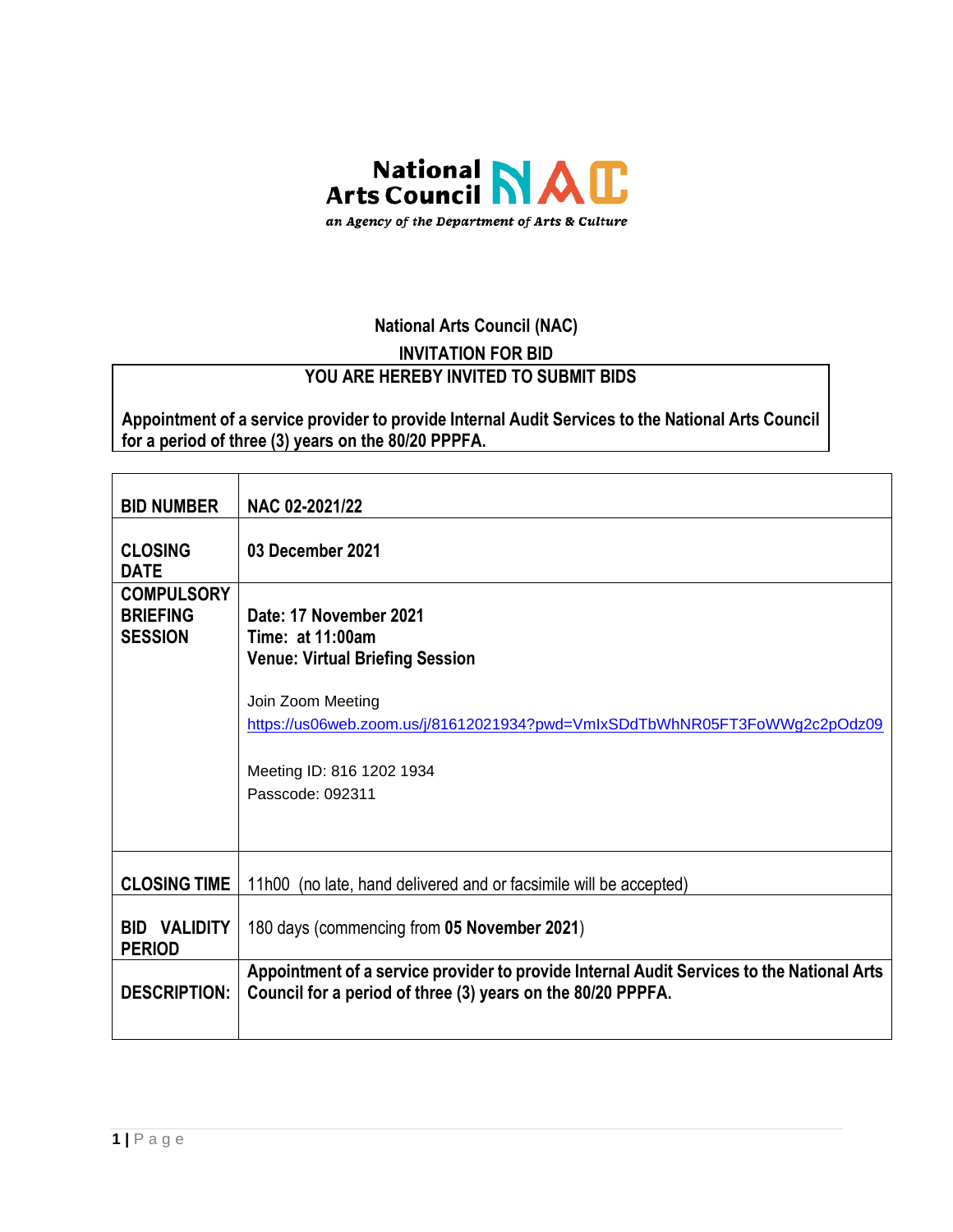National Arts Council NAC

*an Agency of the Department of Arts & Culture*

**National Arts Council (NAC)**

**INVITATION FOR BID**

**YOU ARE HEREBY INVITED TO SUBMIT BIDS**

**Appointment of a service provider to provide Internal Audit Services to the National Arts Council for a period of three (3) years on the 80/20 PPPFA.**

| | |
|---|---|
| **BID NUMBER** | **NAC 02-2021/22** |
| **CLOSING DATE** | **03 December 2021** |
| **COMPULSORY BRIEFING SESSION** | **Date: 17 November 2021**<br>**Time: at 11:00am**<br>**Venue: Virtual Briefing Session**<br><br>Join Zoom Meeting<br>https://us06web.zoom.us/j/81612021934?pwd=VmIxSDdTbWhNR05FT3FoWWg2c2pOdz09<br><br>Meeting ID: 816 1202 1934<br>Passcode: 092311 |
| **CLOSING TIME** | 11h00 (no late, hand delivered and or facsimile will be accepted) |
| **BID VALIDITY PERIOD** | 180 days (commencing from **05 November 2021**) |
| **DESCRIPTION:** | **Appointment of a service provider to provide Internal Audit Services to the National Arts Council for a period of three (3) years on the 80/20 PPPFA.** |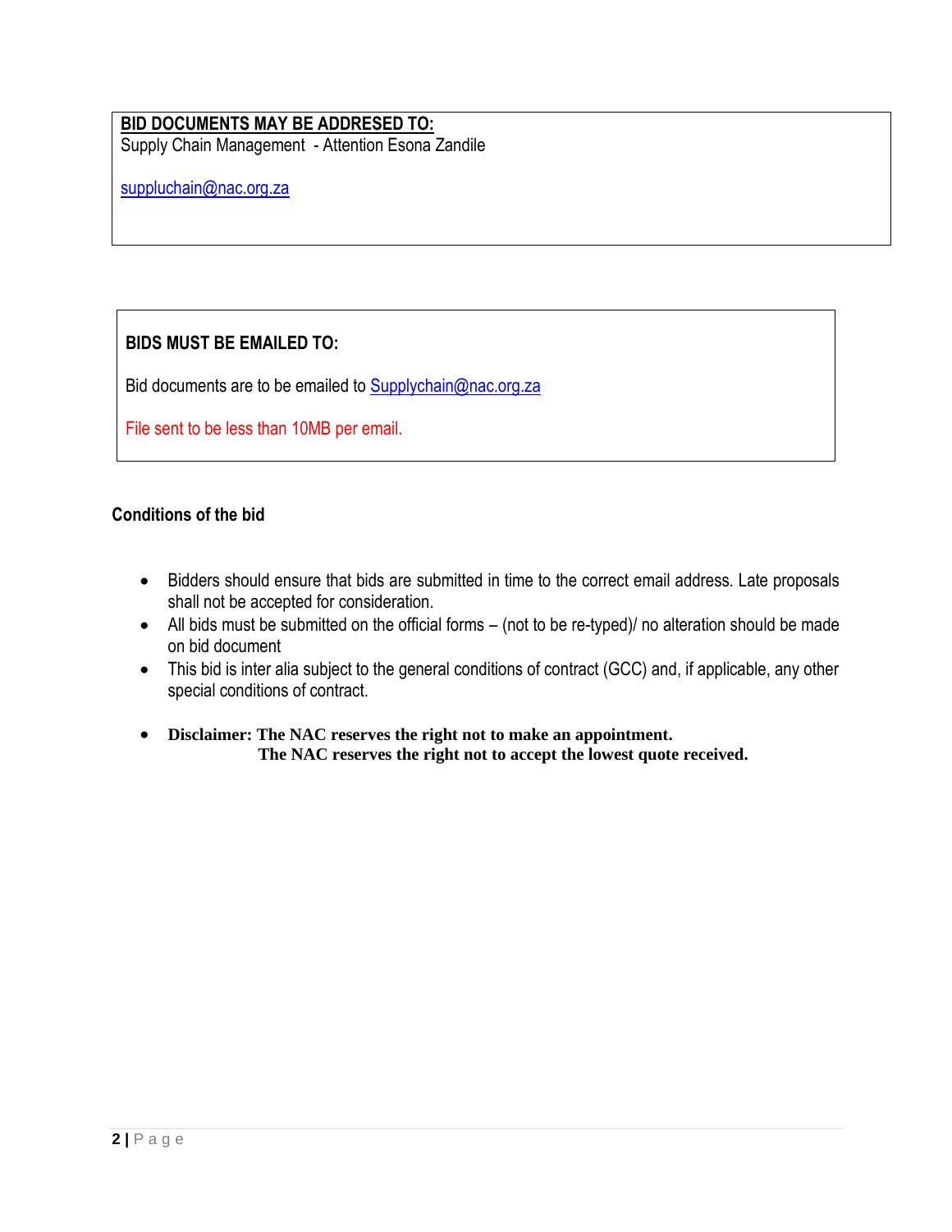**BID DOCUMENTS MAY BE ADDRESED TO:**
Supply Chain Management - Attention Esona Zandile

suppluchain@nac.org.za

**BIDS MUST BE EMAILED TO:**

Bid documents are to be emailed to Supplychain@nac.org.za

File sent to be less than 10MB per email.

**Conditions of the bid**

- Bidders should ensure that bids are submitted in time to the correct email address. Late proposals shall not be accepted for consideration.
- All bids must be submitted on the official forms – (not to be re-typed)/ no alteration should be made on bid document
- This bid is inter alia subject to the general conditions of contract (GCC) and, if applicable, any other special conditions of contract.
- **Disclaimer: The NAC reserves the right not to make an appointment.**
  **The NAC reserves the right not to accept the lowest quote received.**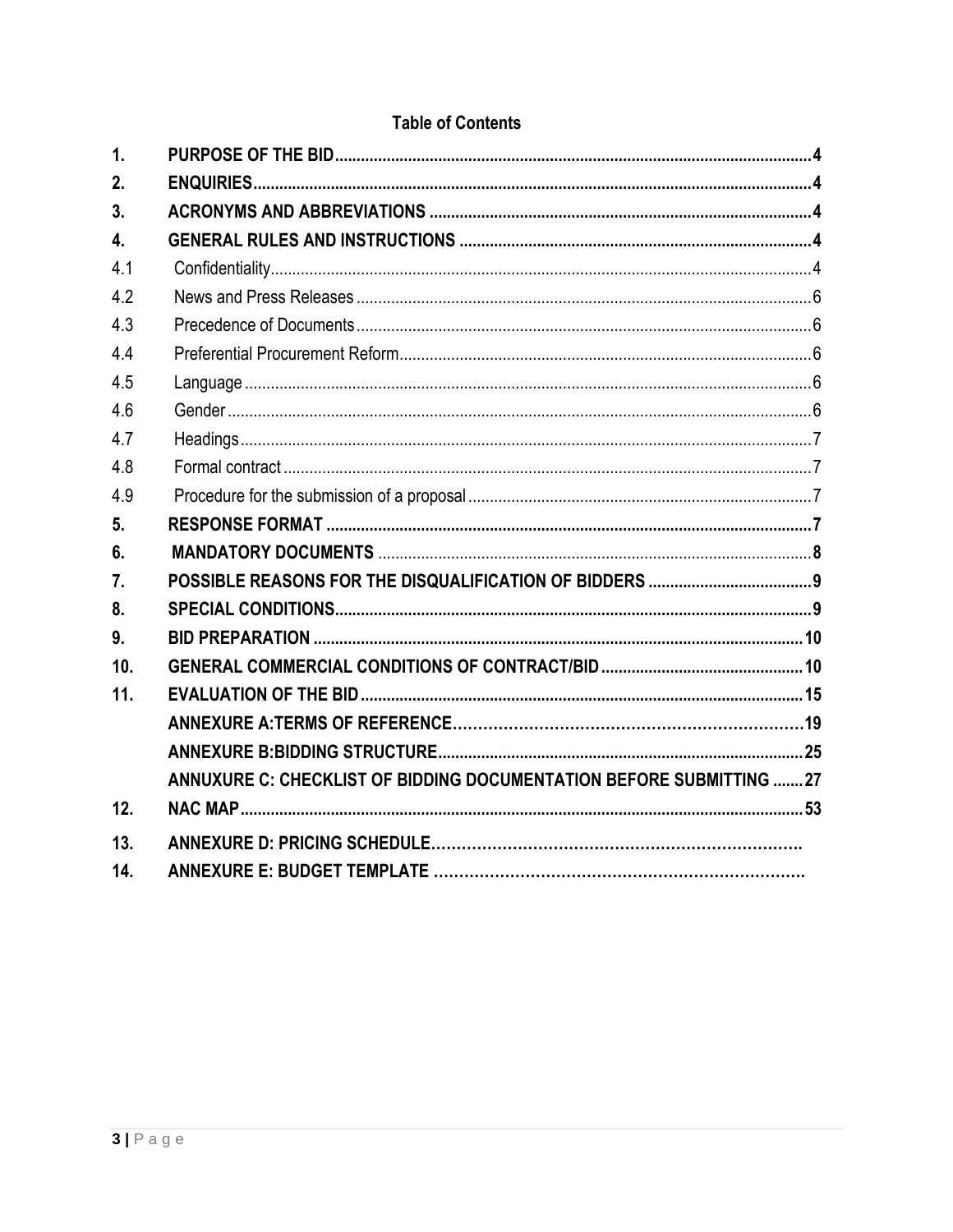**Table of Contents**

| | | |
|---|---|---|
| **1.** | **PURPOSE OF THE BID** | **4** |
| **2.** | **ENQUIRIES** | **4** |
| **3.** | **ACRONYMS AND ABBREVIATIONS** | **4** |
| **4.** | **GENERAL RULES AND INSTRUCTIONS** | **4** |
| 4.1 | Confidentiality | 4 |
| 4.2 | News and Press Releases | 6 |
| 4.3 | Precedence of Documents | 6 |
| 4.4 | Preferential Procurement Reform | 6 |
| 4.5 | Language | 6 |
| 4.6 | Gender | 6 |
| 4.7 | Headings | 7 |
| 4.8 | Formal contract | 7 |
| 4.9 | Procedure for the submission of a proposal | 7 |
| **5.** | **RESPONSE FORMAT** | **7** |
| **6.** | **MANDATORY DOCUMENTS** | **8** |
| **7.** | **POSSIBLE REASONS FOR THE DISQUALIFICATION OF BIDDERS** | **9** |
| **8.** | **SPECIAL CONDITIONS** | **9** |
| **9.** | **BID PREPARATION** | **10** |
| **10.** | **GENERAL COMMERCIAL CONDITIONS OF CONTRACT/BID** | **10** |
| **11.** | **EVALUATION OF THE BID** | **15** |
| | **ANNEXURE A:TERMS OF REFERENCE** | **19** |
| | **ANNEXURE B:BIDDING STRUCTURE** | **25** |
| | **ANNUXURE C: CHECKLIST OF BIDDING DOCUMENTATION BEFORE SUBMITTING** | **27** |
| **12.** | **NAC MAP** | **53** |
| **13.** | **ANNEXURE D: PRICING SCHEDULE** | |
| **14.** | **ANNEXURE E: BUDGET TEMPLATE** | |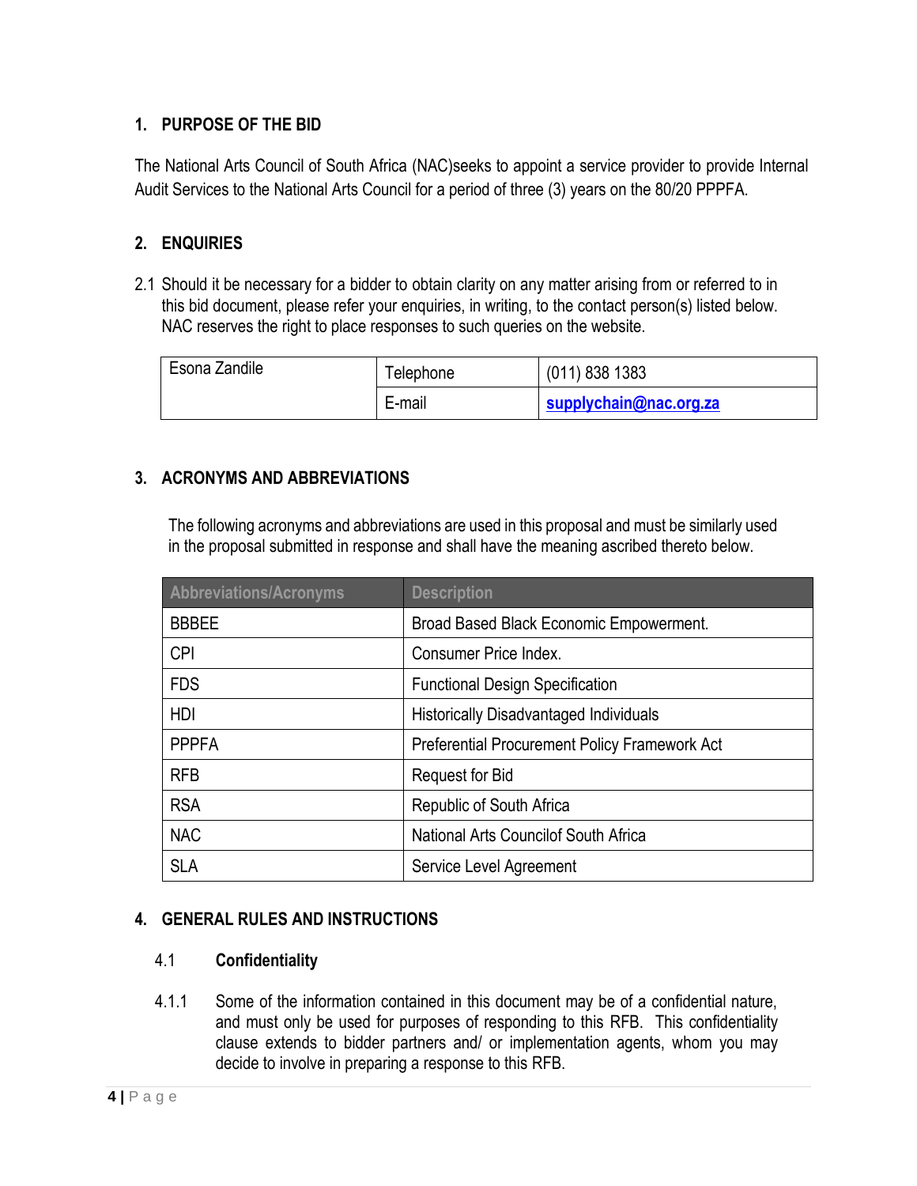## 1. PURPOSE OF THE BID

The National Arts Council of South Africa (NAC)seeks to appoint a service provider to provide Internal Audit Services to the National Arts Council for a period of three (3) years on the 80/20 PPPFA.

## 2. ENQUIRIES

2.1 Should it be necessary for a bidder to obtain clarity on any matter arising from or referred to in this bid document, please refer your enquiries, in writing, to the contact person(s) listed below. NAC reserves the right to place responses to such queries on the website.

| Esona Zandile | Telephone | (011) 838 1383 |
|---|---|---|
| | E-mail | **supplychain@nac.org.za** |

## 3. ACRONYMS AND ABBREVIATIONS

The following acronyms and abbreviations are used in this proposal and must be similarly used in the proposal submitted in response and shall have the meaning ascribed thereto below.

| Abbreviations/Acronyms | Description |
|---|---|
| BBBEE | Broad Based Black Economic Empowerment. |
| CPI | Consumer Price Index. |
| FDS | Functional Design Specification |
| HDI | Historically Disadvantaged Individuals |
| PPPFA | Preferential Procurement Policy Framework Act |
| RFB | Request for Bid |
| RSA | Republic of South Africa |
| NAC | National Arts Councilof South Africa |
| SLA | Service Level Agreement |

## 4. GENERAL RULES AND INSTRUCTIONS

### 4.1 Confidentiality

4.1.1 Some of the information contained in this document may be of a confidential nature, and must only be used for purposes of responding to this RFB. This confidentiality clause extends to bidder partners and/ or implementation agents, whom you may decide to involve in preparing a response to this RFB.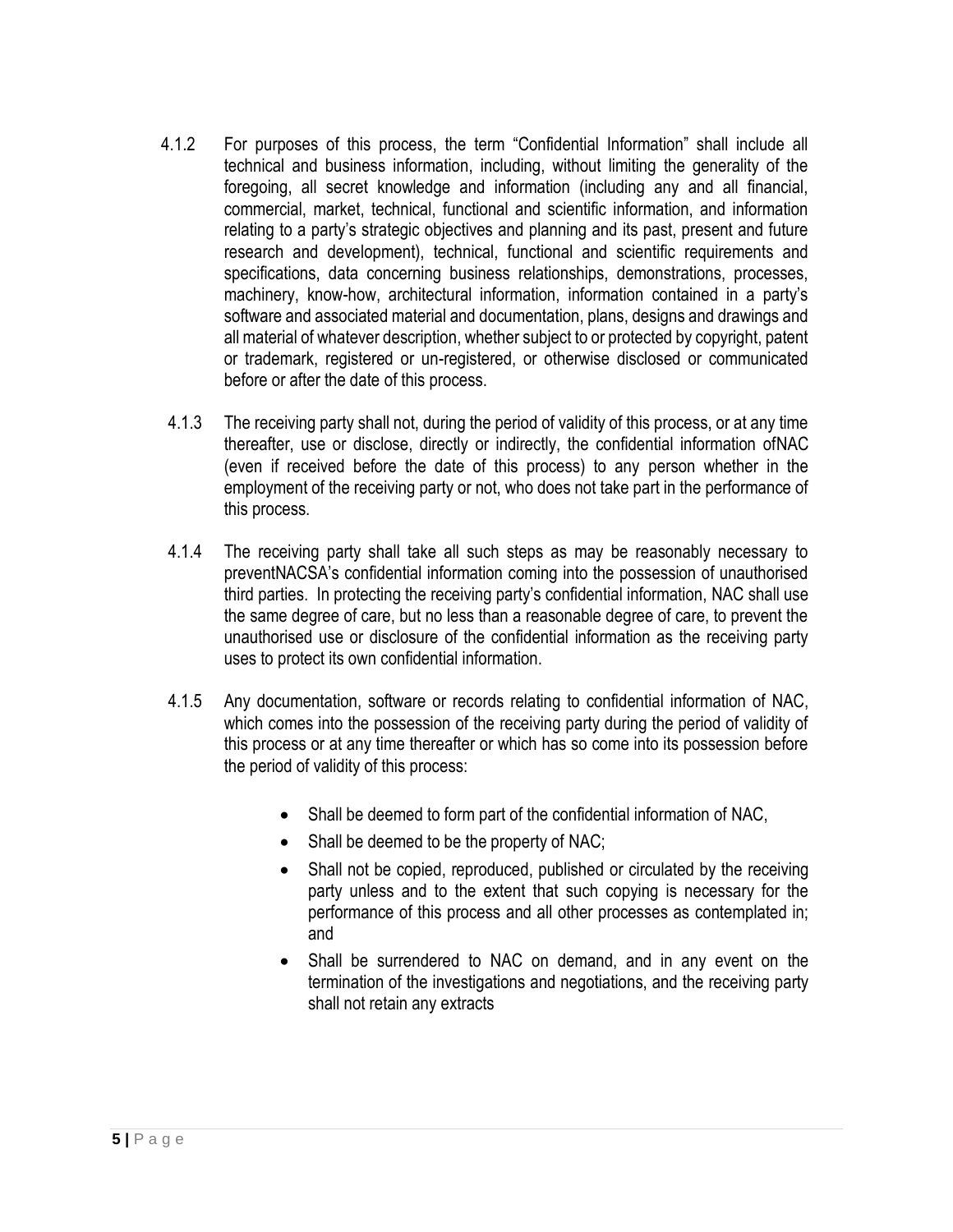4.1.2 For purposes of this process, the term "Confidential Information" shall include all technical and business information, including, without limiting the generality of the foregoing, all secret knowledge and information (including any and all financial, commercial, market, technical, functional and scientific information, and information relating to a party's strategic objectives and planning and its past, present and future research and development), technical, functional and scientific requirements and specifications, data concerning business relationships, demonstrations, processes, machinery, know-how, architectural information, information contained in a party's software and associated material and documentation, plans, designs and drawings and all material of whatever description, whether subject to or protected by copyright, patent or trademark, registered or un-registered, or otherwise disclosed or communicated before or after the date of this process.

4.1.3 The receiving party shall not, during the period of validity of this process, or at any time thereafter, use or disclose, directly or indirectly, the confidential information ofNAC (even if received before the date of this process) to any person whether in the employment of the receiving party or not, who does not take part in the performance of this process.

4.1.4 The receiving party shall take all such steps as may be reasonably necessary to preventNACSA's confidential information coming into the possession of unauthorised third parties. In protecting the receiving party's confidential information, NAC shall use the same degree of care, but no less than a reasonable degree of care, to prevent the unauthorised use or disclosure of the confidential information as the receiving party uses to protect its own confidential information.

4.1.5 Any documentation, software or records relating to confidential information of NAC, which comes into the possession of the receiving party during the period of validity of this process or at any time thereafter or which has so come into its possession before the period of validity of this process:

- Shall be deemed to form part of the confidential information of NAC,
- Shall be deemed to be the property of NAC;
- Shall not be copied, reproduced, published or circulated by the receiving party unless and to the extent that such copying is necessary for the performance of this process and all other processes as contemplated in; and
- Shall be surrendered to NAC on demand, and in any event on the termination of the investigations and negotiations, and the receiving party shall not retain any extracts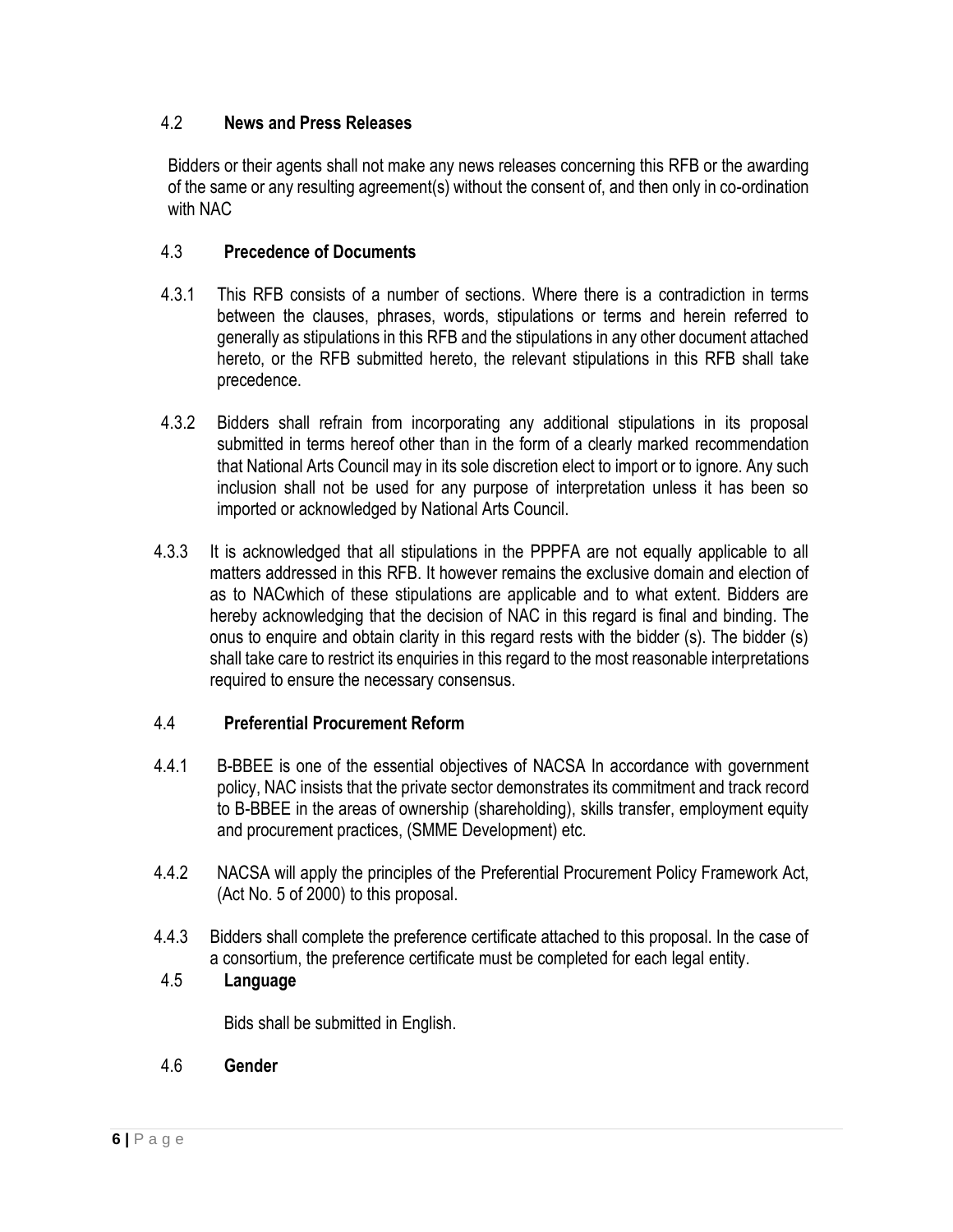### 4.2 News and Press Releases

Bidders or their agents shall not make any news releases concerning this RFB or the awarding of the same or any resulting agreement(s) without the consent of, and then only in co-ordination with NAC

### 4.3 Precedence of Documents

4.3.1 This RFB consists of a number of sections. Where there is a contradiction in terms between the clauses, phrases, words, stipulations or terms and herein referred to generally as stipulations in this RFB and the stipulations in any other document attached hereto, or the RFB submitted hereto, the relevant stipulations in this RFB shall take precedence.

4.3.2 Bidders shall refrain from incorporating any additional stipulations in its proposal submitted in terms hereof other than in the form of a clearly marked recommendation that National Arts Council may in its sole discretion elect to import or to ignore. Any such inclusion shall not be used for any purpose of interpretation unless it has been so imported or acknowledged by National Arts Council.

4.3.3 It is acknowledged that all stipulations in the PPPFA are not equally applicable to all matters addressed in this RFB. It however remains the exclusive domain and election of as to NACwhich of these stipulations are applicable and to what extent. Bidders are hereby acknowledging that the decision of NAC in this regard is final and binding. The onus to enquire and obtain clarity in this regard rests with the bidder (s). The bidder (s) shall take care to restrict its enquiries in this regard to the most reasonable interpretations required to ensure the necessary consensus.

### 4.4 Preferential Procurement Reform

4.4.1 B-BBEE is one of the essential objectives of NACSA In accordance with government policy, NAC insists that the private sector demonstrates its commitment and track record to B-BBEE in the areas of ownership (shareholding), skills transfer, employment equity and procurement practices, (SMME Development) etc.

4.4.2 NACSA will apply the principles of the Preferential Procurement Policy Framework Act, (Act No. 5 of 2000) to this proposal.

4.4.3 Bidders shall complete the preference certificate attached to this proposal. In the case of a consortium, the preference certificate must be completed for each legal entity.

### 4.5 Language

Bids shall be submitted in English.

### 4.6 Gender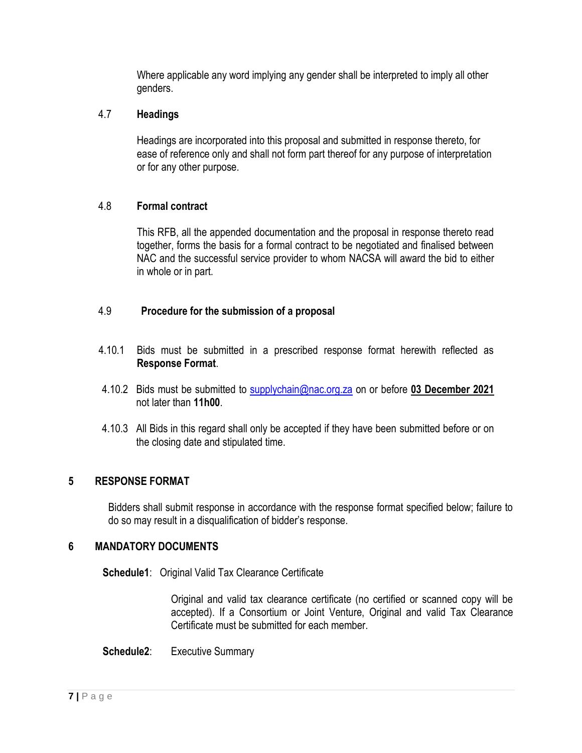Where applicable any word implying any gender shall be interpreted to imply all other genders.

### 4.7 Headings

Headings are incorporated into this proposal and submitted in response thereto, for ease of reference only and shall not form part thereof for any purpose of interpretation or for any other purpose.

### 4.8 Formal contract

This RFB, all the appended documentation and the proposal in response thereto read together, forms the basis for a formal contract to be negotiated and finalised between NAC and the successful service provider to whom NACSA will award the bid to either in whole or in part.

### 4.9 Procedure for the submission of a proposal

4.10.1 Bids must be submitted in a prescribed response format herewith reflected as **Response Format**.

4.10.2 Bids must be submitted to supplychain@nac.org.za on or before **03 December 2021** not later than **11h00**.

4.10.3 All Bids in this regard shall only be accepted if they have been submitted before or on the closing date and stipulated time.

## 5 RESPONSE FORMAT

Bidders shall submit response in accordance with the response format specified below; failure to do so may result in a disqualification of bidder's response.

## 6 MANDATORY DOCUMENTS

**Schedule1**: Original Valid Tax Clearance Certificate

Original and valid tax clearance certificate (no certified or scanned copy will be accepted). If a Consortium or Joint Venture, Original and valid Tax Clearance Certificate must be submitted for each member.

**Schedule2**: Executive Summary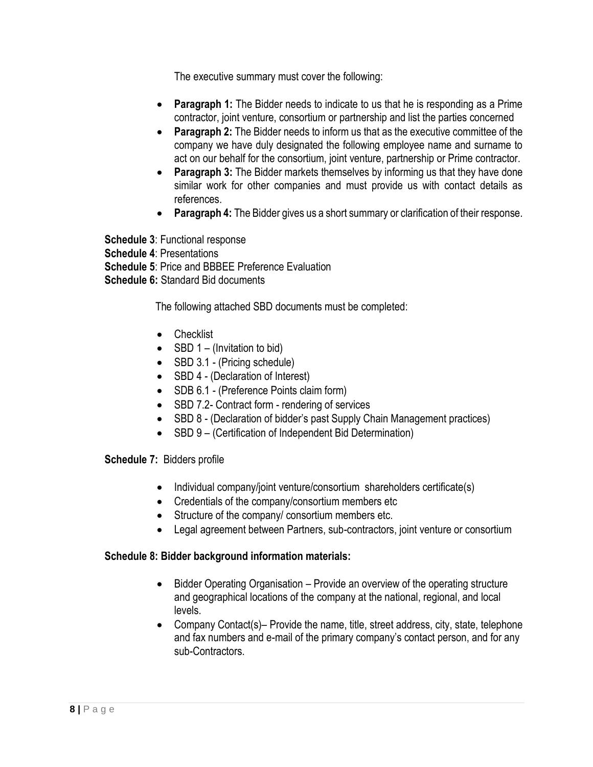The executive summary must cover the following:

- **Paragraph 1:** The Bidder needs to indicate to us that he is responding as a Prime contractor, joint venture, consortium or partnership and list the parties concerned
- **Paragraph 2:** The Bidder needs to inform us that as the executive committee of the company we have duly designated the following employee name and surname to act on our behalf for the consortium, joint venture, partnership or Prime contractor.
- **Paragraph 3:** The Bidder markets themselves by informing us that they have done similar work for other companies and must provide us with contact details as references.
- **Paragraph 4:** The Bidder gives us a short summary or clarification of their response.

**Schedule 3**: Functional response
**Schedule 4**: Presentations
**Schedule 5**: Price and BBBEE Preference Evaluation
**Schedule 6:** Standard Bid documents

The following attached SBD documents must be completed:

- Checklist
- SBD 1 – (Invitation to bid)
- SBD 3.1 - (Pricing schedule)
- SBD 4 - (Declaration of Interest)
- SDB 6.1 - (Preference Points claim form)
- SBD 7.2- Contract form - rendering of services
- SBD 8 - (Declaration of bidder's past Supply Chain Management practices)
- SBD 9 – (Certification of Independent Bid Determination)

**Schedule 7:** Bidders profile

- Individual company/joint venture/consortium shareholders certificate(s)
- Credentials of the company/consortium members etc
- Structure of the company/ consortium members etc.
- Legal agreement between Partners, sub-contractors, joint venture or consortium

**Schedule 8: Bidder background information materials:**

- Bidder Operating Organisation – Provide an overview of the operating structure and geographical locations of the company at the national, regional, and local levels.
- Company Contact(s)– Provide the name, title, street address, city, state, telephone and fax numbers and e-mail of the primary company's contact person, and for any sub-Contractors.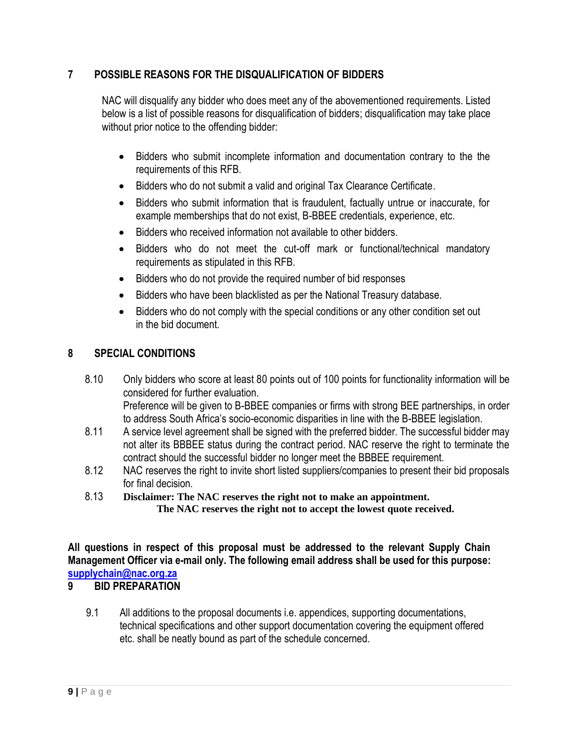## 7 POSSIBLE REASONS FOR THE DISQUALIFICATION OF BIDDERS

NAC will disqualify any bidder who does meet any of the abovementioned requirements. Listed below is a list of possible reasons for disqualification of bidders; disqualification may take place without prior notice to the offending bidder:

- Bidders who submit incomplete information and documentation contrary to the the requirements of this RFB.
- Bidders who do not submit a valid and original Tax Clearance Certificate.
- Bidders who submit information that is fraudulent, factually untrue or inaccurate, for example memberships that do not exist, B-BBEE credentials, experience, etc.
- Bidders who received information not available to other bidders.
- Bidders who do not meet the cut-off mark or functional/technical mandatory requirements as stipulated in this RFB.
- Bidders who do not provide the required number of bid responses
- Bidders who have been blacklisted as per the National Treasury database.
- Bidders who do not comply with the special conditions or any other condition set out in the bid document.

## 8 SPECIAL CONDITIONS

8.10 Only bidders who score at least 80 points out of 100 points for functionality information will be considered for further evaluation.
Preference will be given to B-BBEE companies or firms with strong BEE partnerships, in order to address South Africa's socio-economic disparities in line with the B-BBEE legislation.

8.11 A service level agreement shall be signed with the preferred bidder. The successful bidder may not alter its BBBEE status during the contract period. NAC reserve the right to terminate the contract should the successful bidder no longer meet the BBBEE requirement.

8.12 NAC reserves the right to invite short listed suppliers/companies to present their bid proposals for final decision.

8.13 **Disclaimer: The NAC reserves the right not to make an appointment.**
**The NAC reserves the right not to accept the lowest quote received.**

**All questions in respect of this proposal must be addressed to the relevant Supply Chain Management Officer via e-mail only. The following email address shall be used for this purpose: supplychain@nac.org.za**

## 9 BID PREPARATION

9.1 All additions to the proposal documents i.e. appendices, supporting documentations, technical specifications and other support documentation covering the equipment offered etc. shall be neatly bound as part of the schedule concerned.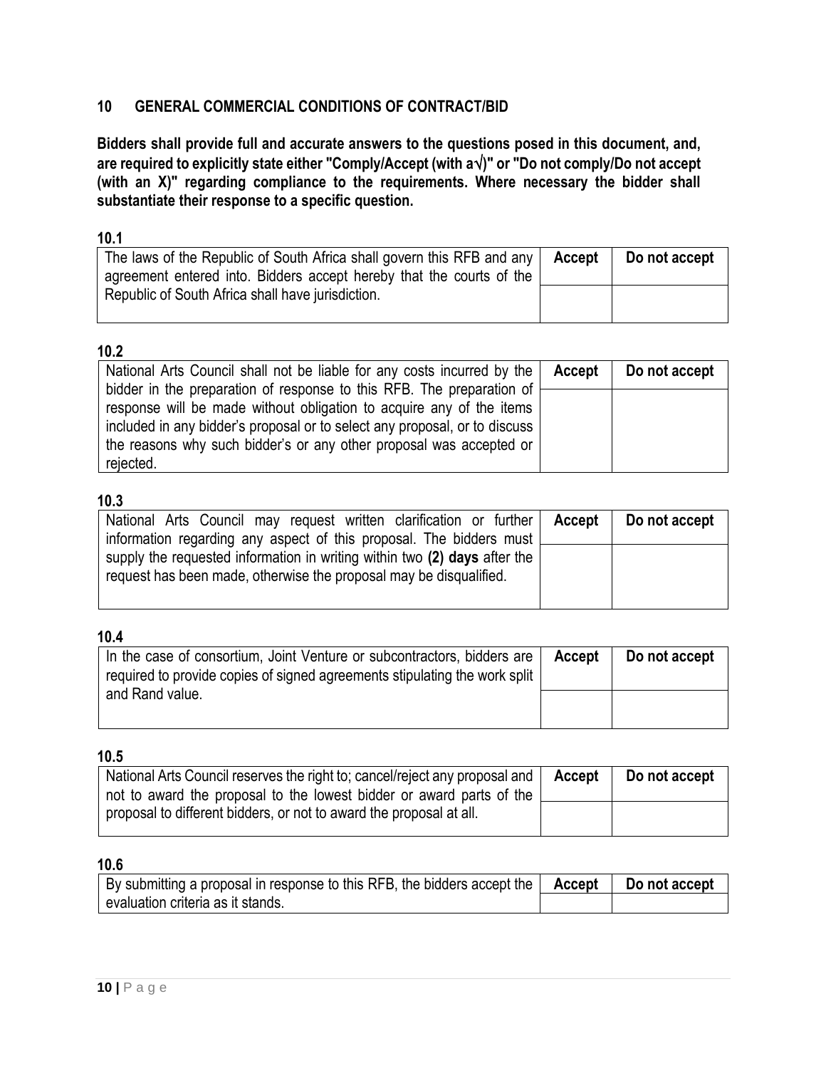## 10 GENERAL COMMERCIAL CONDITIONS OF CONTRACT/BID

**Bidders shall provide full and accurate answers to the questions posed in this document, and, are required to explicitly state either "Comply/Accept (with a√)" or "Do not comply/Do not accept (with an X)" regarding compliance to the requirements. Where necessary the bidder shall substantiate their response to a specific question.**

**10.1**

| The laws of the Republic of South Africa shall govern this RFB and any agreement entered into. Bidders accept hereby that the courts of the Republic of South Africa shall have jurisdiction. | **Accept** | **Do not accept** |
|---|---|---|
| | | |

**10.2**

| National Arts Council shall not be liable for any costs incurred by the bidder in the preparation of response to this RFB. The preparation of response will be made without obligation to acquire any of the items included in any bidder's proposal or to select any proposal, or to discuss the reasons why such bidder's or any other proposal was accepted or rejected. | **Accept** | **Do not accept** |
|---|---|---|
| | | |

**10.3**

| National Arts Council may request written clarification or further information regarding any aspect of this proposal. The bidders must supply the requested information in writing within two **(2) days** after the request has been made, otherwise the proposal may be disqualified. | **Accept** | **Do not accept** |
|---|---|---|
| | | |

**10.4**

| In the case of consortium, Joint Venture or subcontractors, bidders are required to provide copies of signed agreements stipulating the work split and Rand value. | **Accept** | **Do not accept** |
|---|---|---|
| | | |

**10.5**

| National Arts Council reserves the right to; cancel/reject any proposal and not to award the proposal to the lowest bidder or award parts of the proposal to different bidders, or not to award the proposal at all. | **Accept** | **Do not accept** |
|---|---|---|
| | | |

**10.6**

| By submitting a proposal in response to this RFB, the bidders accept the evaluation criteria as it stands. | **Accept** | **Do not accept** |
|---|---|---|
| | | |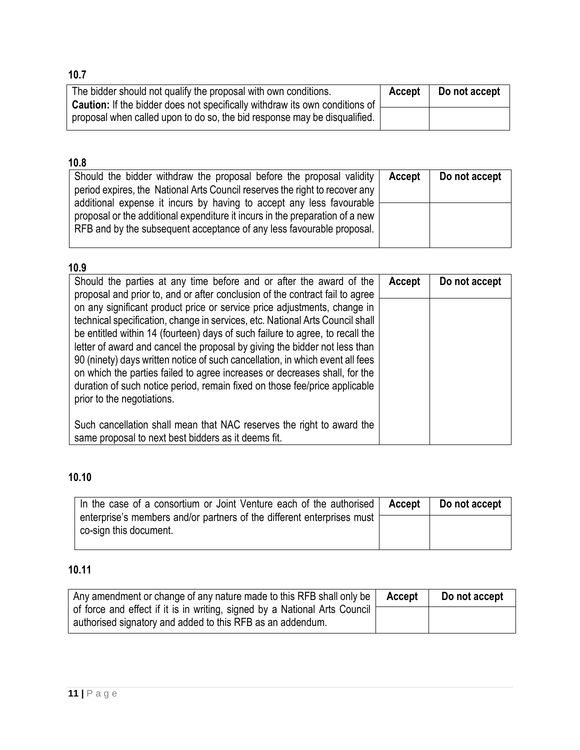**10.7**

| The bidder should not qualify the proposal with own conditions. **Caution:** If the bidder does not specifically withdraw its own conditions of proposal when called upon to do so, the bid response may be disqualified. | **Accept** | **Do not accept** |
|---|---|---|
| | | |

**10.8**

| Should the bidder withdraw the proposal before the proposal validity period expires, the National Arts Council reserves the right to recover any additional expense it incurs by having to accept any less favourable proposal or the additional expenditure it incurs in the preparation of a new RFB and by the subsequent acceptance of any less favourable proposal. | **Accept** | **Do not accept** |
|---|---|---|
| | | |

**10.9**

| Should the parties at any time before and or after the award of the proposal and prior to, and or after conclusion of the contract fail to agree on any significant product price or service price adjustments, change in technical specification, change in services, etc. National Arts Council shall be entitled within 14 (fourteen) days of such failure to agree, to recall the letter of award and cancel the proposal by giving the bidder not less than 90 (ninety) days written notice of such cancellation, in which event all fees on which the parties failed to agree increases or decreases shall, for the duration of such notice period, remain fixed on those fee/price applicable prior to the negotiations.<br><br>Such cancellation shall mean that NAC reserves the right to award the same proposal to next best bidders as it deems fit. | **Accept** | **Do not accept** |
|---|---|---|
| | | |

**10.10**

| In the case of a consortium or Joint Venture each of the authorised enterprise's members and/or partners of the different enterprises must co-sign this document. | **Accept** | **Do not accept** |
|---|---|---|
| | | |

**10.11**

| Any amendment or change of any nature made to this RFB shall only be of force and effect if it is in writing, signed by a National Arts Council authorised signatory and added to this RFB as an addendum. | **Accept** | **Do not accept** |
|---|---|---|
| | | |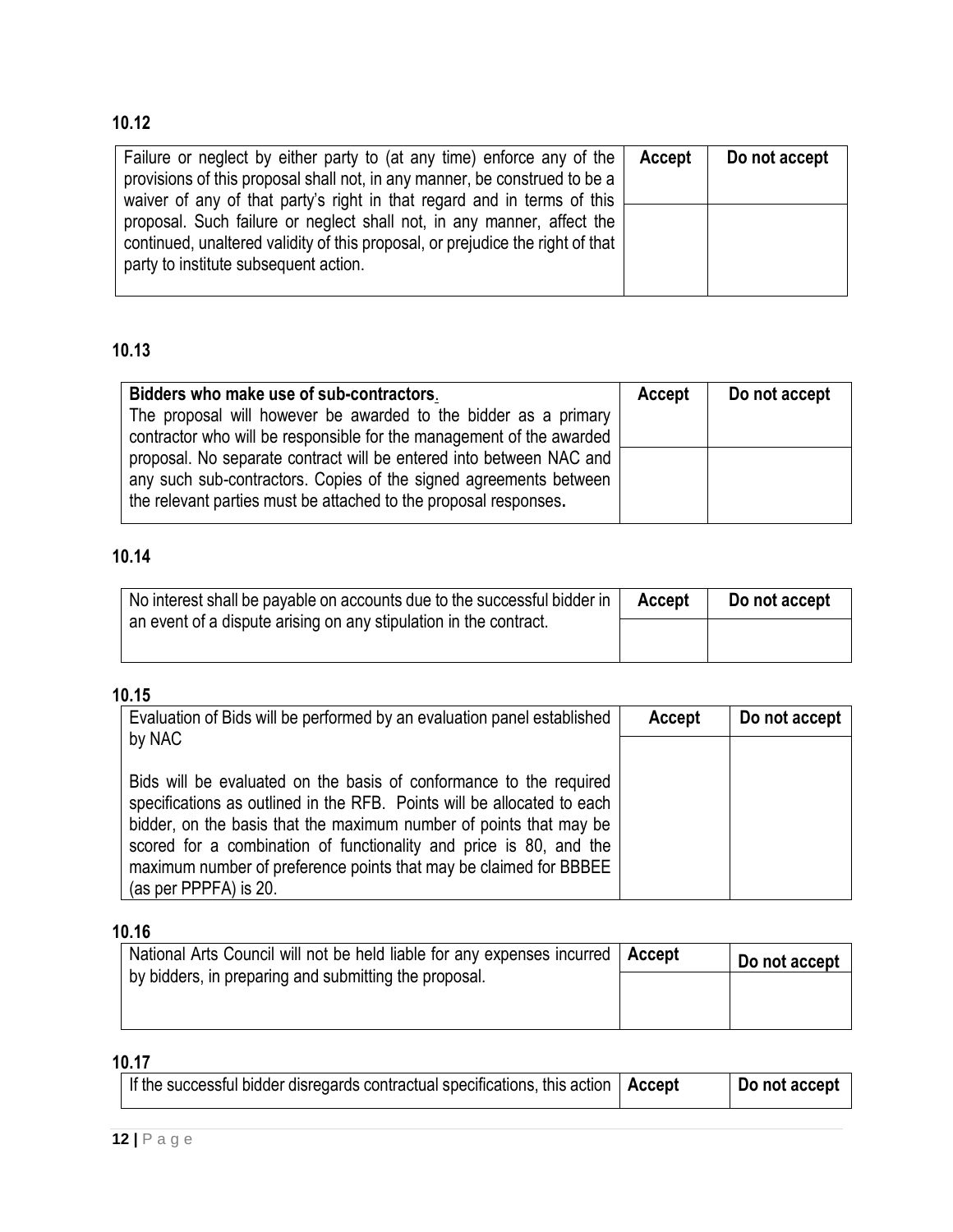**10.12**

| Failure or neglect by either party to (at any time) enforce any of the provisions of this proposal shall not, in any manner, be construed to be a waiver of any of that party's right in that regard and in terms of this proposal. Such failure or neglect shall not, in any manner, affect the continued, unaltered validity of this proposal, or prejudice the right of that party to institute subsequent action. | **Accept** | **Do not accept** |
|---|---|---|
| | | |

**10.13**

| **Bidders who make use of sub-contractors**. The proposal will however be awarded to the bidder as a primary contractor who will be responsible for the management of the awarded proposal. No separate contract will be entered into between NAC and any such sub-contractors. Copies of the signed agreements between the relevant parties must be attached to the proposal responses**.** | **Accept** | **Do not accept** |
|---|---|---|
| | | |

**10.14**

| No interest shall be payable on accounts due to the successful bidder in an event of a dispute arising on any stipulation in the contract. | **Accept** | **Do not accept** |
|---|---|---|
| | | |

**10.15**

| Evaluation of Bids will be performed by an evaluation panel established by NAC<br><br>Bids will be evaluated on the basis of conformance to the required specifications as outlined in the RFB. Points will be allocated to each bidder, on the basis that the maximum number of points that may be scored for a combination of functionality and price is 80, and the maximum number of preference points that may be claimed for BBBEE (as per PPPFA) is 20. | **Accept** | **Do not accept** |
|---|---|---|
| | | |

**10.16**

| National Arts Council will not be held liable for any expenses incurred by bidders, in preparing and submitting the proposal. | **Accept** | **Do not accept** |
|---|---|---|
| | | |

**10.17**

| If the successful bidder disregards contractual specifications, this action | **Accept** | **Do not accept** |
|---|---|---|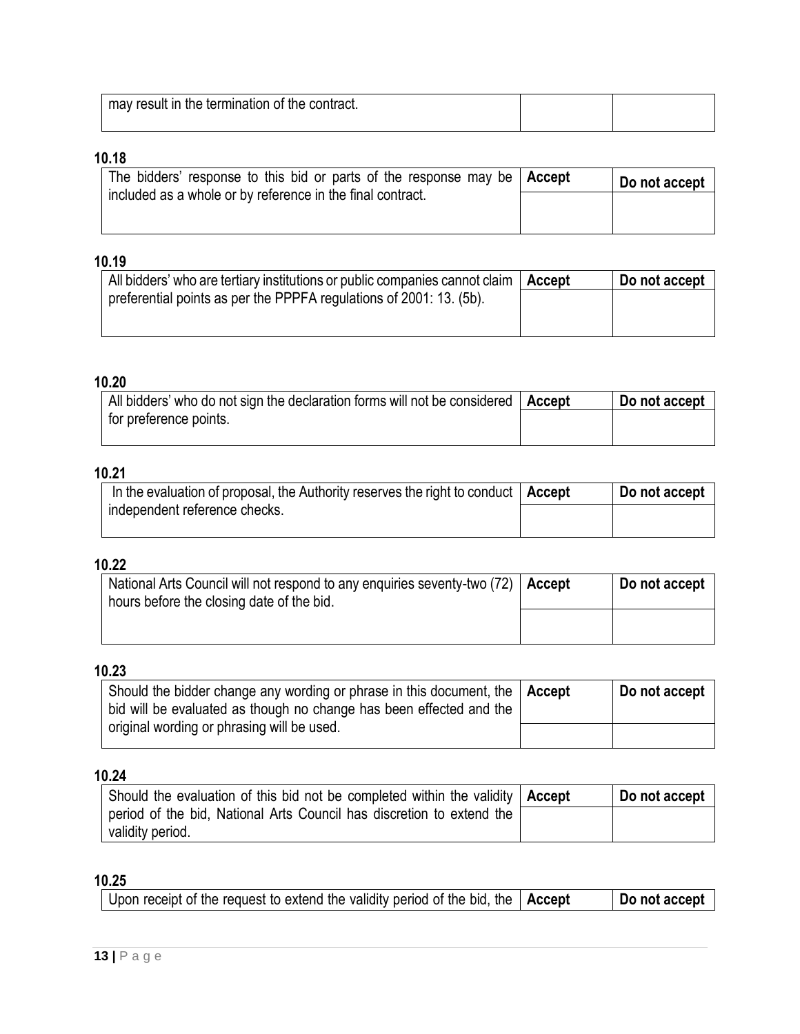| may result in the termination of the contract. | | |
|---|---|---|

**10.18**

| The bidders' response to this bid or parts of the response may be included as a whole or by reference in the final contract. | **Accept** | **Do not accept** |
|---|---|---|
| | | |

**10.19**

| All bidders' who are tertiary institutions or public companies cannot claim preferential points as per the PPPFA regulations of 2001: 13. (5b). | **Accept** | **Do not accept** |
|---|---|---|
| | | |

**10.20**

| All bidders' who do not sign the declaration forms will not be considered for preference points. | **Accept** | **Do not accept** |
|---|---|---|
| | | |

**10.21**

| In the evaluation of proposal, the Authority reserves the right to conduct independent reference checks. | **Accept** | **Do not accept** |
|---|---|---|
| | | |

**10.22**

| National Arts Council will not respond to any enquiries seventy-two (72) hours before the closing date of the bid. | **Accept** | **Do not accept** |
|---|---|---|
| | | |

**10.23**

| Should the bidder change any wording or phrase in this document, the bid will be evaluated as though no change has been effected and the original wording or phrasing will be used. | **Accept** | **Do not accept** |
|---|---|---|
| | | |

**10.24**

| Should the evaluation of this bid not be completed within the validity period of the bid, National Arts Council has discretion to extend the validity period. | **Accept** | **Do not accept** |
|---|---|---|
| | | |

**10.25**

| Upon receipt of the request to extend the validity period of the bid, the | **Accept** | **Do not accept** |
|---|---|---|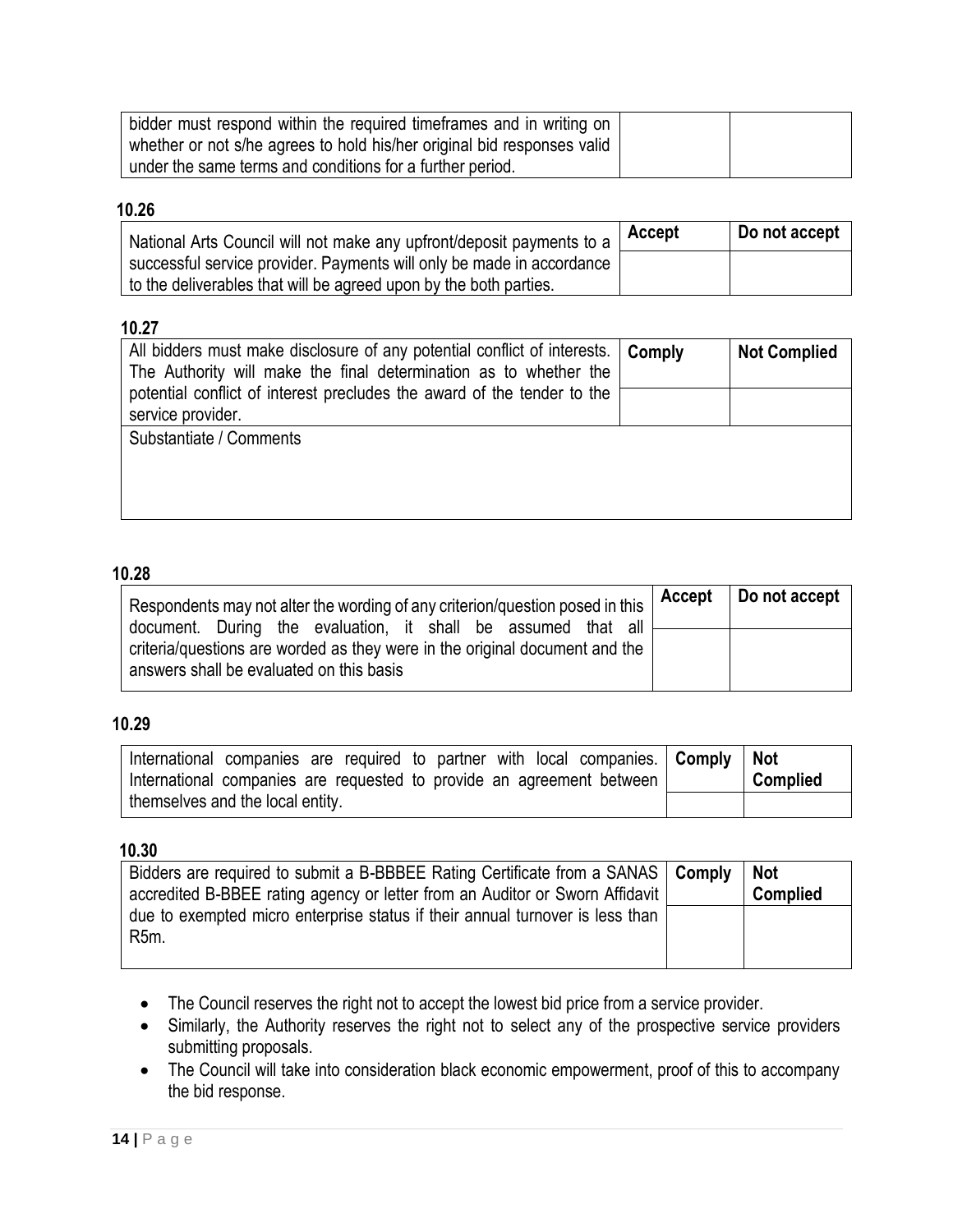| | | |
|---|---|---|
| bidder must respond within the required timeframes and in writing on whether or not s/he agrees to hold his/her original bid responses valid under the same terms and conditions for a further period. | | |

**10.26**

| National Arts Council will not make any upfront/deposit payments to a successful service provider. Payments will only be made in accordance to the deliverables that will be agreed upon by the both parties. | Accept | Do not accept |
|---|---|---|
| | | |

**10.27**

| All bidders must make disclosure of any potential conflict of interests. The Authority will make the final determination as to whether the potential conflict of interest precludes the award of the tender to the service provider. | Comply | Not Complied |
|---|---|---|
| | | |
| Substantiate / Comments | | |

**10.28**

| Respondents may not alter the wording of any criterion/question posed in this document. During the evaluation, it shall be assumed that all criteria/questions are worded as they were in the original document and the answers shall be evaluated on this basis | Accept | Do not accept |
|---|---|---|
| | | |

**10.29**

| International companies are required to partner with local companies. International companies are requested to provide an agreement between themselves and the local entity. | Comply | Not Complied |
|---|---|---|
| | | |

**10.30**

| Bidders are required to submit a B-BBBEE Rating Certificate from a SANAS accredited B-BBEE rating agency or letter from an Auditor or Sworn Affidavit due to exempted micro enterprise status if their annual turnover is less than R5m. | Comply | Not Complied |
|---|---|---|
| | | |

- The Council reserves the right not to accept the lowest bid price from a service provider.
- Similarly, the Authority reserves the right not to select any of the prospective service providers submitting proposals.
- The Council will take into consideration black economic empowerment, proof of this to accompany the bid response.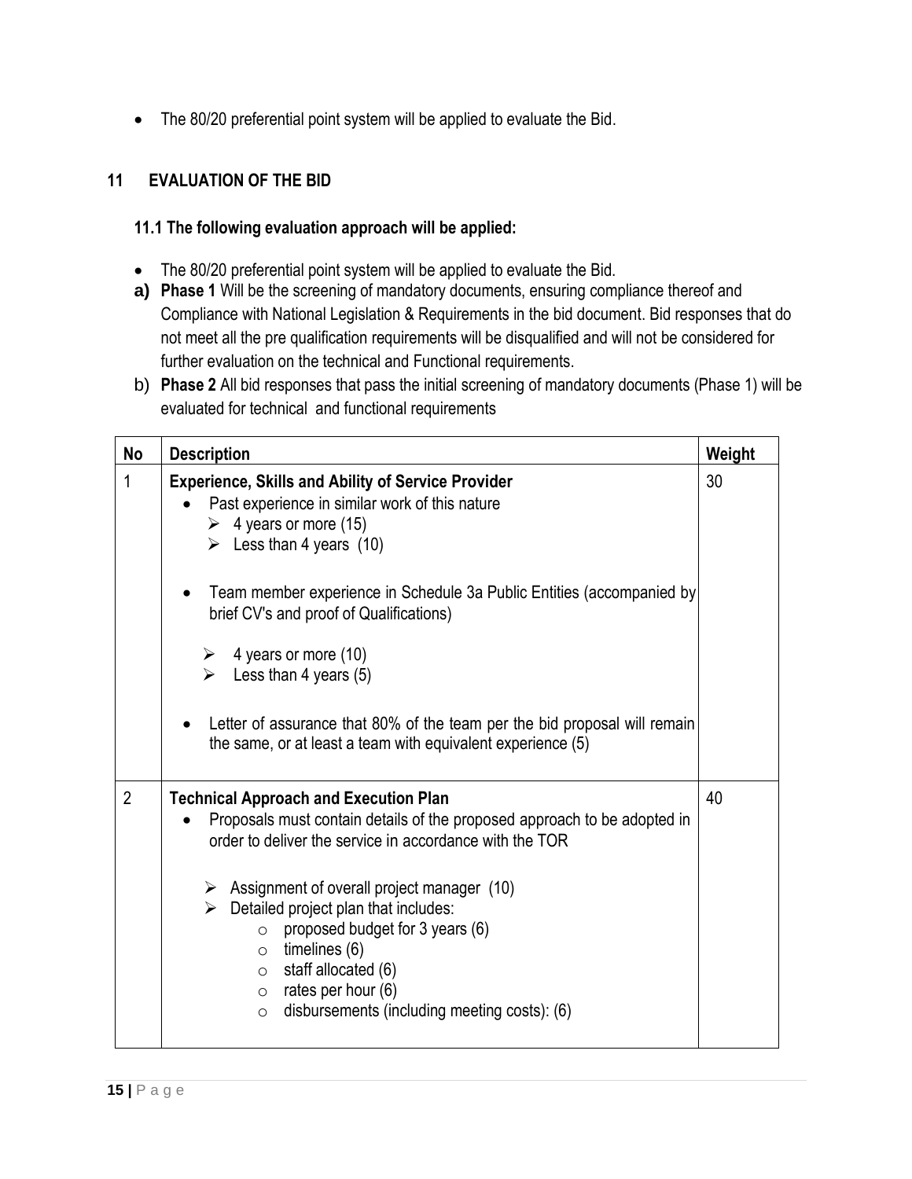- The 80/20 preferential point system will be applied to evaluate the Bid.

## 11 EVALUATION OF THE BID

### 11.1 The following evaluation approach will be applied:

- The 80/20 preferential point system will be applied to evaluate the Bid.

**a) Phase 1** Will be the screening of mandatory documents, ensuring compliance thereof and Compliance with National Legislation & Requirements in the bid document. Bid responses that do not meet all the pre qualification requirements will be disqualified and will not be considered for further evaluation on the technical and Functional requirements.

b) **Phase 2** All bid responses that pass the initial screening of mandatory documents (Phase 1) will be evaluated for technical and functional requirements

| No | Description | Weight |
|---|---|---|
| 1 | **Experience, Skills and Ability of Service Provider**<br>• Past experience in similar work of this nature<br>➢ 4 years or more (15)<br>➢ Less than 4 years (10)<br><br>• Team member experience in Schedule 3a Public Entities (accompanied by brief CV's and proof of Qualifications)<br>➢ 4 years or more (10)<br>➢ Less than 4 years (5)<br><br>• Letter of assurance that 80% of the team per the bid proposal will remain the same, or at least a team with equivalent experience (5) | 30 |
| 2 | **Technical Approach and Execution Plan**<br>• Proposals must contain details of the proposed approach to be adopted in order to deliver the service in accordance with the TOR<br><br>➢ Assignment of overall project manager (10)<br>➢ Detailed project plan that includes:<br>o proposed budget for 3 years (6)<br>o timelines (6)<br>o staff allocated (6)<br>o rates per hour (6)<br>o disbursements (including meeting costs): (6) | 40 |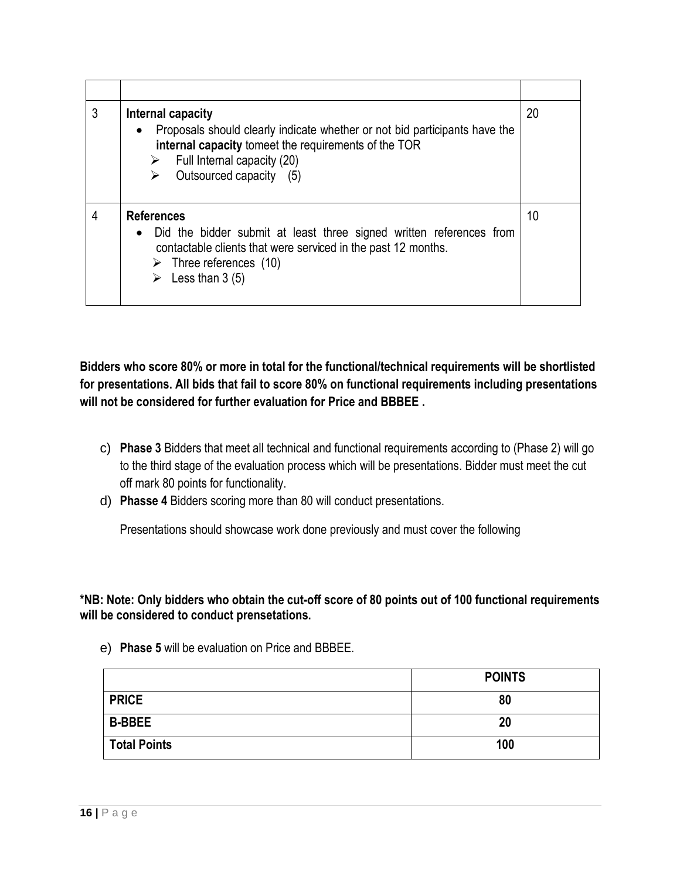| | | |
|---|---|---|
| 3 | **Internal capacity**<br>• Proposals should clearly indicate whether or not bid participants have the **internal capacity** tomeet the requirements of the TOR<br>➢ Full Internal capacity (20)<br>➢ Outsourced capacity (5) | 20 |
| 4 | **References**<br>• Did the bidder submit at least three signed written references from contactable clients that were serviced in the past 12 months.<br>➢ Three references (10)<br>➢ Less than 3 (5) | 10 |

**Bidders who score 80% or more in total for the functional/technical requirements will be shortlisted for presentations. All bids that fail to score 80% on functional requirements including presentations will not be considered for further evaluation for Price and BBBEE .**

c) **Phase 3** Bidders that meet all technical and functional requirements according to (Phase 2) will go to the third stage of the evaluation process which will be presentations. Bidder must meet the cut off mark 80 points for functionality.

d) **Phasse 4** Bidders scoring more than 80 will conduct presentations.

Presentations should showcase work done previously and must cover the following

**\*NB: Note: Only bidders who obtain the cut-off score of 80 points out of 100 functional requirements will be considered to conduct prensetations.**

e) **Phase 5** will be evaluation on Price and BBBEE.

| | **POINTS** |
|---|---|
| **PRICE** | **80** |
| **B-BBEE** | **20** |
| **Total Points** | **100** |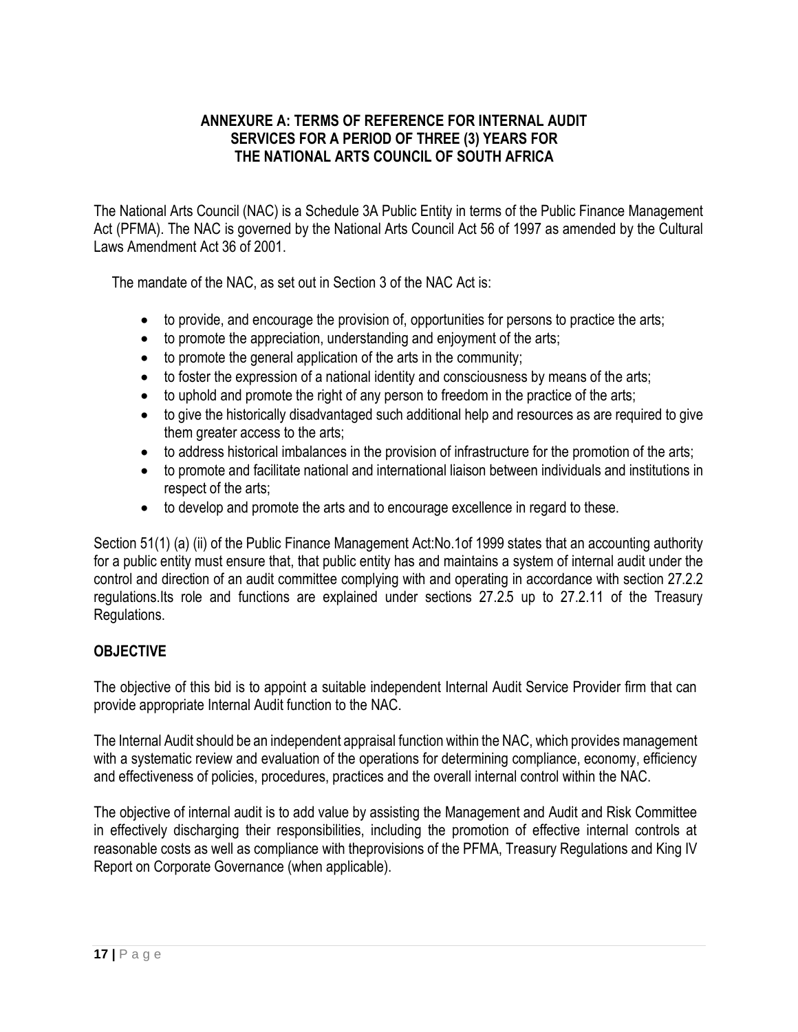## ANNEXURE A: TERMS OF REFERENCE FOR INTERNAL AUDIT SERVICES FOR A PERIOD OF THREE (3) YEARS FOR THE NATIONAL ARTS COUNCIL OF SOUTH AFRICA

The National Arts Council (NAC) is a Schedule 3A Public Entity in terms of the Public Finance Management Act (PFMA). The NAC is governed by the National Arts Council Act 56 of 1997 as amended by the Cultural Laws Amendment Act 36 of 2001.

The mandate of the NAC, as set out in Section 3 of the NAC Act is:

- to provide, and encourage the provision of, opportunities for persons to practice the arts;
- to promote the appreciation, understanding and enjoyment of the arts;
- to promote the general application of the arts in the community;
- to foster the expression of a national identity and consciousness by means of the arts;
- to uphold and promote the right of any person to freedom in the practice of the arts;
- to give the historically disadvantaged such additional help and resources as are required to give them greater access to the arts;
- to address historical imbalances in the provision of infrastructure for the promotion of the arts;
- to promote and facilitate national and international liaison between individuals and institutions in respect of the arts;
- to develop and promote the arts and to encourage excellence in regard to these.

Section 51(1) (a) (ii) of the Public Finance Management Act:No.1of 1999 states that an accounting authority for a public entity must ensure that, that public entity has and maintains a system of internal audit under the control and direction of an audit committee complying with and operating in accordance with section 27.2.2 regulations.Its role and functions are explained under sections 27.2.5 up to 27.2.11 of the Treasury Regulations.

### OBJECTIVE

The objective of this bid is to appoint a suitable independent Internal Audit Service Provider firm that can provide appropriate Internal Audit function to the NAC.

The Internal Audit should be an independent appraisal function within the NAC, which provides management with a systematic review and evaluation of the operations for determining compliance, economy, efficiency and effectiveness of policies, procedures, practices and the overall internal control within the NAC.

The objective of internal audit is to add value by assisting the Management and Audit and Risk Committee in effectively discharging their responsibilities, including the promotion of effective internal controls at reasonable costs as well as compliance with theprovisions of the PFMA, Treasury Regulations and King IV Report on Corporate Governance (when applicable).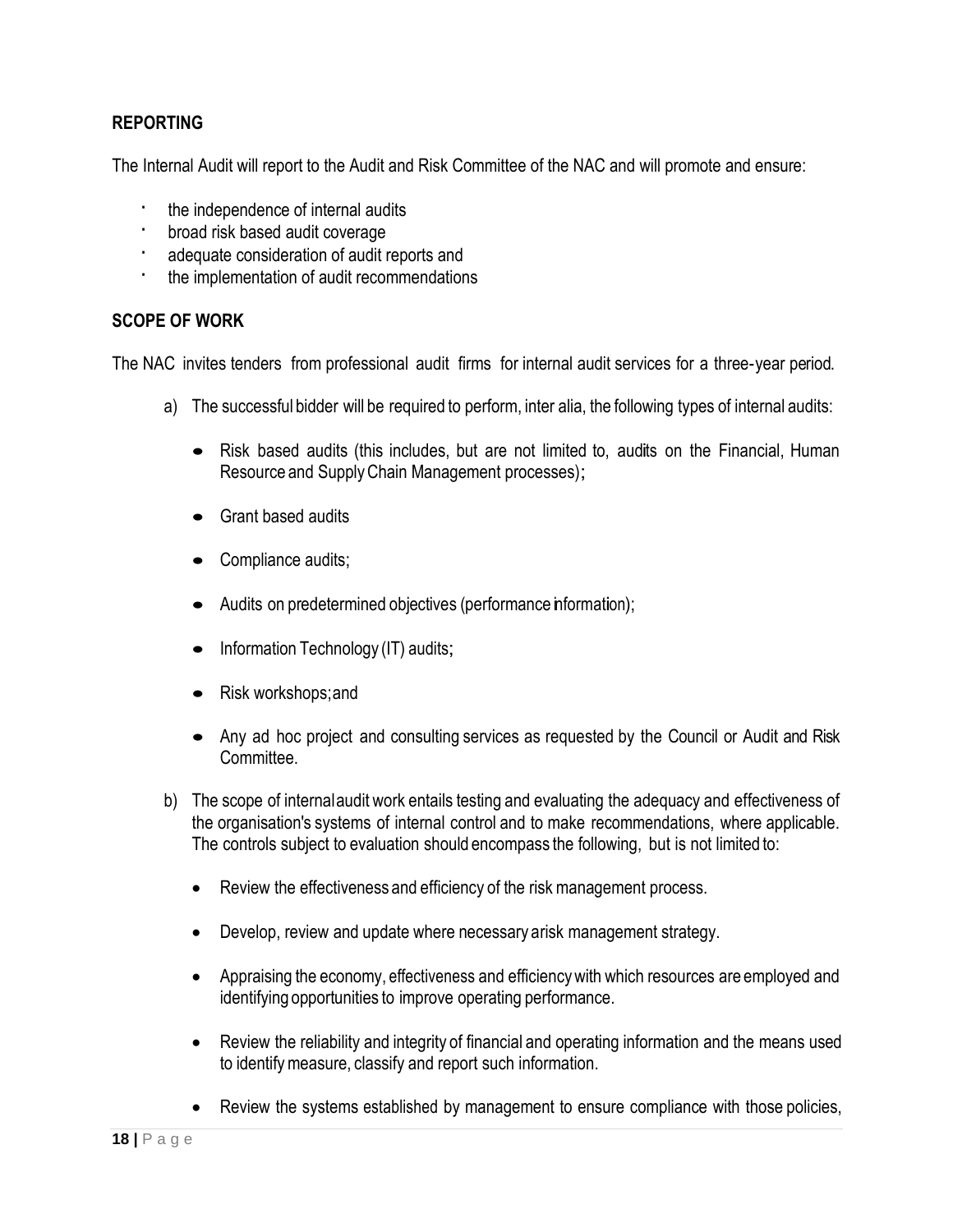## REPORTING

The Internal Audit will report to the Audit and Risk Committee of the NAC and will promote and ensure:

- the independence of internal audits
- broad risk based audit coverage
- adequate consideration of audit reports and
- the implementation of audit recommendations

## SCOPE OF WORK

The NAC invites tenders from professional audit firms for internal audit services for a three-year period.

a) The successful bidder will be required to perform, inter alia, the following types of internal audits:

   - Risk based audits (this includes, but are not limited to, audits on the Financial, Human Resource and Supply Chain Management processes);
   - Grant based audits
   - Compliance audits;
   - Audits on predetermined objectives (performance information);
   - Information Technology (IT) audits;
   - Risk workshops; and
   - Any ad hoc project and consulting services as requested by the Council or Audit and Risk Committee.

b) The scope of internal audit work entails testing and evaluating the adequacy and effectiveness of the organisation's systems of internal control and to make recommendations, where applicable. The controls subject to evaluation should encompass the following, but is not limited to:

   - Review the effectiveness and efficiency of the risk management process.
   - Develop, review and update where necessary a risk management strategy.
   - Appraising the economy, effectiveness and efficiency with which resources are employed and identifying opportunities to improve operating performance.
   - Review the reliability and integrity of financial and operating information and the means used to identify measure, classify and report such information.
   - Review the systems established by management to ensure compliance with those policies,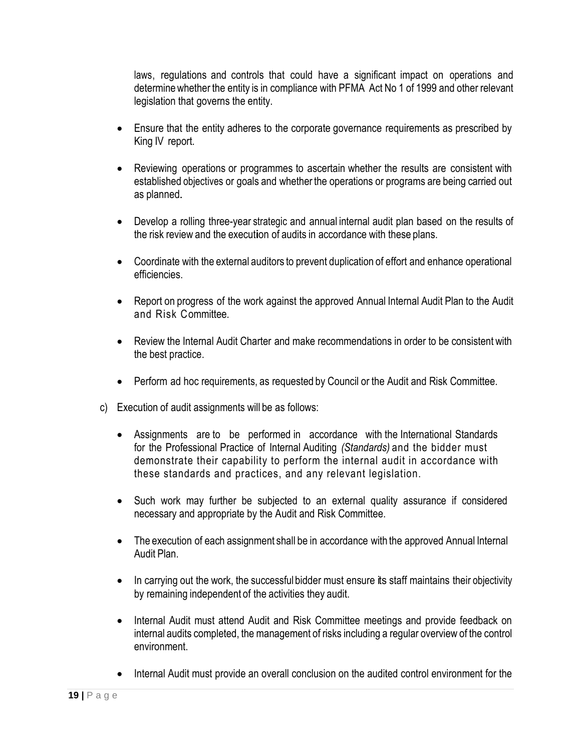laws, regulations and controls that could have a significant impact on operations and determine whether the entity is in compliance with PFMA Act No 1 of 1999 and other relevant legislation that governs the entity.

- Ensure that the entity adheres to the corporate governance requirements as prescribed by King IV report.
- Reviewing operations or programmes to ascertain whether the results are consistent with established objectives or goals and whether the operations or programs are being carried out as planned.
- Develop a rolling three-year strategic and annual internal audit plan based on the results of the risk review and the execution of audits in accordance with these plans.
- Coordinate with the external auditors to prevent duplication of effort and enhance operational efficiencies.
- Report on progress of the work against the approved Annual Internal Audit Plan to the Audit and Risk Committee.
- Review the Internal Audit Charter and make recommendations in order to be consistent with the best practice.
- Perform ad hoc requirements, as requested by Council or the Audit and Risk Committee.

c) Execution of audit assignments will be as follows:

- Assignments are to be performed in accordance with the International Standards for the Professional Practice of Internal Auditing *(Standards)* and the bidder must demonstrate their capability to perform the internal audit in accordance with these standards and practices, and any relevant legislation.
- Such work may further be subjected to an external quality assurance if considered necessary and appropriate by the Audit and Risk Committee.
- The execution of each assignment shall be in accordance with the approved Annual Internal Audit Plan.
- In carrying out the work, the successful bidder must ensure its staff maintains their objectivity by remaining independent of the activities they audit.
- Internal Audit must attend Audit and Risk Committee meetings and provide feedback on internal audits completed, the management of risks including a regular overview of the control environment.
- Internal Audit must provide an overall conclusion on the audited control environment for the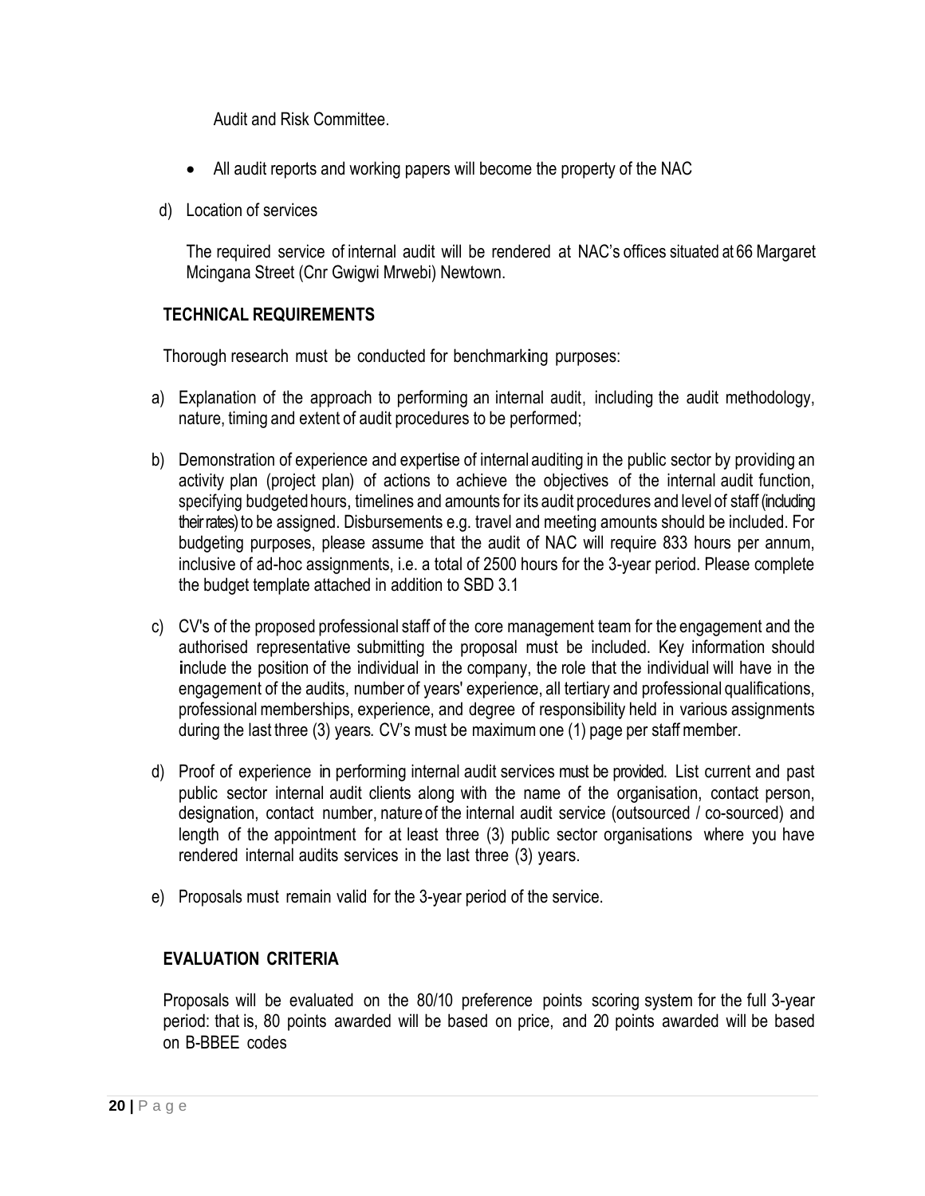Audit and Risk Committee.

- All audit reports and working papers will become the property of the NAC

d) Location of services

The required service of internal audit will be rendered at NAC's offices situated at 66 Margaret Mcingana Street (Cnr Gwigwi Mrwebi) Newtown.

## TECHNICAL REQUIREMENTS

Thorough research must be conducted for benchmarking purposes:

a) Explanation of the approach to performing an internal audit, including the audit methodology, nature, timing and extent of audit procedures to be performed;

b) Demonstration of experience and expertise of internal auditing in the public sector by providing an activity plan (project plan) of actions to achieve the objectives of the internal audit function, specifying budgeted hours, timelines and amounts for its audit procedures and level of staff (including their rates) to be assigned. Disbursements e.g. travel and meeting amounts should be included. For budgeting purposes, please assume that the audit of NAC will require 833 hours per annum, inclusive of ad-hoc assignments, i.e. a total of 2500 hours for the 3-year period. Please complete the budget template attached in addition to SBD 3.1

c) CV's of the proposed professional staff of the core management team for the engagement and the authorised representative submitting the proposal must be included. Key information should include the position of the individual in the company, the role that the individual will have in the engagement of the audits, number of years' experience, all tertiary and professional qualifications, professional memberships, experience, and degree of responsibility held in various assignments during the last three (3) years. CV's must be maximum one (1) page per staff member.

d) Proof of experience in performing internal audit services must be provided. List current and past public sector internal audit clients along with the name of the organisation, contact person, designation, contact number, nature of the internal audit service (outsourced / co-sourced) and length of the appointment for at least three (3) public sector organisations where you have rendered internal audits services in the last three (3) years.

e) Proposals must remain valid for the 3-year period of the service.

## EVALUATION CRITERIA

Proposals will be evaluated on the 80/10 preference points scoring system for the full 3-year period: that is, 80 points awarded will be based on price, and 20 points awarded will be based on B-BBEE codes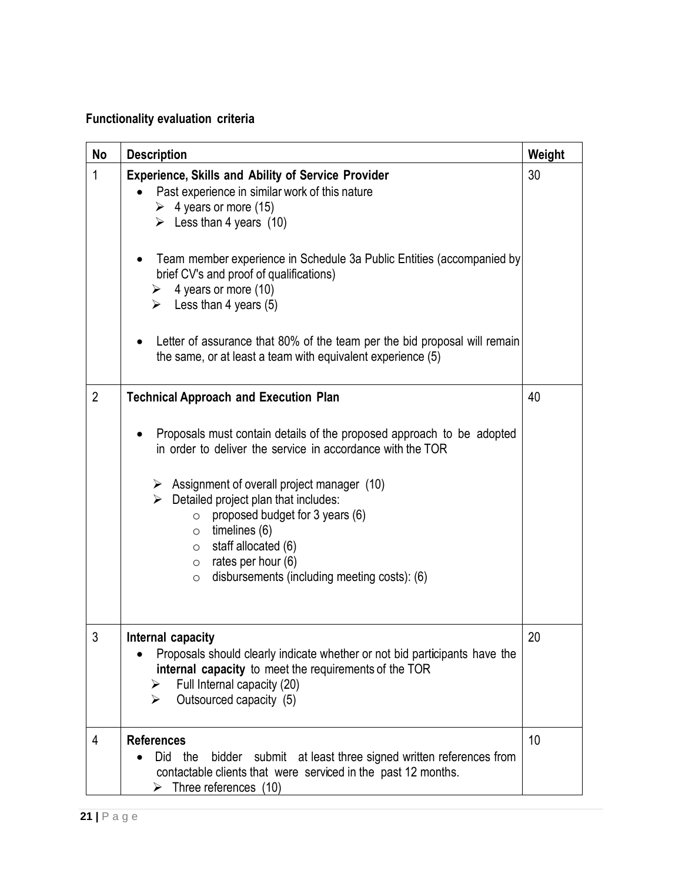**Functionality evaluation criteria**

| No | Description | Weight |
|---|---|---|
| 1 | **Experience, Skills and Ability of Service Provider**<br>• Past experience in similar work of this nature<br>&nbsp;&nbsp;➢ 4 years or more (15)<br>&nbsp;&nbsp;➢ Less than 4 years (10)<br><br>• Team member experience in Schedule 3a Public Entities (accompanied by brief CV's and proof of qualifications)<br>&nbsp;&nbsp;➢ 4 years or more (10)<br>&nbsp;&nbsp;➢ Less than 4 years (5)<br><br>• Letter of assurance that 80% of the team per the bid proposal will remain the same, or at least a team with equivalent experience (5) | 30 |
| 2 | **Technical Approach and Execution Plan**<br><br>• Proposals must contain details of the proposed approach to be adopted in order to deliver the service in accordance with the TOR<br><br>&nbsp;&nbsp;➢ Assignment of overall project manager (10)<br>&nbsp;&nbsp;➢ Detailed project plan that includes:<br>&nbsp;&nbsp;&nbsp;&nbsp;○ proposed budget for 3 years (6)<br>&nbsp;&nbsp;&nbsp;&nbsp;○ timelines (6)<br>&nbsp;&nbsp;&nbsp;&nbsp;○ staff allocated (6)<br>&nbsp;&nbsp;&nbsp;&nbsp;○ rates per hour (6)<br>&nbsp;&nbsp;&nbsp;&nbsp;○ disbursements (including meeting costs): (6) | 40 |
| 3 | **Internal capacity**<br>• Proposals should clearly indicate whether or not bid participants have the **internal capacity** to meet the requirements of the TOR<br>&nbsp;&nbsp;➢ Full Internal capacity (20)<br>&nbsp;&nbsp;➢ Outsourced capacity (5) | 20 |
| 4 | **References**<br>• Did the bidder submit at least three signed written references from contactable clients that were serviced in the past 12 months.<br>&nbsp;&nbsp;➢ Three references (10) | 10 |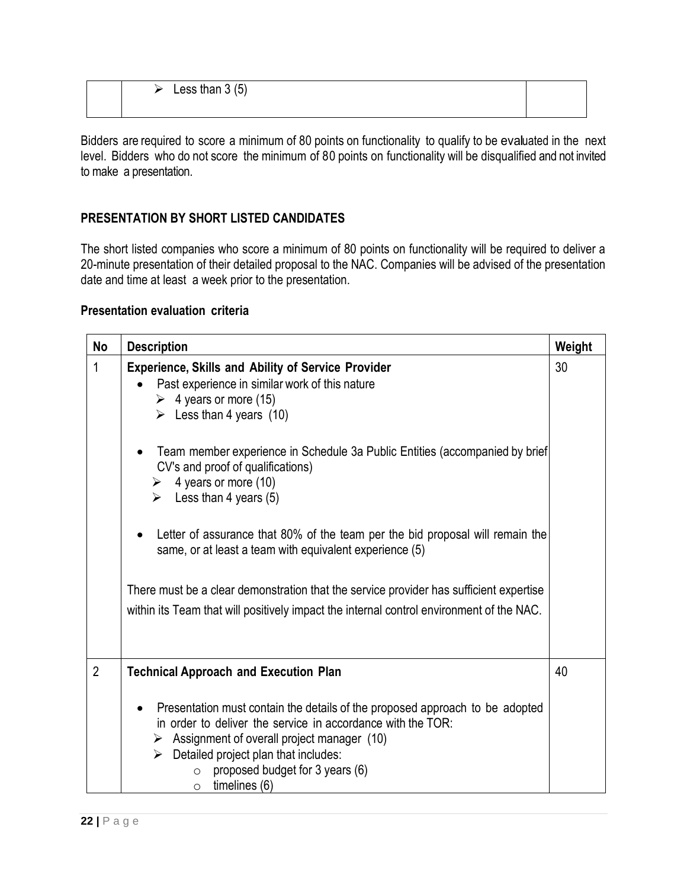| | ➢ Less than 3 (5) | |
|---|---|---|

Bidders are required to score a minimum of 80 points on functionality to qualify to be evaluated in the next level. Bidders who do not score the minimum of 80 points on functionality will be disqualified and not invited to make a presentation.

**PRESENTATION BY SHORT LISTED CANDIDATES**

The short listed companies who score a minimum of 80 points on functionality will be required to deliver a 20-minute presentation of their detailed proposal to the NAC. Companies will be advised of the presentation date and time at least a week prior to the presentation.

**Presentation evaluation criteria**

| No | Description | Weight |
|---|---|---|
| 1 | **Experience, Skills and Ability of Service Provider**<br>• Past experience in similar work of this nature<br>&nbsp;&nbsp;➢ 4 years or more (15)<br>&nbsp;&nbsp;➢ Less than 4 years (10)<br><br>• Team member experience in Schedule 3a Public Entities (accompanied by brief CV's and proof of qualifications)<br>&nbsp;&nbsp;➢ 4 years or more (10)<br>&nbsp;&nbsp;➢ Less than 4 years (5)<br><br>• Letter of assurance that 80% of the team per the bid proposal will remain the same, or at least a team with equivalent experience (5)<br><br>There must be a clear demonstration that the service provider has sufficient expertise within its Team that will positively impact the internal control environment of the NAC. | 30 |
| 2 | **Technical Approach and Execution Plan**<br><br>• Presentation must contain the details of the proposed approach to be adopted in order to deliver the service in accordance with the TOR:<br>&nbsp;&nbsp;➢ Assignment of overall project manager (10)<br>&nbsp;&nbsp;➢ Detailed project plan that includes:<br>&nbsp;&nbsp;&nbsp;&nbsp;○ proposed budget for 3 years (6)<br>&nbsp;&nbsp;&nbsp;&nbsp;○ timelines (6) | 40 |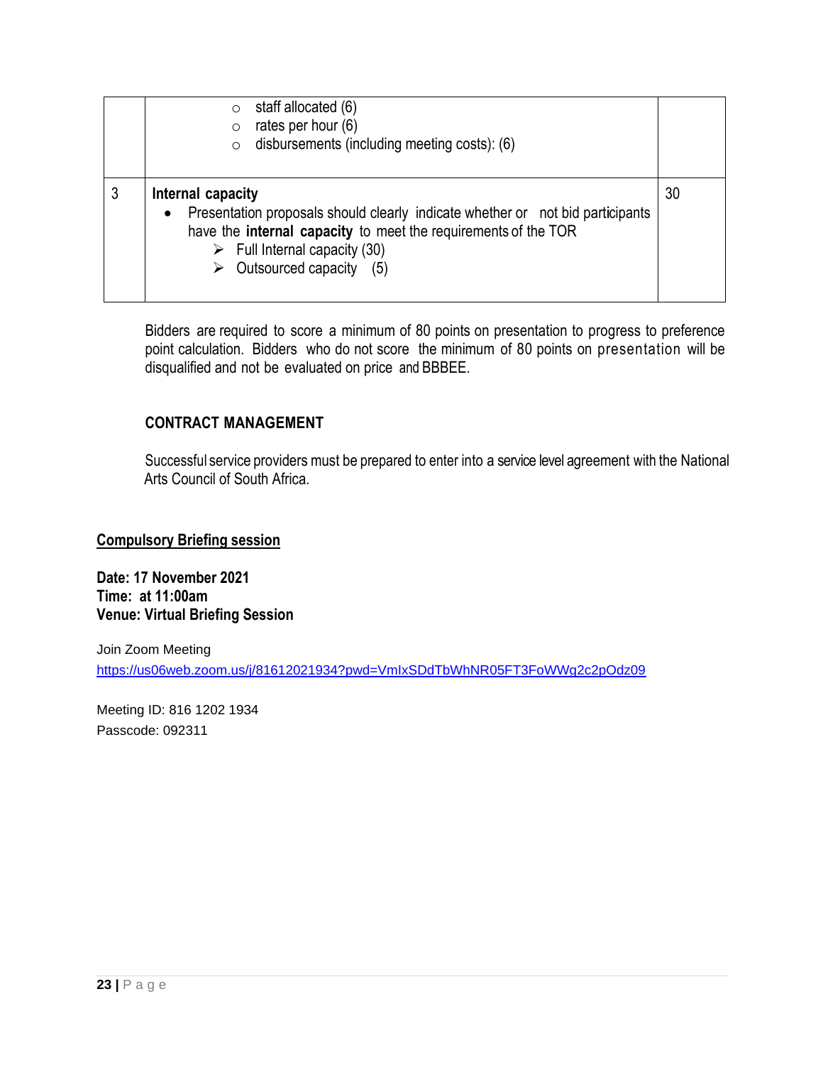| | | |
|---|---|---|
| | ○ staff allocated (6)<br>○ rates per hour (6)<br>○ disbursements (including meeting costs): (6) | |
| 3 | **Internal capacity**<br>• Presentation proposals should clearly indicate whether or not bid participants have the **internal capacity** to meet the requirements of the TOR<br>➢ Full Internal capacity (30)<br>➢ Outsourced capacity (5) | 30 |

Bidders are required to score a minimum of 80 points on presentation to progress to preference point calculation. Bidders who do not score the minimum of 80 points on presentation will be disqualified and not be evaluated on price and BBBEE.

**CONTRACT MANAGEMENT**

Successful service providers must be prepared to enter into a service level agreement with the National Arts Council of South Africa.

**Compulsory Briefing session**

**Date: 17 November 2021**
**Time: at 11:00am**
**Venue: Virtual Briefing Session**

Join Zoom Meeting
https://us06web.zoom.us/j/81612021934?pwd=VmIxSDdTbWhNR05FT3FoWWg2c2pOdz09

Meeting ID: 816 1202 1934
Passcode: 092311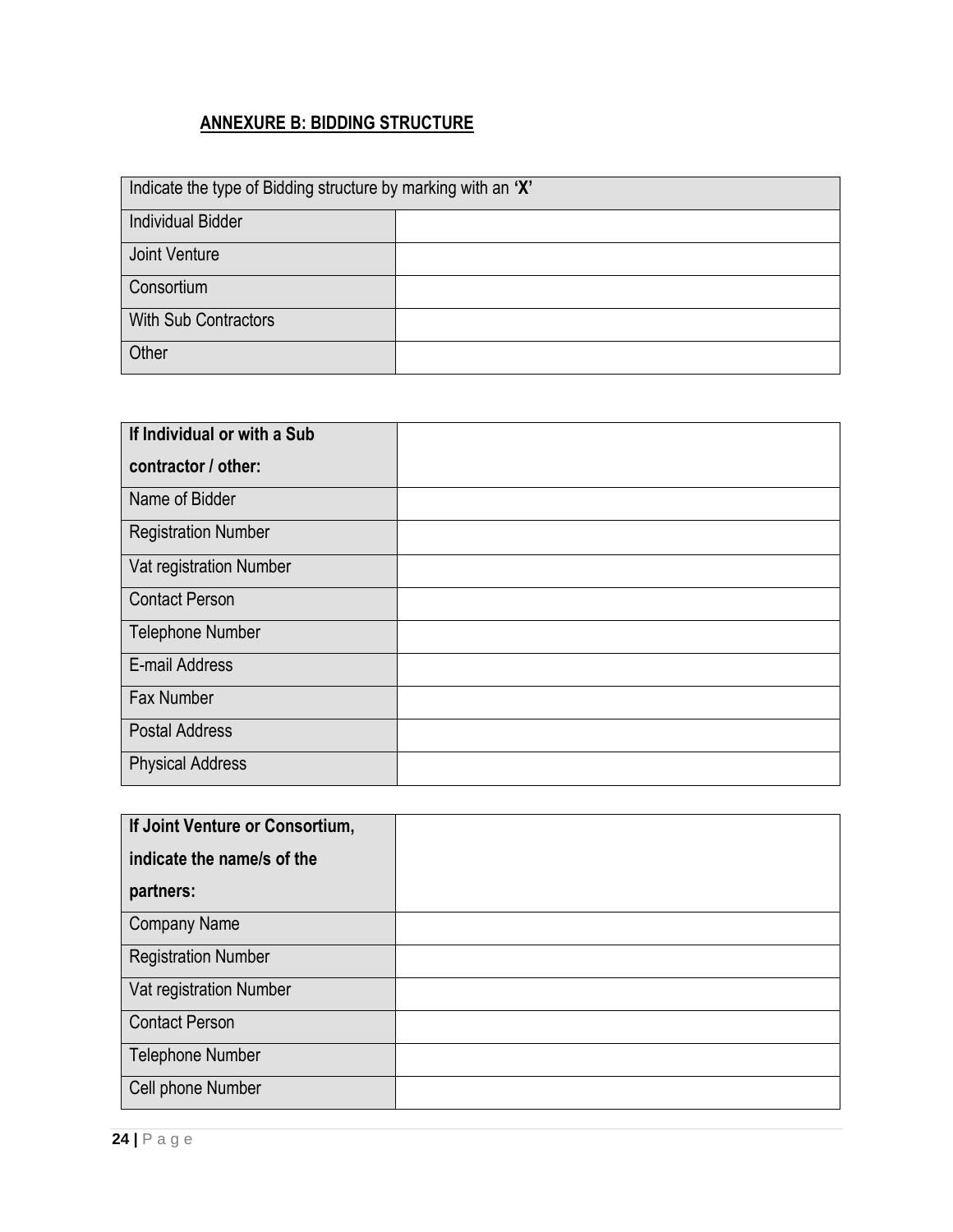## ANNEXURE B: BIDDING STRUCTURE

| Indicate the type of Bidding structure by marking with an **'X'** | |
|---|---|
| Individual Bidder | |
| Joint Venture | |
| Consortium | |
| With Sub Contractors | |
| Other | |

| **If Individual or with a Sub contractor / other:** | |
|---|---|
| Name of Bidder | |
| Registration Number | |
| Vat registration Number | |
| Contact Person | |
| Telephone Number | |
| E-mail Address | |
| Fax Number | |
| Postal Address | |
| Physical Address | |

| **If Joint Venture or Consortium, indicate the name/s of the partners:** | |
|---|---|
| Company Name | |
| Registration Number | |
| Vat registration Number | |
| Contact Person | |
| Telephone Number | |
| Cell phone Number | |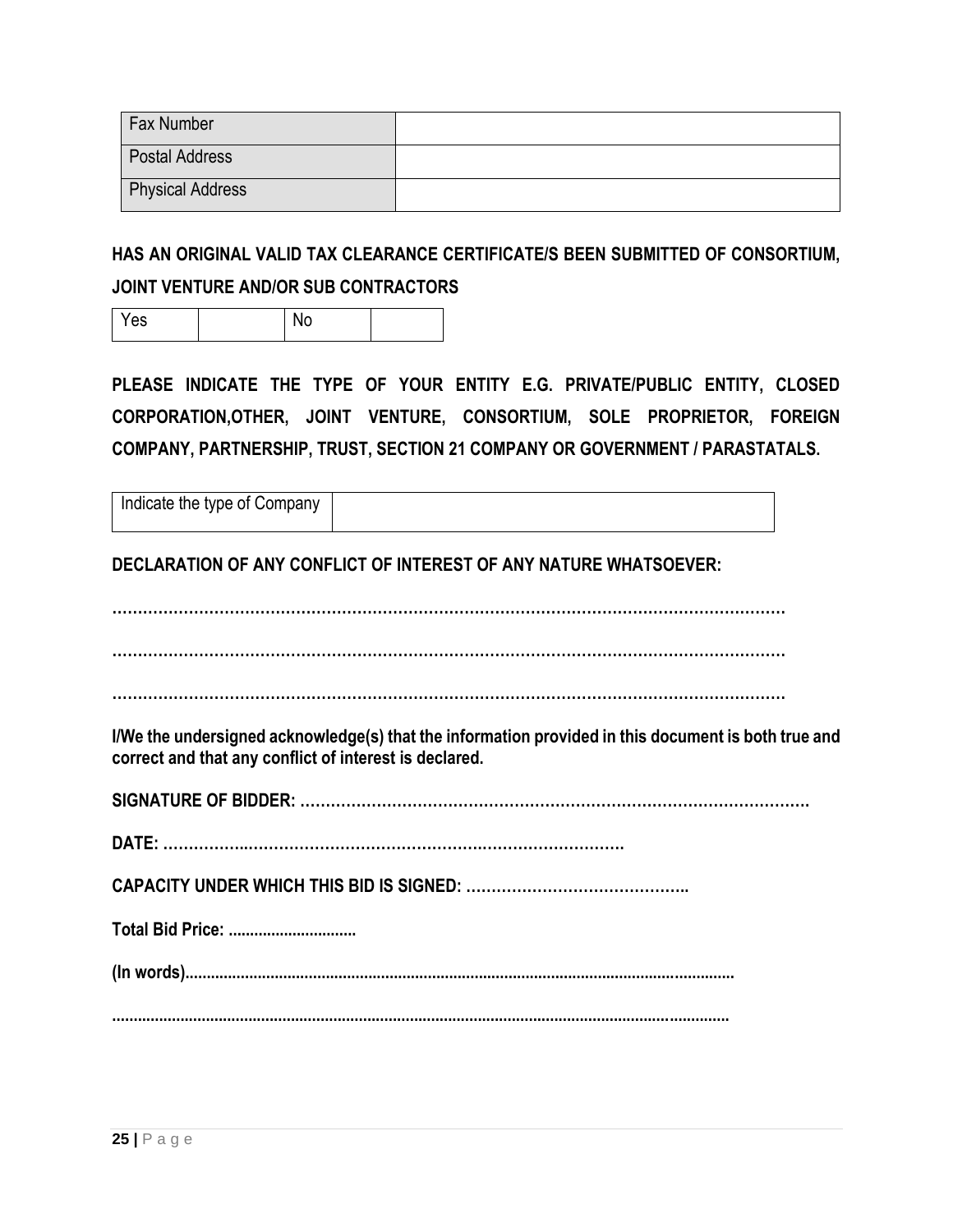| Fax Number | |
|---|---|
| Postal Address | |
| Physical Address | |

**HAS AN ORIGINAL VALID TAX CLEARANCE CERTIFICATE/S BEEN SUBMITTED OF CONSORTIUM, JOINT VENTURE AND/OR SUB CONTRACTORS**

| Yes | | No | |
|---|---|---|---|

**PLEASE INDICATE THE TYPE OF YOUR ENTITY E.G. PRIVATE/PUBLIC ENTITY, CLOSED CORPORATION,OTHER, JOINT VENTURE, CONSORTIUM, SOLE PROPRIETOR, FOREIGN COMPANY, PARTNERSHIP, TRUST, SECTION 21 COMPANY OR GOVERNMENT / PARASTATALS.**

| Indicate the type of Company | |
|---|---|

**DECLARATION OF ANY CONFLICT OF INTEREST OF ANY NATURE WHATSOEVER:**

**……………………………………………………………………………………………………………**

**……………………………………………………………………………………………………………**

**……………………………………………………………………………………………………………**

**I/We the undersigned acknowledge(s) that the information provided in this document is both true and correct and that any conflict of interest is declared.**

**SIGNATURE OF BIDDER: ……………………………………………………………………………………….**

**DATE: ……………..…………………………………………………………….**

**CAPACITY UNDER WHICH THIS BID IS SIGNED: ……………………………………..**

**Total Bid Price: ..............................**

**(In words)...............................................................................................................................**

**...............................................................................................................................................**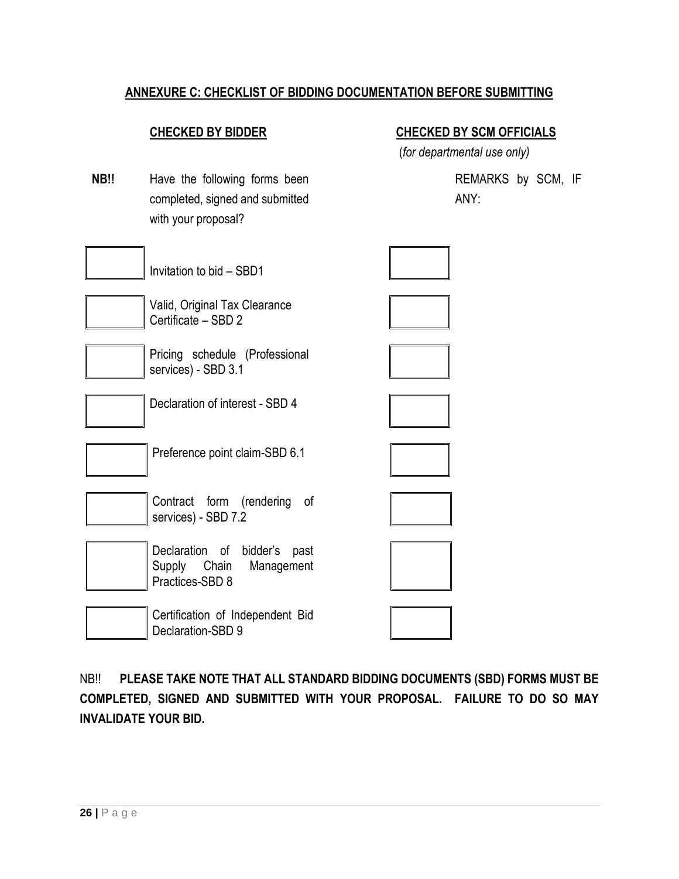## ANNEXURE C: CHECKLIST OF BIDDING DOCUMENTATION BEFORE SUBMITTING

| | **CHECKED BY BIDDER** | **CHECKED BY SCM OFFICIALS** (*for departmental use only*) | |
|---|---|---|---|
| **NB!!** | Have the following forms been completed, signed and submitted with your proposal? | | REMARKS by SCM, IF ANY: |
| ☐ | Invitation to bid – SBD1 | ☐ | |
| ☐ | Valid, Original Tax Clearance Certificate – SBD 2 | ☐ | |
| ☐ | Pricing schedule (Professional services) - SBD 3.1 | ☐ | |
| ☐ | Declaration of interest - SBD 4 | ☐ | |
| ☐ | Preference point claim-SBD 6.1 | ☐ | |
| ☐ | Contract form (rendering of services) - SBD 7.2 | ☐ | |
| ☐ | Declaration of bidder's past Supply Chain Management Practices-SBD 8 | ☐ | |
| ☐ | Certification of Independent Bid Declaration-SBD 9 | ☐ | |

NB!! **PLEASE TAKE NOTE THAT ALL STANDARD BIDDING DOCUMENTS (SBD) FORMS MUST BE COMPLETED, SIGNED AND SUBMITTED WITH YOUR PROPOSAL. FAILURE TO DO SO MAY INVALIDATE YOUR BID.**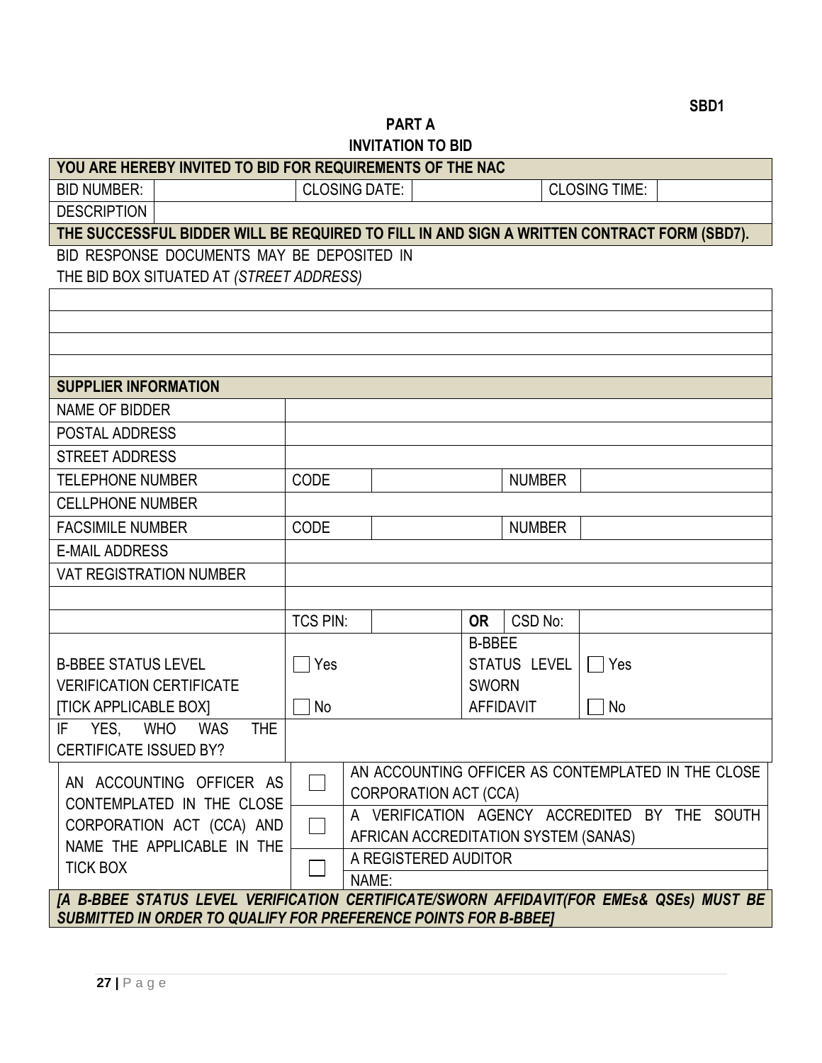SBD1

## PART A
## INVITATION TO BID

| YOU ARE HEREBY INVITED TO BID FOR REQUIREMENTS OF THE NAC | | | | | |
|---|---|---|---|---|---|
| BID NUMBER: | | CLOSING DATE: | | CLOSING TIME: | |
| DESCRIPTION | | | | | |
| **THE SUCCESSFUL BIDDER WILL BE REQUIRED TO FILL IN AND SIGN A WRITTEN CONTRACT FORM (SBD7).** | | | | | |

BID RESPONSE DOCUMENTS MAY BE DEPOSITED IN
THE BID BOX SITUATED AT *(STREET ADDRESS)*

| |
|---|
| |
| |
| |
| |

| **SUPPLIER INFORMATION** | | | | | |
|---|---|---|---|---|---|
| NAME OF BIDDER | | | | | |
| POSTAL ADDRESS | | | | | |
| STREET ADDRESS | | | | | |
| TELEPHONE NUMBER | CODE | | | NUMBER | |
| CELLPHONE NUMBER | | | | | |
| FACSIMILE NUMBER | CODE | | | NUMBER | |
| E-MAIL ADDRESS | | | | | |
| VAT REGISTRATION NUMBER | | | | | |
| | | | | | |
| | TCS PIN: | | **OR** | CSD No: | |
| B-BBEE STATUS LEVEL VERIFICATION CERTIFICATE [TICK APPLICABLE BOX] | ☐ Yes ☐ No | | B-BBEE STATUS LEVEL SWORN AFFIDAVIT | | ☐ Yes ☐ No |
| IF YES, WHO WAS THE CERTIFICATE ISSUED BY? | | | | | |

| AN ACCOUNTING OFFICER AS CONTEMPLATED IN THE CLOSE CORPORATION ACT (CCA) AND NAME THE APPLICABLE IN THE TICK BOX | | |
|---|---|---|
| | ☐ | AN ACCOUNTING OFFICER AS CONTEMPLATED IN THE CLOSE CORPORATION ACT (CCA) |
| | ☐ | A VERIFICATION AGENCY ACCREDITED BY THE SOUTH AFRICAN ACCREDITATION SYSTEM (SANAS) |
| | ☐ | A REGISTERED AUDITOR |
| | | NAME: |

***[A B-BBEE STATUS LEVEL VERIFICATION CERTIFICATE/SWORN AFFIDAVIT(FOR EMEs& QSEs) MUST BE SUBMITTED IN ORDER TO QUALIFY FOR PREFERENCE POINTS FOR B-BBEE]***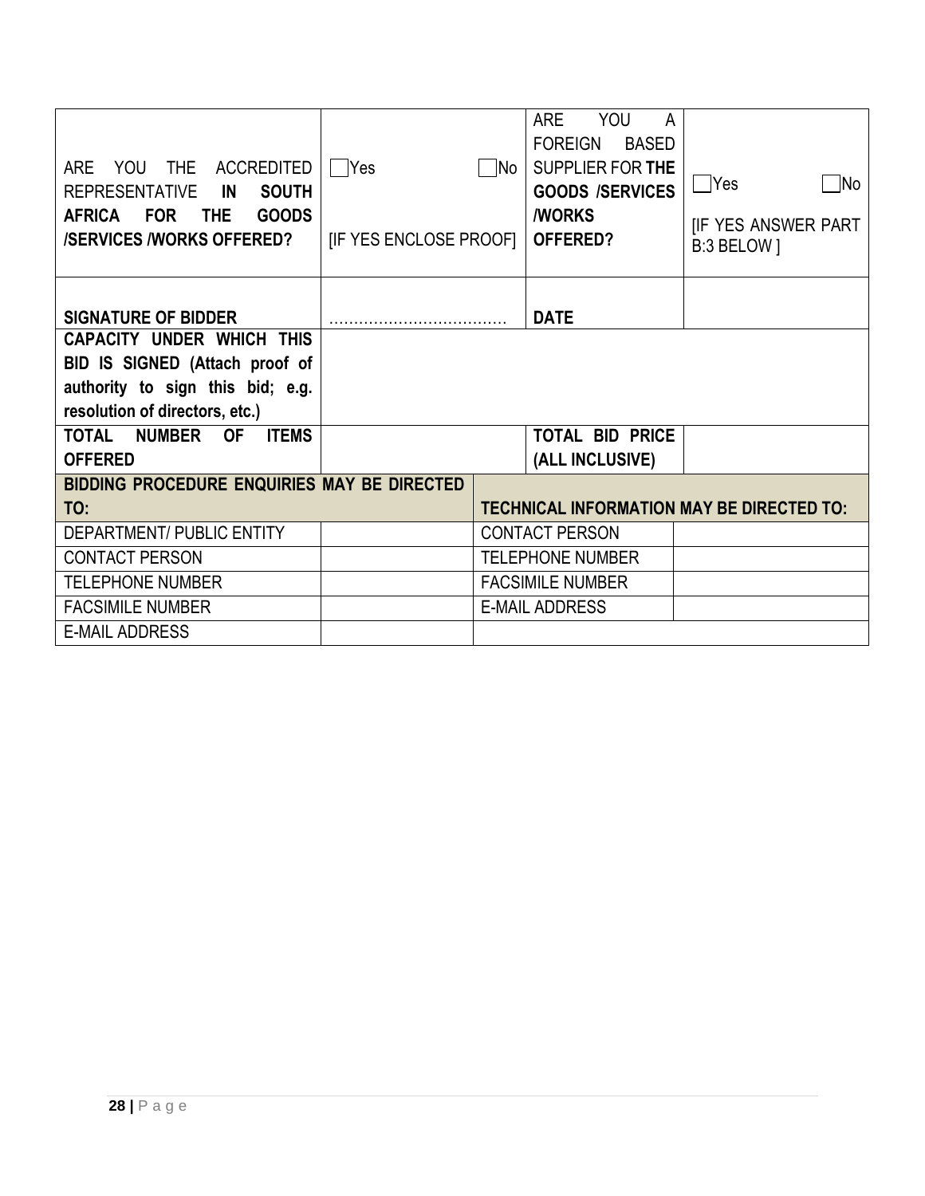| ARE YOU THE ACCREDITED REPRESENTATIVE **IN SOUTH AFRICA FOR THE GOODS /SERVICES /WORKS OFFERED?** | ☐Yes ☐No<br><br>[IF YES ENCLOSE PROOF] | ARE YOU A FOREIGN BASED SUPPLIER FOR **THE GOODS /SERVICES /WORKS OFFERED?** | ☐Yes ☐No<br><br>[IF YES ANSWER PART B:3 BELOW ] |
|---|---|---|---|
| **SIGNATURE OF BIDDER** | ……………………………… | **DATE** | |
| **CAPACITY UNDER WHICH THIS BID IS SIGNED (Attach proof of authority to sign this bid; e.g. resolution of directors, etc.)** | | | |
| **TOTAL NUMBER OF ITEMS OFFERED** | | **TOTAL BID PRICE (ALL INCLUSIVE)** | |

| **BIDDING PROCEDURE ENQUIRIES MAY BE DIRECTED TO:** | | **TECHNICAL INFORMATION MAY BE DIRECTED TO:** | |
|---|---|---|---|
| DEPARTMENT/ PUBLIC ENTITY | | CONTACT PERSON | |
| CONTACT PERSON | | TELEPHONE NUMBER | |
| TELEPHONE NUMBER | | FACSIMILE NUMBER | |
| FACSIMILE NUMBER | | E-MAIL ADDRESS | |
| E-MAIL ADDRESS | | | |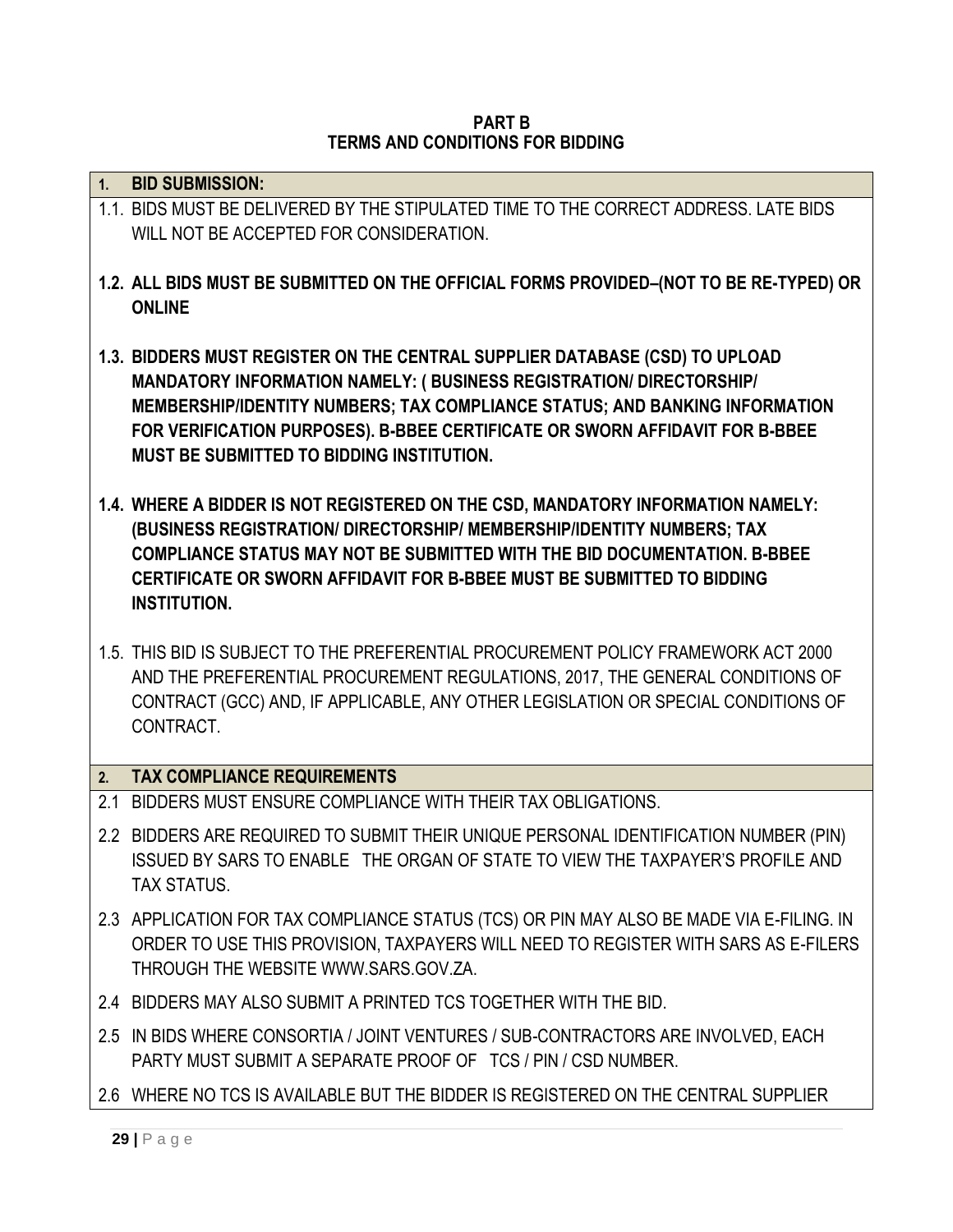**PART B**
**TERMS AND CONDITIONS FOR BIDDING**

**1. BID SUBMISSION:**

1.1. BIDS MUST BE DELIVERED BY THE STIPULATED TIME TO THE CORRECT ADDRESS. LATE BIDS WILL NOT BE ACCEPTED FOR CONSIDERATION.

**1.2. ALL BIDS MUST BE SUBMITTED ON THE OFFICIAL FORMS PROVIDED–(NOT TO BE RE-TYPED) OR ONLINE**

**1.3. BIDDERS MUST REGISTER ON THE CENTRAL SUPPLIER DATABASE (CSD) TO UPLOAD MANDATORY INFORMATION NAMELY: ( BUSINESS REGISTRATION/ DIRECTORSHIP/ MEMBERSHIP/IDENTITY NUMBERS; TAX COMPLIANCE STATUS; AND BANKING INFORMATION FOR VERIFICATION PURPOSES). B-BBEE CERTIFICATE OR SWORN AFFIDAVIT FOR B-BBEE MUST BE SUBMITTED TO BIDDING INSTITUTION.**

**1.4. WHERE A BIDDER IS NOT REGISTERED ON THE CSD, MANDATORY INFORMATION NAMELY: (BUSINESS REGISTRATION/ DIRECTORSHIP/ MEMBERSHIP/IDENTITY NUMBERS; TAX COMPLIANCE STATUS MAY NOT BE SUBMITTED WITH THE BID DOCUMENTATION. B-BBEE CERTIFICATE OR SWORN AFFIDAVIT FOR B-BBEE MUST BE SUBMITTED TO BIDDING INSTITUTION.**

1.5. THIS BID IS SUBJECT TO THE PREFERENTIAL PROCUREMENT POLICY FRAMEWORK ACT 2000 AND THE PREFERENTIAL PROCUREMENT REGULATIONS, 2017, THE GENERAL CONDITIONS OF CONTRACT (GCC) AND, IF APPLICABLE, ANY OTHER LEGISLATION OR SPECIAL CONDITIONS OF CONTRACT.

**2. TAX COMPLIANCE REQUIREMENTS**

2.1 BIDDERS MUST ENSURE COMPLIANCE WITH THEIR TAX OBLIGATIONS.

2.2 BIDDERS ARE REQUIRED TO SUBMIT THEIR UNIQUE PERSONAL IDENTIFICATION NUMBER (PIN) ISSUED BY SARS TO ENABLE THE ORGAN OF STATE TO VIEW THE TAXPAYER'S PROFILE AND TAX STATUS.

2.3 APPLICATION FOR TAX COMPLIANCE STATUS (TCS) OR PIN MAY ALSO BE MADE VIA E-FILING. IN ORDER TO USE THIS PROVISION, TAXPAYERS WILL NEED TO REGISTER WITH SARS AS E-FILERS THROUGH THE WEBSITE WWW.SARS.GOV.ZA.

2.4 BIDDERS MAY ALSO SUBMIT A PRINTED TCS TOGETHER WITH THE BID.

2.5 IN BIDS WHERE CONSORTIA / JOINT VENTURES / SUB-CONTRACTORS ARE INVOLVED, EACH PARTY MUST SUBMIT A SEPARATE PROOF OF TCS / PIN / CSD NUMBER.

2.6 WHERE NO TCS IS AVAILABLE BUT THE BIDDER IS REGISTERED ON THE CENTRAL SUPPLIER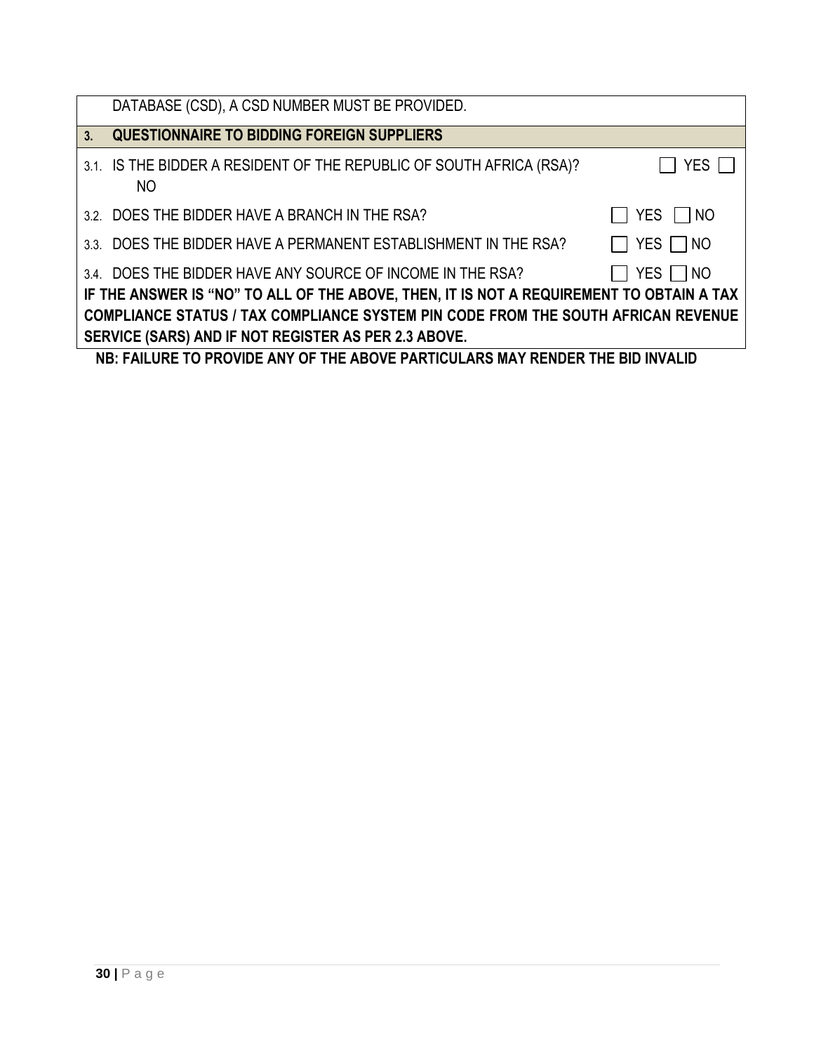DATABASE (CSD), A CSD NUMBER MUST BE PROVIDED.

## 3. QUESTIONNAIRE TO BIDDING FOREIGN SUPPLIERS

3.1. IS THE BIDDER A RESIDENT OF THE REPUBLIC OF SOUTH AFRICA (RSA)? ☐ YES ☐ NO

3.2. DOES THE BIDDER HAVE A BRANCH IN THE RSA? ☐ YES ☐ NO

3.3. DOES THE BIDDER HAVE A PERMANENT ESTABLISHMENT IN THE RSA? ☐ YES ☐ NO

3.4. DOES THE BIDDER HAVE ANY SOURCE OF INCOME IN THE RSA? ☐ YES ☐ NO

**IF THE ANSWER IS "NO" TO ALL OF THE ABOVE, THEN, IT IS NOT A REQUIREMENT TO OBTAIN A TAX COMPLIANCE STATUS / TAX COMPLIANCE SYSTEM PIN CODE FROM THE SOUTH AFRICAN REVENUE SERVICE (SARS) AND IF NOT REGISTER AS PER 2.3 ABOVE.**

**NB: FAILURE TO PROVIDE ANY OF THE ABOVE PARTICULARS MAY RENDER THE BID INVALID**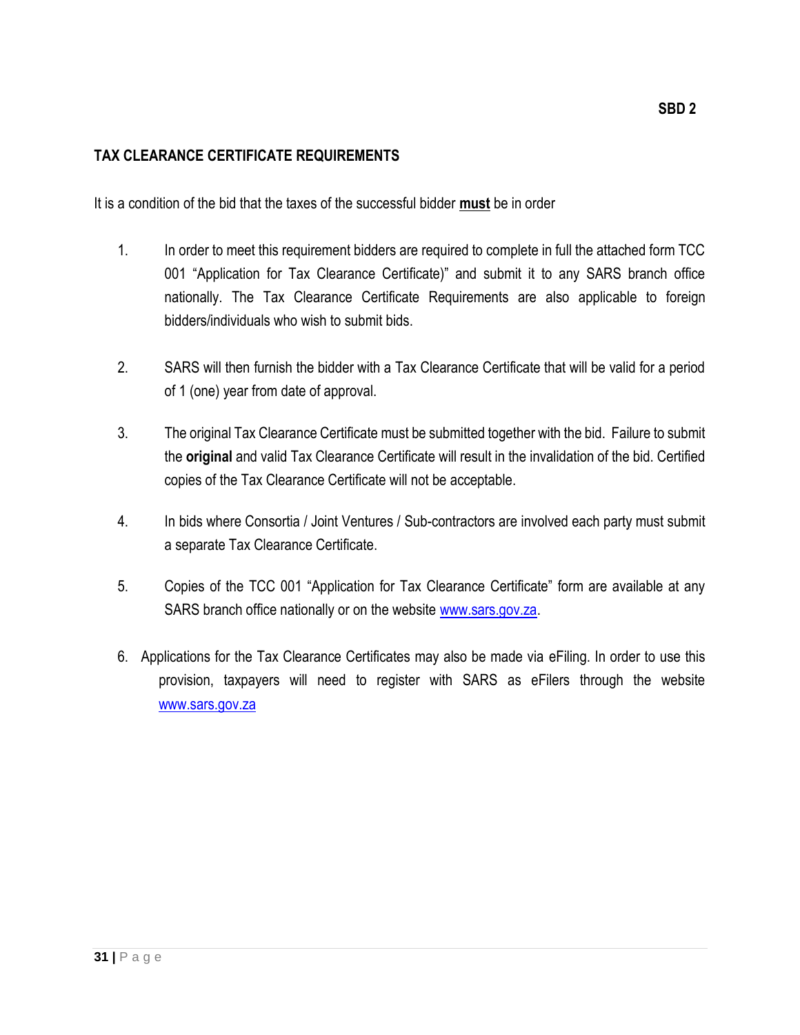**SBD 2**

## TAX CLEARANCE CERTIFICATE REQUIREMENTS

It is a condition of the bid that the taxes of the successful bidder **must** be in order

1. In order to meet this requirement bidders are required to complete in full the attached form TCC 001 "Application for Tax Clearance Certificate)" and submit it to any SARS branch office nationally. The Tax Clearance Certificate Requirements are also applicable to foreign bidders/individuals who wish to submit bids.

2. SARS will then furnish the bidder with a Tax Clearance Certificate that will be valid for a period of 1 (one) year from date of approval.

3. The original Tax Clearance Certificate must be submitted together with the bid. Failure to submit the **original** and valid Tax Clearance Certificate will result in the invalidation of the bid. Certified copies of the Tax Clearance Certificate will not be acceptable.

4. In bids where Consortia / Joint Ventures / Sub-contractors are involved each party must submit a separate Tax Clearance Certificate.

5. Copies of the TCC 001 "Application for Tax Clearance Certificate" form are available at any SARS branch office nationally or on the website www.sars.gov.za.

6. Applications for the Tax Clearance Certificates may also be made via eFiling. In order to use this provision, taxpayers will need to register with SARS as eFilers through the website www.sars.gov.za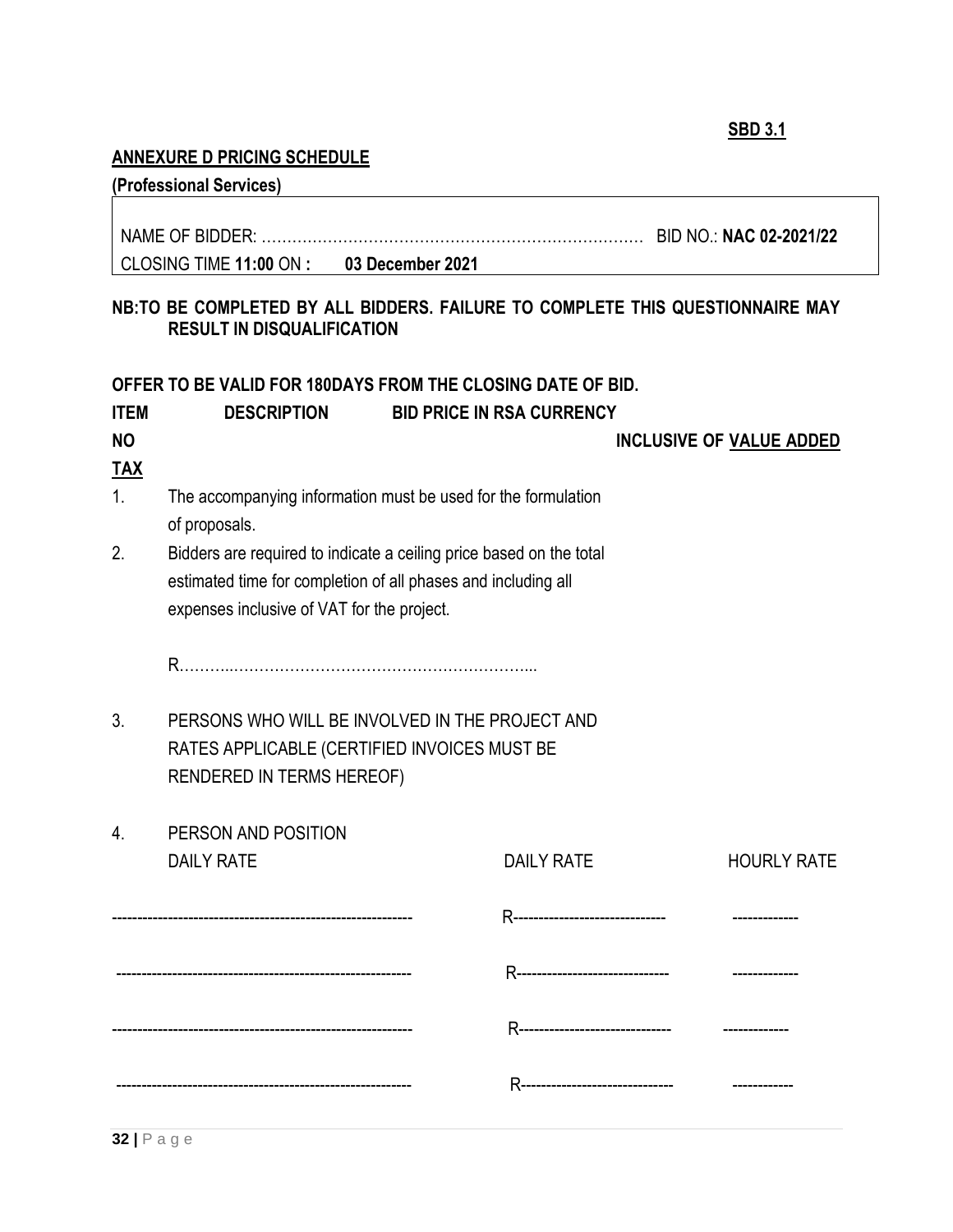**SBD 3.1**

**ANNEXURE D PRICING SCHEDULE**

**(Professional Services)**

NAME OF BIDDER: ………………………………………………………………… BID NO.: **NAC 02-2021/22**

CLOSING TIME **11:00** ON **: 03 December 2021**

**NB:TO BE COMPLETED BY ALL BIDDERS. FAILURE TO COMPLETE THIS QUESTIONNAIRE MAY RESULT IN DISQUALIFICATION**

**OFFER TO BE VALID FOR 180DAYS FROM THE CLOSING DATE OF BID.**

**ITEM NO** **DESCRIPTION** **BID PRICE IN RSA CURRENCY INCLUSIVE OF VALUE ADDED TAX**

1. The accompanying information must be used for the formulation of proposals.
2. Bidders are required to indicate a ceiling price based on the total estimated time for completion of all phases and including all expenses inclusive of VAT for the project.

   R……………………………………………………………...

3. PERSONS WHO WILL BE INVOLVED IN THE PROJECT AND RATES APPLICABLE (CERTIFIED INVOICES MUST BE RENDERED IN TERMS HEREOF)

4. PERSON AND POSITION

| DAILY RATE | DAILY RATE | HOURLY RATE |
|---|---|---|
| ------------------------------------------------------------ | R------------------------------ | ------------- |
| ------------------------------------------------------------ | R------------------------------ | ------------- |
| ------------------------------------------------------------ | R------------------------------ | ------------- |
| ------------------------------------------------------------ | R------------------------------ | ------------ |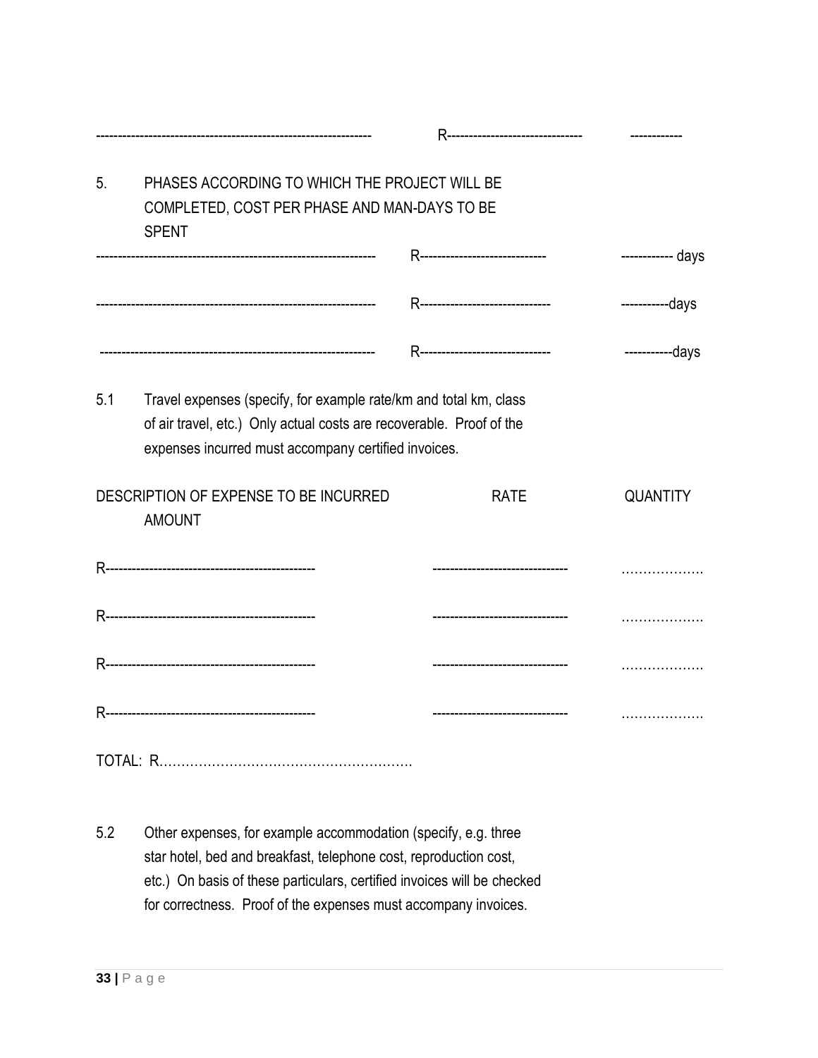-------------------------------------------------------------- R------------------------------ -----------

5. PHASES ACCORDING TO WHICH THE PROJECT WILL BE COMPLETED, COST PER PHASE AND MAN-DAYS TO BE SPENT

| | | |
|---|---|---|
| --------------------------------------------------------------- | R---------------------------- | ------------ days |
| --------------------------------------------------------------- | R----------------------------- | -----------days |
| -------------------------------------------------------------- | R----------------------------- | -----------days |

5.1 Travel expenses (specify, for example rate/km and total km, class of air travel, etc.) Only actual costs are recoverable. Proof of the expenses incurred must accompany certified invoices.

| DESCRIPTION OF EXPENSE TO BE INCURRED AMOUNT | RATE | QUANTITY |
|---|---|---|
| R----------------------------------------------- | ------------------------------ | ………………. |
| R----------------------------------------------- | ------------------------------ | ………………. |
| R----------------------------------------------- | ------------------------------ | ………………. |
| R----------------------------------------------- | ------------------------------ | ………………. |

TOTAL: R………………………………………………….

5.2 Other expenses, for example accommodation (specify, e.g. three star hotel, bed and breakfast, telephone cost, reproduction cost, etc.) On basis of these particulars, certified invoices will be checked for correctness. Proof of the expenses must accompany invoices.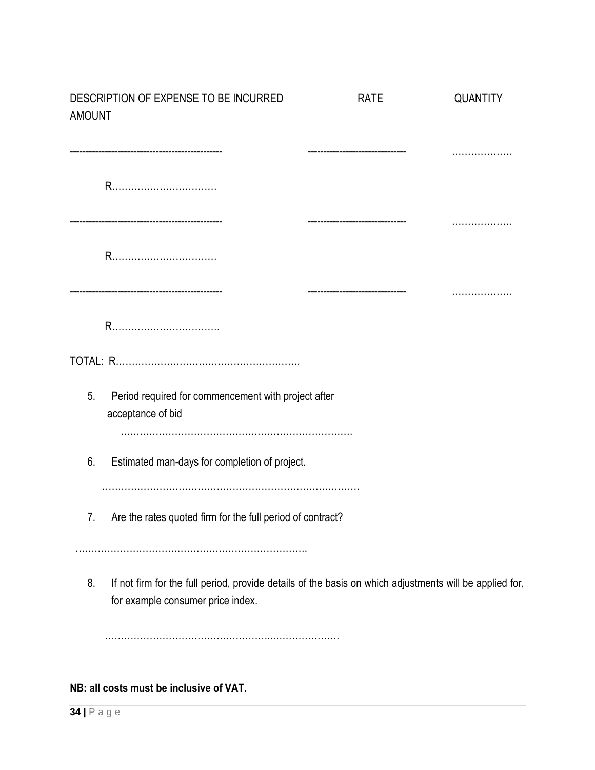DESCRIPTION OF EXPENSE TO BE INCURRED RATE QUANTITY AMOUNT

| DESCRIPTION OF EXPENSE TO BE INCURRED | RATE | QUANTITY | AMOUNT |
|---|---|---|---|
| ------------------------------------------------ | ------------------------------- | ……………….. | R…………………………… |
| ------------------------------------------------ | ------------------------------- | ………………. | R…………………………… |
| ------------------------------------------------ | ------------------------------- | ………………. | R……………………………. |

TOTAL: R…………………………………………………

5. Period required for commencement with project after acceptance of bid

   ………………………………………………………………

6. Estimated man-days for completion of project.

   ………………………………………………………………………

7. Are the rates quoted firm for the full period of contract?

   ……………………………………………………………….

8. If not firm for the full period, provide details of the basis on which adjustments will be applied for, for example consumer price index.

   ……………………………………………..…………………

**NB: all costs must be inclusive of VAT.**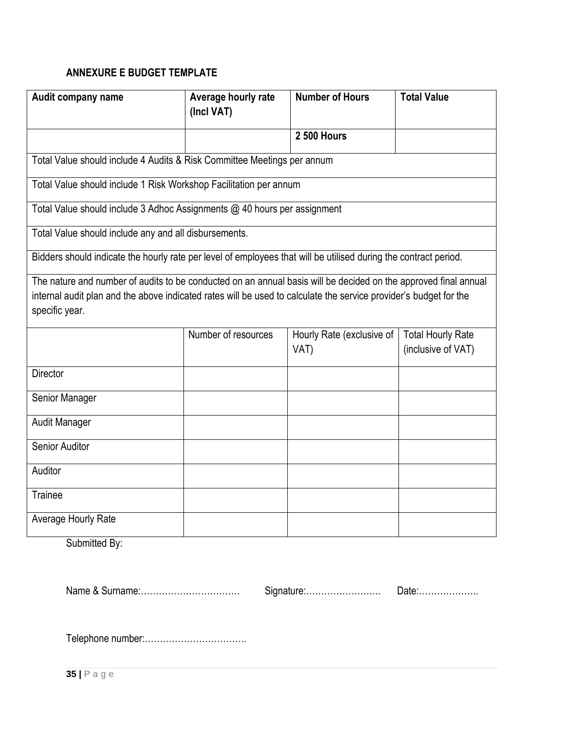**ANNEXURE E BUDGET TEMPLATE**

| **Audit company name** | **Average hourly rate (Incl VAT)** | **Number of Hours** | **Total Value** |
|---|---|---|---|
| | | **2 500 Hours** | |
| Total Value should include 4 Audits & Risk Committee Meetings per annum | | | |
| Total Value should include 1 Risk Workshop Facilitation per annum | | | |
| Total Value should include 3 Adhoc Assignments @ 40 hours per assignment | | | |
| Total Value should include any and all disbursements. | | | |
| Bidders should indicate the hourly rate per level of employees that will be utilised during the contract period. | | | |
| The nature and number of audits to be conducted on an annual basis will be decided on the approved final annual internal audit plan and the above indicated rates will be used to calculate the service provider's budget for the specific year. | | | |
| | Number of resources | Hourly Rate (exclusive of VAT) | Total Hourly Rate (inclusive of VAT) |
| Director | | | |
| Senior Manager | | | |
| Audit Manager | | | |
| Senior Auditor | | | |
| Auditor | | | |
| Trainee | | | |
| Average Hourly Rate | | | |

Submitted By:

Name & Surname:…………………………… Signature:……………………. Date:………………..

Telephone number:…………………………….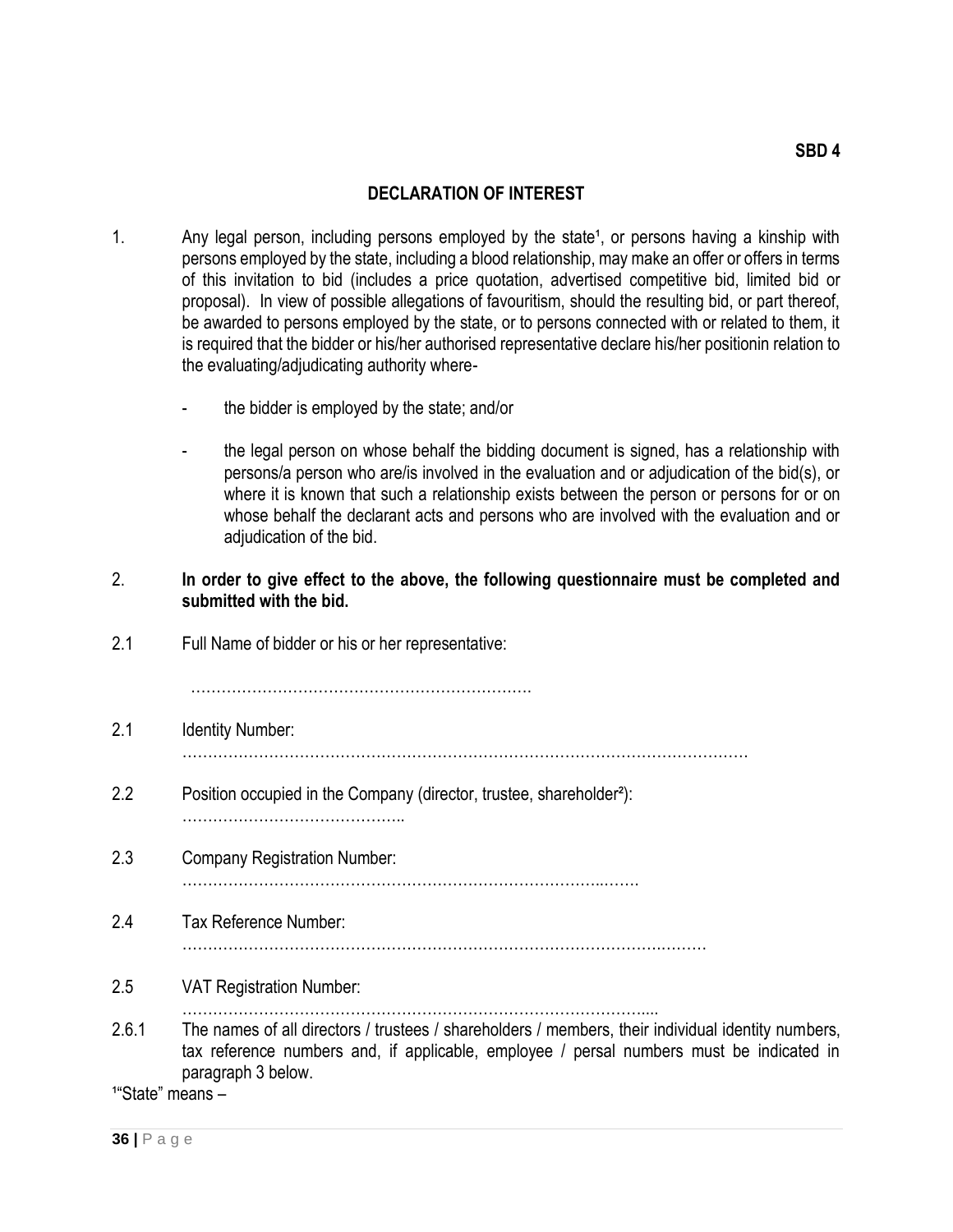**SBD 4**

## DECLARATION OF INTEREST

1. Any legal person, including persons employed by the state[1], or persons having a kinship with persons employed by the state, including a blood relationship, may make an offer or offers in terms of this invitation to bid (includes a price quotation, advertised competitive bid, limited bid or proposal). In view of possible allegations of favouritism, should the resulting bid, or part thereof, be awarded to persons employed by the state, or to persons connected with or related to them, it is required that the bidder or his/her authorised representative declare his/her positionin relation to the evaluating/adjudicating authority where-

   - the bidder is employed by the state; and/or

   - the legal person on whose behalf the bidding document is signed, has a relationship with persons/a person who are/is involved in the evaluation and or adjudication of the bid(s), or where it is known that such a relationship exists between the person or persons for or on whose behalf the declarant acts and persons who are involved with the evaluation and or adjudication of the bid.

2. **In order to give effect to the above, the following questionnaire must be completed and submitted with the bid.**

2.1 Full Name of bidder or his or her representative:

…………………………………………………………

2.1 Identity Number:

……………………………………………………………………………………………

2.2 Position occupied in the Company (director, trustee, shareholder[2]):

……………………………………..

2.3 Company Registration Number:

…………………………………………………………………………..……

2.4 Tax Reference Number:

……………………………………………………………………………………….……

2.5 VAT Registration Number:

……………………………………………………………………………….....

2.6.1 The names of all directors / trustees / shareholders / members, their individual identity numbers, tax reference numbers and, if applicable, employee / persal numbers must be indicated in paragraph 3 below.

[1]"State" means –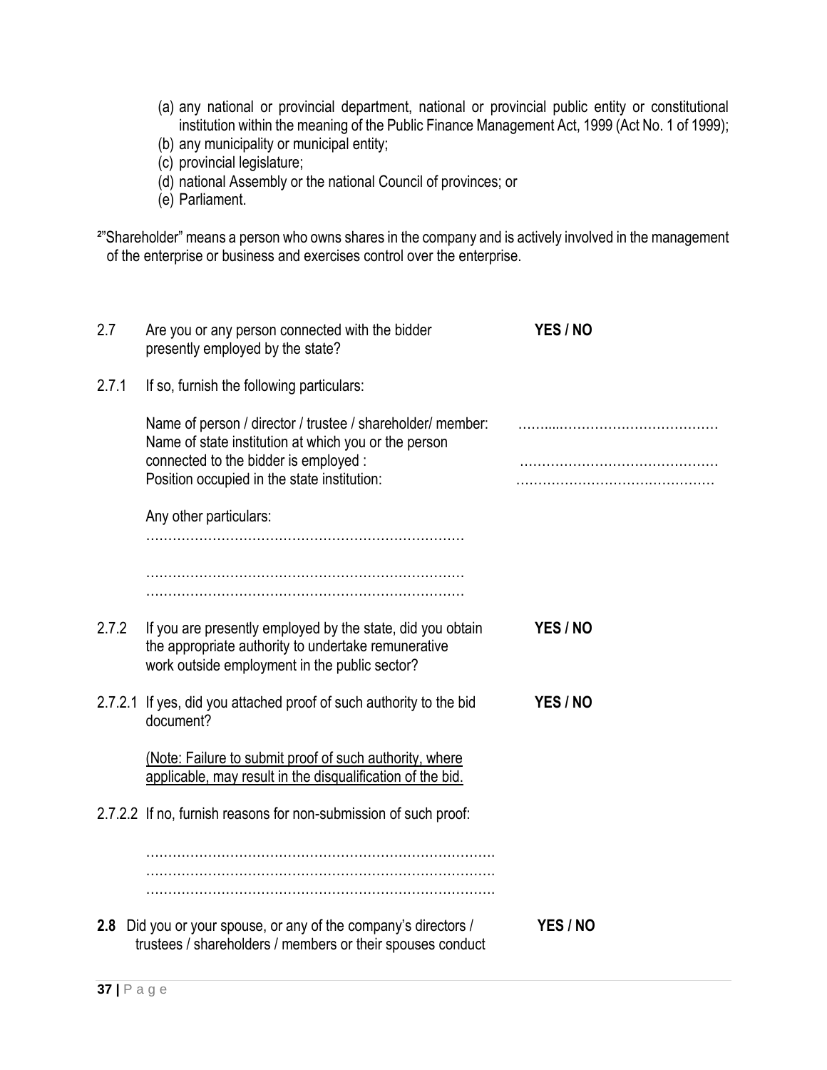(a) any national or provincial department, national or provincial public entity or constitutional institution within the meaning of the Public Finance Management Act, 1999 (Act No. 1 of 1999);
(b) any municipality or municipal entity;
(c) provincial legislature;
(d) national Assembly or the national Council of provinces; or
(e) Parliament.

[2]"Shareholder" means a person who owns shares in the company and is actively involved in the management of the enterprise or business and exercises control over the enterprise.

2.7 Are you or any person connected with the bidder presently employed by the state? **YES / NO**

2.7.1 If so, furnish the following particulars:

Name of person / director / trustee / shareholder/ member: ……...……………………………

Name of state institution at which you or the person connected to the bidder is employed : ………………………………………

Position occupied in the state institution: ………………………………………

Any other particulars:

………………………………………………………………

………………………………………………………………

………………………………………………………………

2.7.2 If you are presently employed by the state, did you obtain the appropriate authority to undertake remunerative work outside employment in the public sector? **YES / NO**

2.7.2.1 If yes, did you attached proof of such authority to the bid document? **YES / NO**

<u>(Note: Failure to submit proof of such authority, where applicable, may result in the disqualification of the bid.</u>

2.7.2.2 If no, furnish reasons for non-submission of such proof:

……………………………………………………………………

……………………………………………………………………

……………………………………………………………………

**2.8** Did you or your spouse, or any of the company's directors / trustees / shareholders / members or their spouses conduct **YES / NO**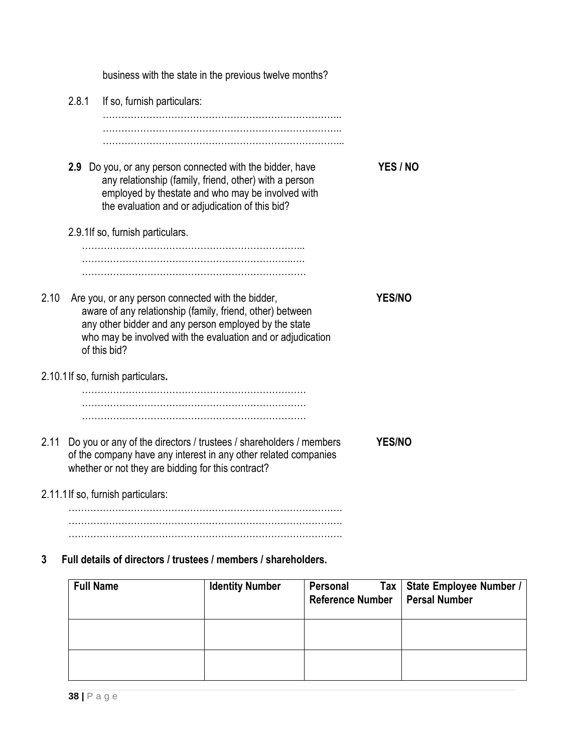business with the state in the previous twelve months?

2.8.1 If so, furnish particulars:

…………………………………………………………………..
…………………………………………………………………..
…………………………………………………………………...

**2.9** Do you, or any person connected with the bidder, have any relationship (family, friend, other) with a person employed by thestate and who may be involved with the evaluation and or adjudication of this bid? **YES / NO**

2.9.1If so, furnish particulars.

……………………………………………………………...
…………………………………………………………..….
………………………………………………………………

2.10 Are you, or any person connected with the bidder, aware of any relationship (family, friend, other) between any other bidder and any person employed by the state who may be involved with the evaluation and or adjudication of this bid? **YES/NO**

2.10.1 If so, furnish particulars**.**

………………………………………………………………
………………………………………………………………
………………………………………………………………

2.11 Do you or any of the directors / trustees / shareholders / members of the company have any interest in any other related companies whether or not they are bidding for this contract? **YES/NO**

2.11.1 If so, furnish particulars:

…………………………………………………………………………….
…………………………………………………………………………….
…………………………………………………………………………….

**3 Full details of directors / trustees / members / shareholders.**

| **Full Name** | **Identity Number** | **Personal Tax Reference Number** | **State Employee Number / Persal Number** |
|---|---|---|---|
| | | | |
| | | | |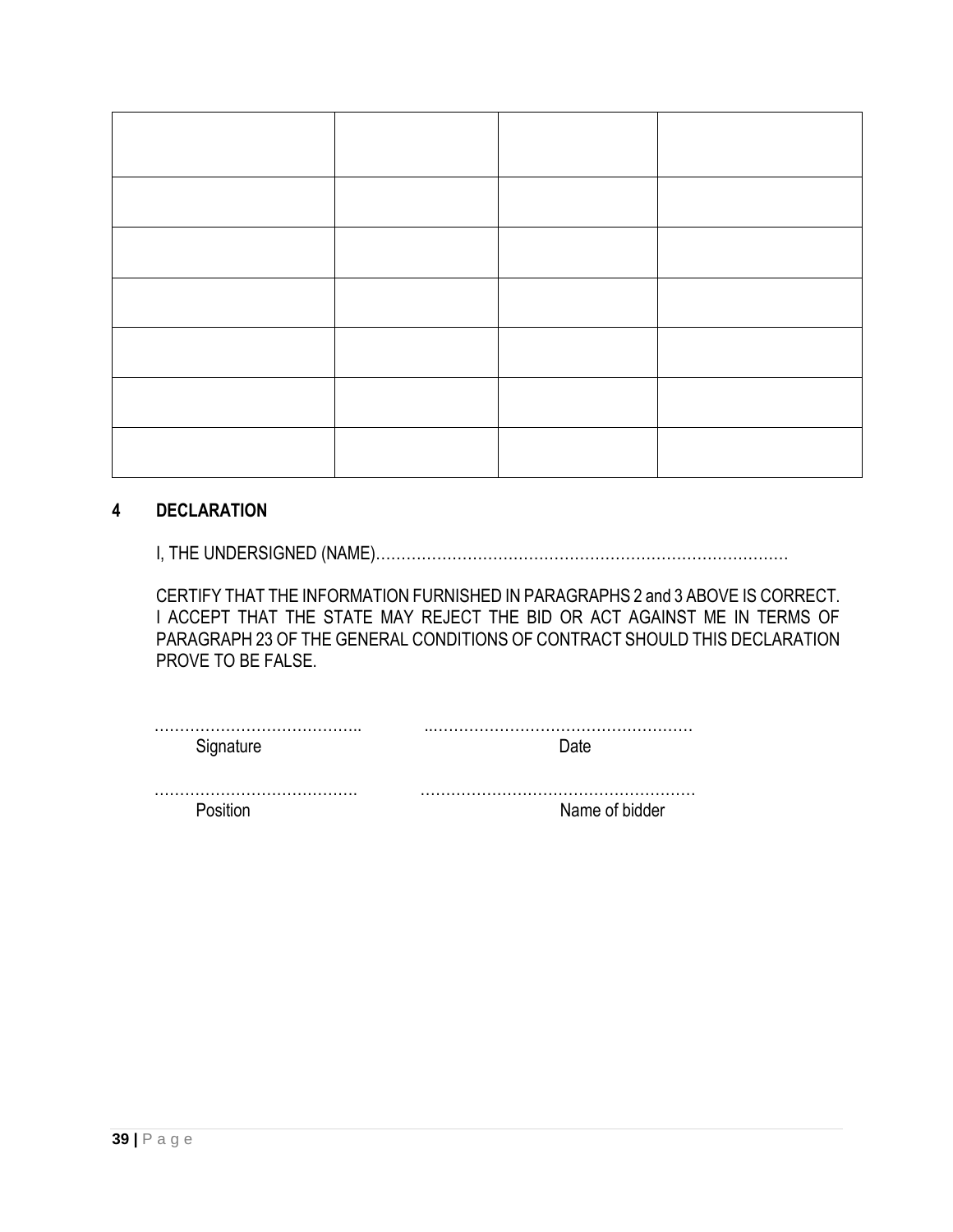| | | | |
|---|---|---|---|
| | | | |
| | | | |
| | | | |
| | | | |
| | | | |
| | | | |

## 4 DECLARATION

I, THE UNDERSIGNED (NAME)……………………………………………………………………

CERTIFY THAT THE INFORMATION FURNISHED IN PARAGRAPHS 2 and 3 ABOVE IS CORRECT. I ACCEPT THAT THE STATE MAY REJECT THE BID OR ACT AGAINST ME IN TERMS OF PARAGRAPH 23 OF THE GENERAL CONDITIONS OF CONTRACT SHOULD THIS DECLARATION PROVE TO BE FALSE.

………………………………….. ……………………………………………
Signature Date

…………………………………. ……………………………………………
Position Name of bidder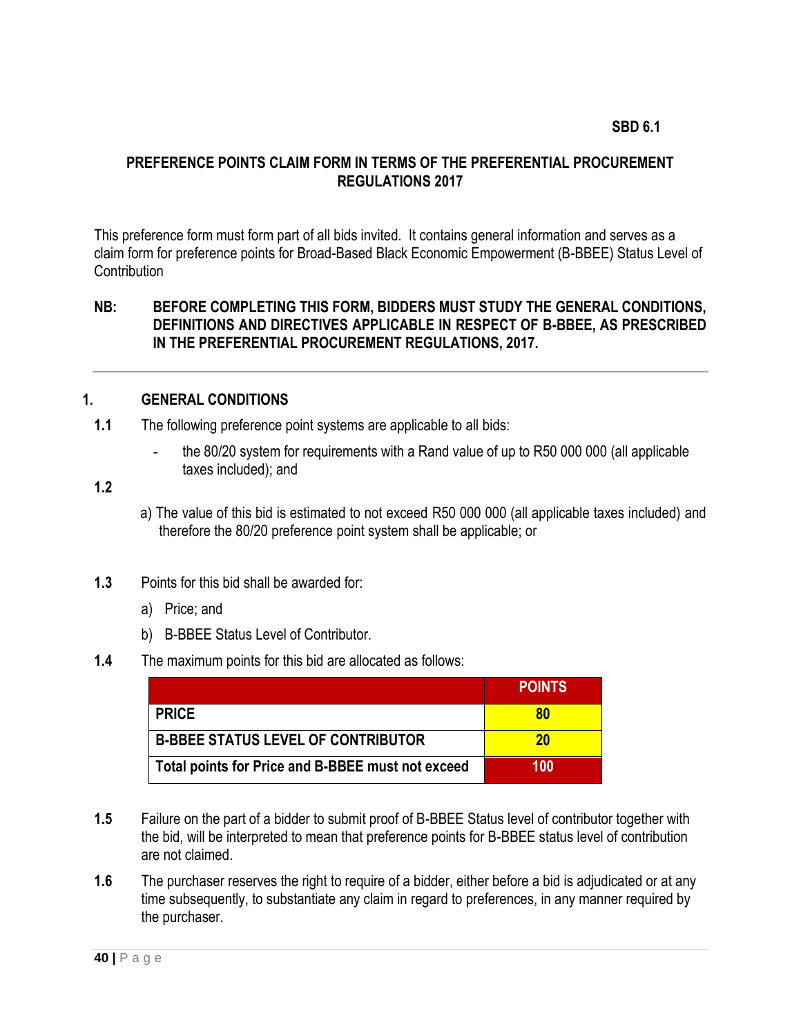**SBD 6.1**

**PREFERENCE POINTS CLAIM FORM IN TERMS OF THE PREFERENTIAL PROCUREMENT REGULATIONS 2017**

This preference form must form part of all bids invited. It contains general information and serves as a claim form for preference points for Broad-Based Black Economic Empowerment (B-BBEE) Status Level of Contribution

**NB: BEFORE COMPLETING THIS FORM, BIDDERS MUST STUDY THE GENERAL CONDITIONS, DEFINITIONS AND DIRECTIVES APPLICABLE IN RESPECT OF B-BBEE, AS PRESCRIBED IN THE PREFERENTIAL PROCUREMENT REGULATIONS, 2017.**

---

## 1. GENERAL CONDITIONS

**1.1** The following preference point systems are applicable to all bids:

- the 80/20 system for requirements with a Rand value of up to R50 000 000 (all applicable taxes included); and

**1.2**

a) The value of this bid is estimated to not exceed R50 000 000 (all applicable taxes included) and therefore the 80/20 preference point system shall be applicable; or

**1.3** Points for this bid shall be awarded for:

a) Price; and

b) B-BBEE Status Level of Contributor.

**1.4** The maximum points for this bid are allocated as follows:

| | **POINTS** |
|---|---|
| **PRICE** | **80** |
| **B-BBEE STATUS LEVEL OF CONTRIBUTOR** | **20** |
| **Total points for Price and B-BBEE must not exceed** | **100** |

**1.5** Failure on the part of a bidder to submit proof of B-BBEE Status level of contributor together with the bid, will be interpreted to mean that preference points for B-BBEE status level of contribution are not claimed.

**1.6** The purchaser reserves the right to require of a bidder, either before a bid is adjudicated or at any time subsequently, to substantiate any claim in regard to preferences, in any manner required by the purchaser.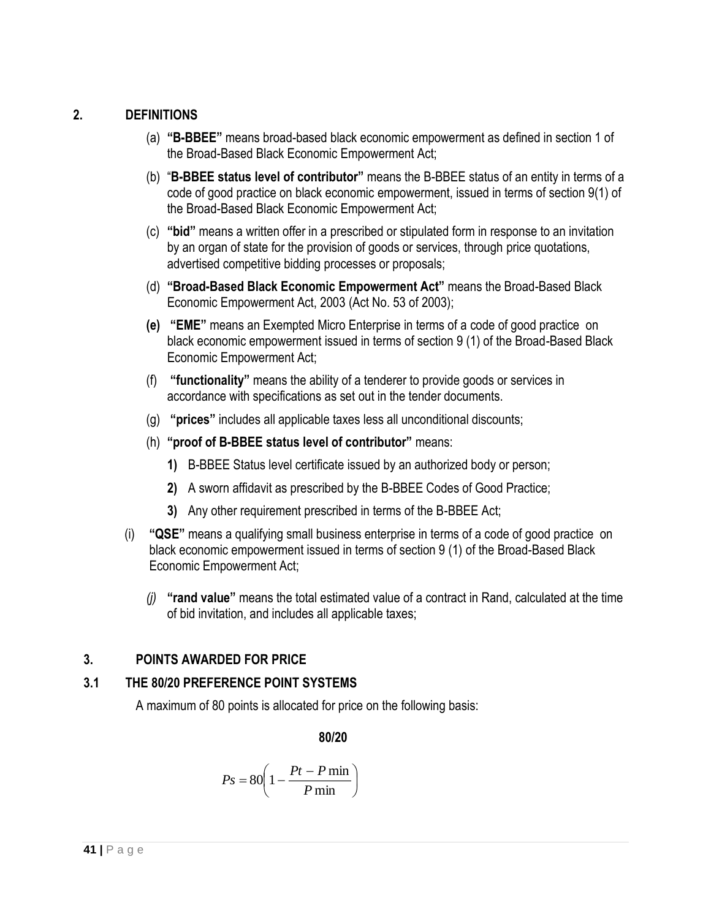## 2. DEFINITIONS

(a) **"B-BBEE"** means broad-based black economic empowerment as defined in section 1 of the Broad-Based Black Economic Empowerment Act;

(b) "**B-BBEE status level of contributor"** means the B-BBEE status of an entity in terms of a code of good practice on black economic empowerment, issued in terms of section 9(1) of the Broad-Based Black Economic Empowerment Act;

(c) **"bid"** means a written offer in a prescribed or stipulated form in response to an invitation by an organ of state for the provision of goods or services, through price quotations, advertised competitive bidding processes or proposals;

(d) **"Broad-Based Black Economic Empowerment Act"** means the Broad-Based Black Economic Empowerment Act, 2003 (Act No. 53 of 2003);

**(e)** **"EME"** means an Exempted Micro Enterprise in terms of a code of good practice on black economic empowerment issued in terms of section 9 (1) of the Broad-Based Black Economic Empowerment Act;

(f) **"functionality"** means the ability of a tenderer to provide goods or services in accordance with specifications as set out in the tender documents.

(g) **"prices"** includes all applicable taxes less all unconditional discounts;

(h) **"proof of B-BBEE status level of contributor"** means:

**1)** B-BBEE Status level certificate issued by an authorized body or person;

**2)** A sworn affidavit as prescribed by the B-BBEE Codes of Good Practice;

**3)** Any other requirement prescribed in terms of the B-BBEE Act;

(i) **"QSE"** means a qualifying small business enterprise in terms of a code of good practice on black economic empowerment issued in terms of section 9 (1) of the Broad-Based Black Economic Empowerment Act;

*(j)* **"rand value"** means the total estimated value of a contract in Rand, calculated at the time of bid invitation, and includes all applicable taxes;

## 3. POINTS AWARDED FOR PRICE

### 3.1 THE 80/20 PREFERENCE POINT SYSTEMS

A maximum of 80 points is allocated for price on the following basis:

**80/20**

$$Ps = 80\left(1 - \frac{Pt - P\min}{P\min}\right)$$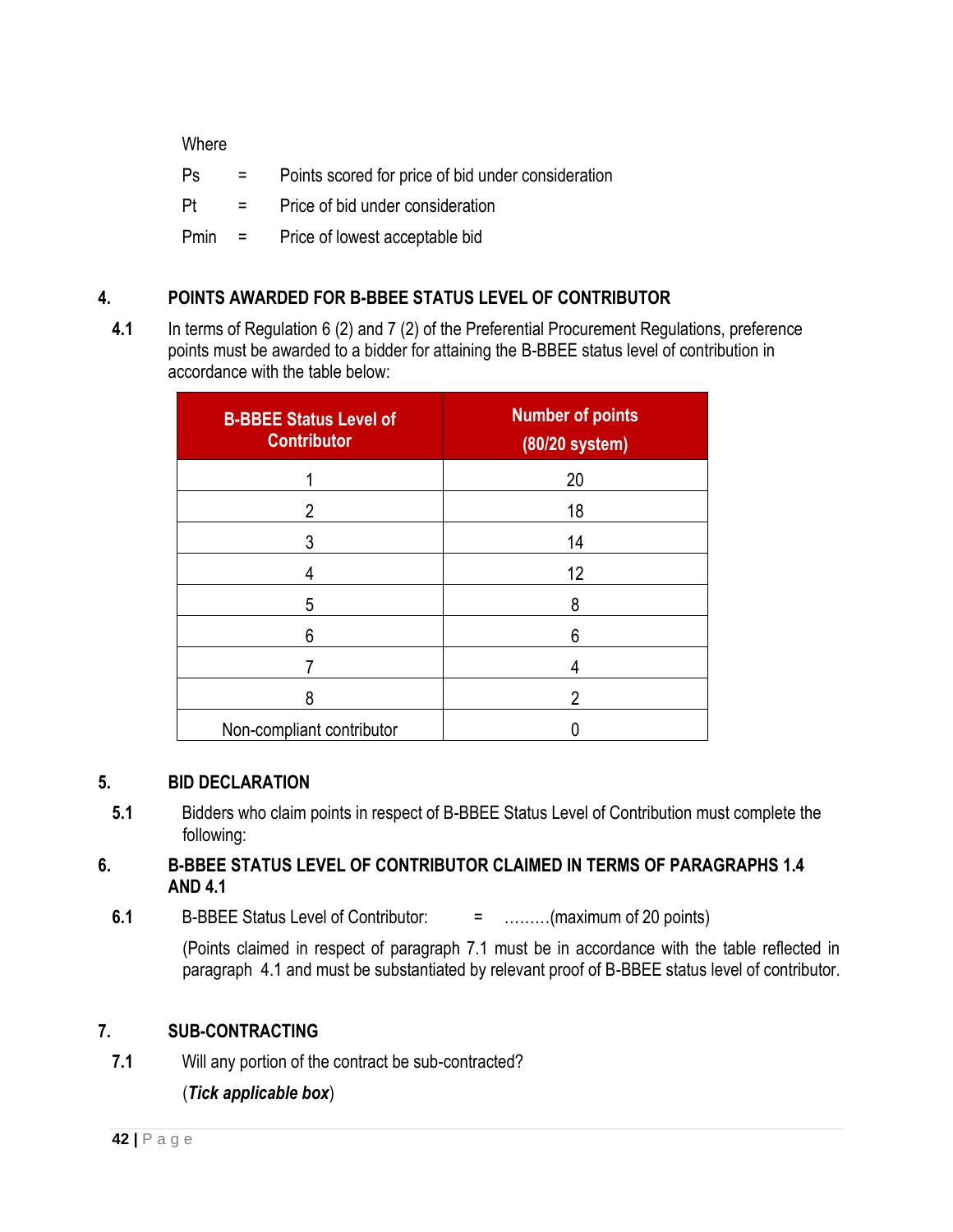Where

Ps = Points scored for price of bid under consideration

Pt = Price of bid under consideration

Pmin = Price of lowest acceptable bid

## 4. POINTS AWARDED FOR B-BBEE STATUS LEVEL OF CONTRIBUTOR

**4.1** In terms of Regulation 6 (2) and 7 (2) of the Preferential Procurement Regulations, preference points must be awarded to a bidder for attaining the B-BBEE status level of contribution in accordance with the table below:

| B-BBEE Status Level of Contributor | Number of points (80/20 system) |
|---|---|
| 1 | 20 |
| 2 | 18 |
| 3 | 14 |
| 4 | 12 |
| 5 | 8 |
| 6 | 6 |
| 7 | 4 |
| 8 | 2 |
| Non-compliant contributor | 0 |

## 5. BID DECLARATION

**5.1** Bidders who claim points in respect of B-BBEE Status Level of Contribution must complete the following:

## 6. B-BBEE STATUS LEVEL OF CONTRIBUTOR CLAIMED IN TERMS OF PARAGRAPHS 1.4 AND 4.1

**6.1** B-BBEE Status Level of Contributor: = ………(maximum of 20 points)

(Points claimed in respect of paragraph 7.1 must be in accordance with the table reflected in paragraph 4.1 and must be substantiated by relevant proof of B-BBEE status level of contributor.

## 7. SUB-CONTRACTING

**7.1** Will any portion of the contract be sub-contracted?

(***Tick applicable box***)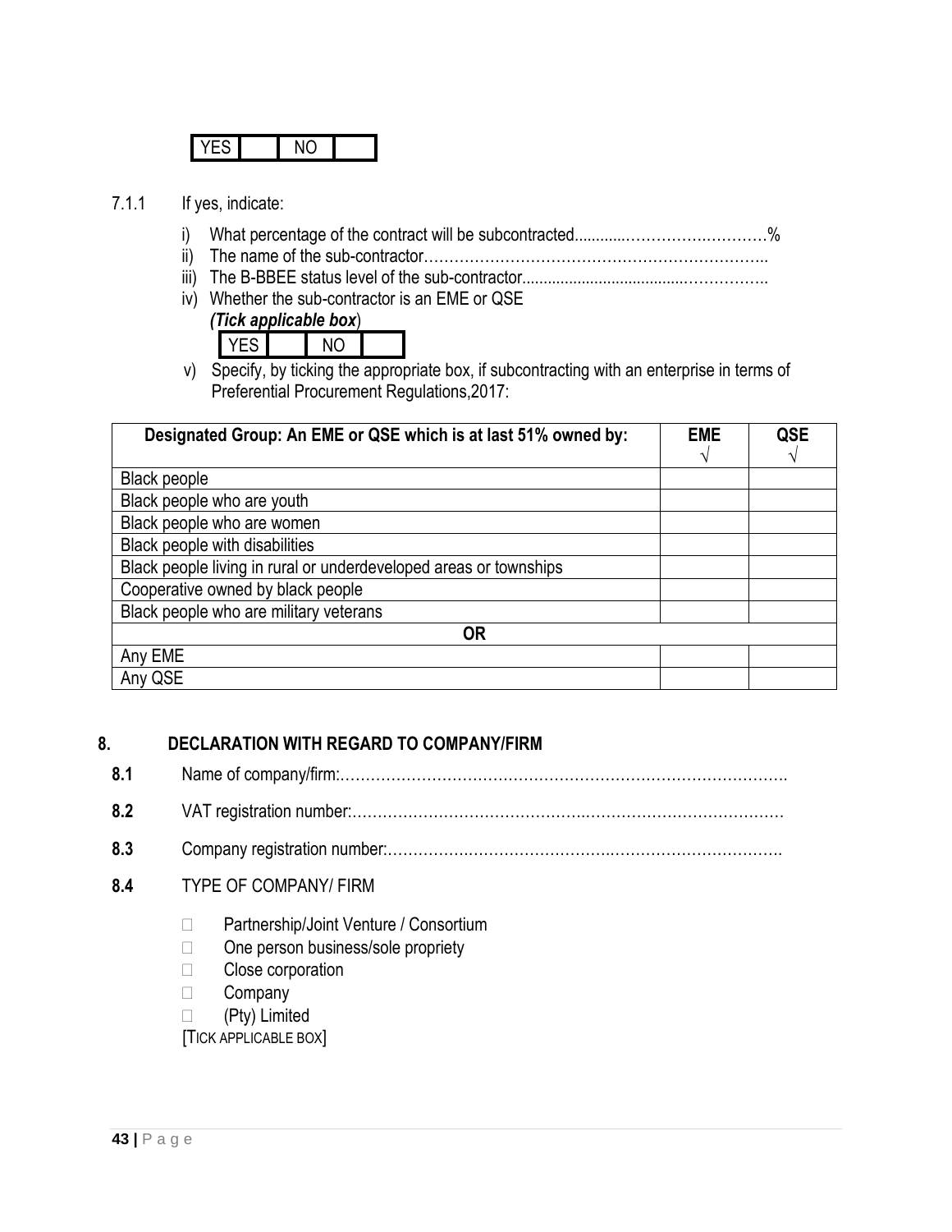| YES | | NO | |
|---|---|---|---|

7.1.1 If yes, indicate:

i) What percentage of the contract will be subcontracted............…………….…………%
ii) The name of the sub-contractor…………………………………………………………..
iii) The B-BBEE status level of the sub-contractor......................................……………..
iv) Whether the sub-contractor is an EME or QSE
*(**Tick applicable box**)*

| YES | | NO | |
|---|---|---|---|

v) Specify, by ticking the appropriate box, if subcontracting with an enterprise in terms of Preferential Procurement Regulations,2017:

| Designated Group: An EME or QSE which is at last 51% owned by: | EME √ | QSE √ |
|---|---|---|
| Black people | | |
| Black people who are youth | | |
| Black people who are women | | |
| Black people with disabilities | | |
| Black people living in rural or underdeveloped areas or townships | | |
| Cooperative owned by black people | | |
| Black people who are military veterans | | |
| **OR** | | |
| Any EME | | |
| Any QSE | | |

## 8. DECLARATION WITH REGARD TO COMPANY/FIRM

**8.1** Name of company/firm:…………………………………………………………………………….

**8.2** VAT registration number:……………………………………….…………………………………

**8.3** Company registration number:…………….……………………….…………………………….

**8.4** TYPE OF COMPANY/ FIRM

- ☐ Partnership/Joint Venture / Consortium
- ☐ One person business/sole propriety
- ☐ Close corporation
- ☐ Company
- ☐ (Pty) Limited

[TICK APPLICABLE BOX]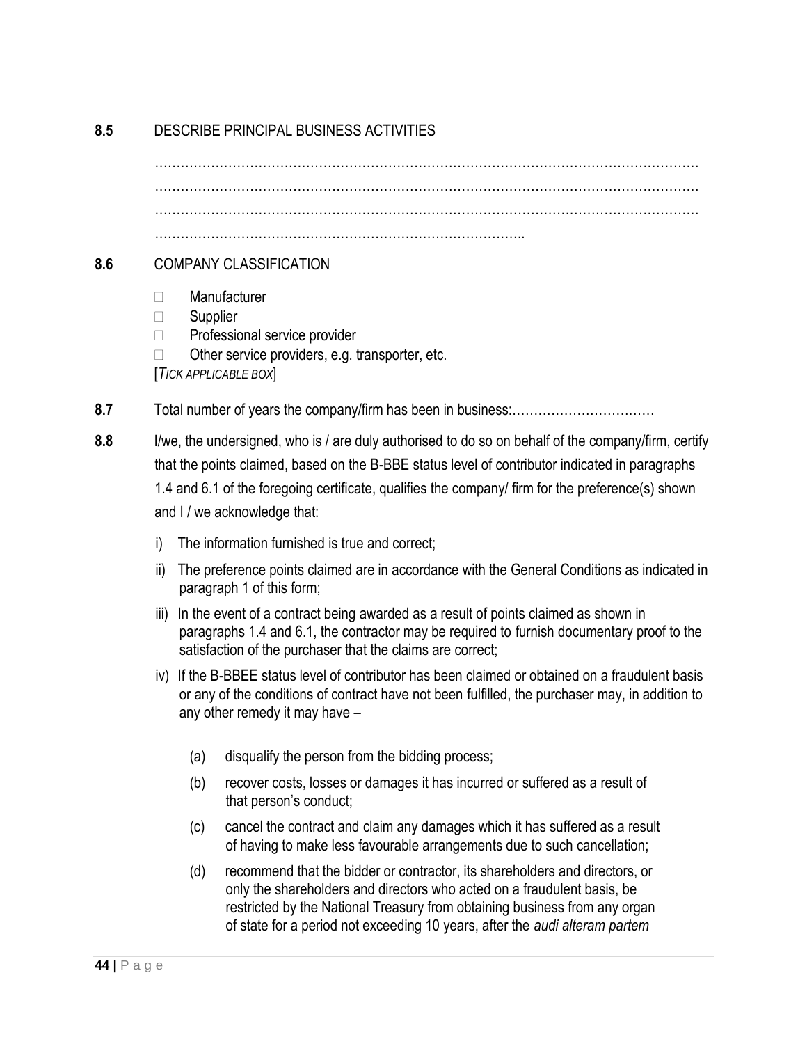**8.5** DESCRIBE PRINCIPAL BUSINESS ACTIVITIES

……………………………………………………………………………………………………………
……………………………………………………………………………………………………………
……………………………………………………………………………………………………………
…………………………………………………………………………..

**8.6** COMPANY CLASSIFICATION

- ☐ Manufacturer
- ☐ Supplier
- ☐ Professional service provider
- ☐ Other service providers, e.g. transporter, etc.

[*TICK APPLICABLE BOX*]

**8.7** Total number of years the company/firm has been in business:……………………………

**8.8** I/we, the undersigned, who is / are duly authorised to do so on behalf of the company/firm, certify that the points claimed, based on the B-BBE status level of contributor indicated in paragraphs 1.4 and 6.1 of the foregoing certificate, qualifies the company/ firm for the preference(s) shown and I / we acknowledge that:

i) The information furnished is true and correct;

ii) The preference points claimed are in accordance with the General Conditions as indicated in paragraph 1 of this form;

iii) In the event of a contract being awarded as a result of points claimed as shown in paragraphs 1.4 and 6.1, the contractor may be required to furnish documentary proof to the satisfaction of the purchaser that the claims are correct;

iv) If the B-BBEE status level of contributor has been claimed or obtained on a fraudulent basis or any of the conditions of contract have not been fulfilled, the purchaser may, in addition to any other remedy it may have –

(a) disqualify the person from the bidding process;

(b) recover costs, losses or damages it has incurred or suffered as a result of that person's conduct;

(c) cancel the contract and claim any damages which it has suffered as a result of having to make less favourable arrangements due to such cancellation;

(d) recommend that the bidder or contractor, its shareholders and directors, or only the shareholders and directors who acted on a fraudulent basis, be restricted by the National Treasury from obtaining business from any organ of state for a period not exceeding 10 years, after the *audi alteram partem*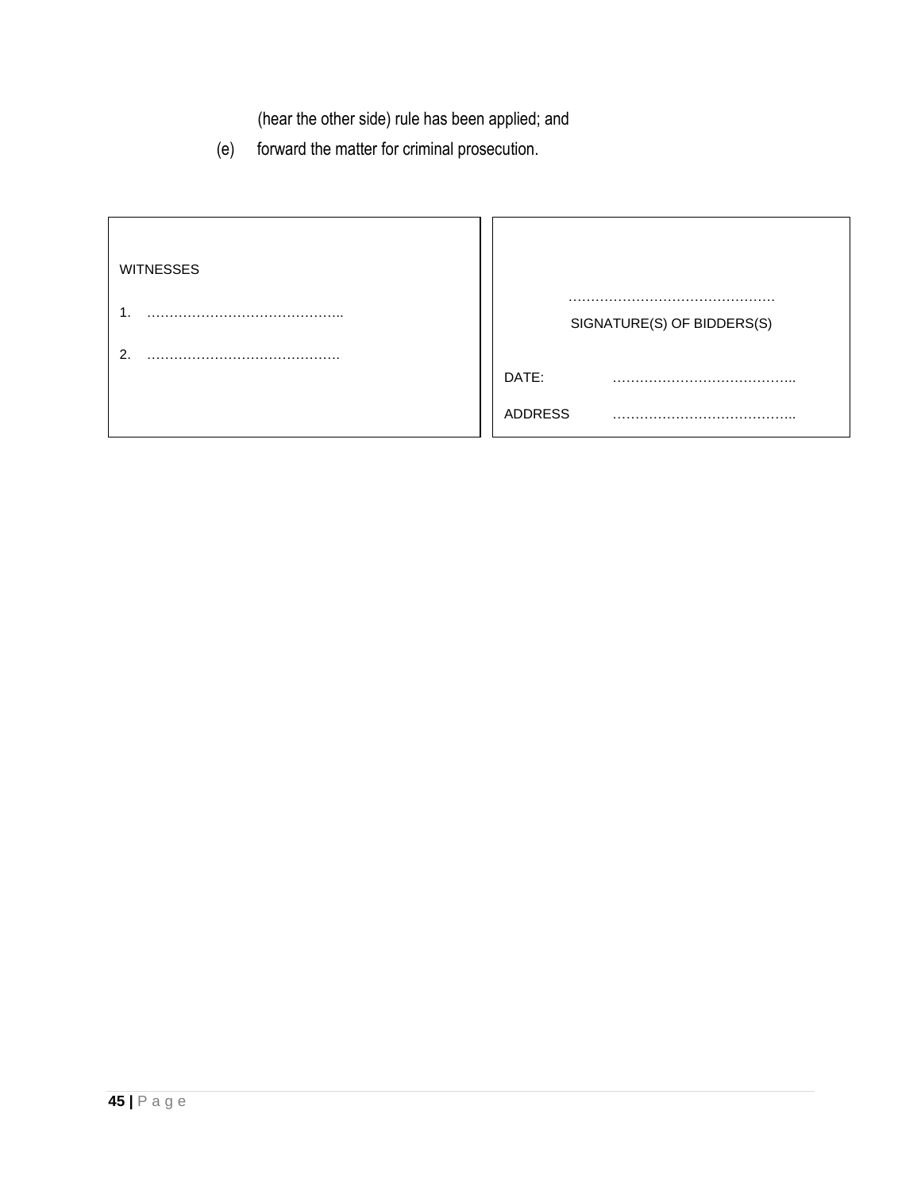(hear the other side) rule has been applied; and

(e) forward the matter for criminal prosecution.

| WITNESSES<br><br>1. ……………………………………..<br><br>2. ……………………………………. | ………………………………………<br>SIGNATURE(S) OF BIDDERS(S)<br><br>DATE: …………………………………..<br><br>ADDRESS ………………………………….. |
|---|---|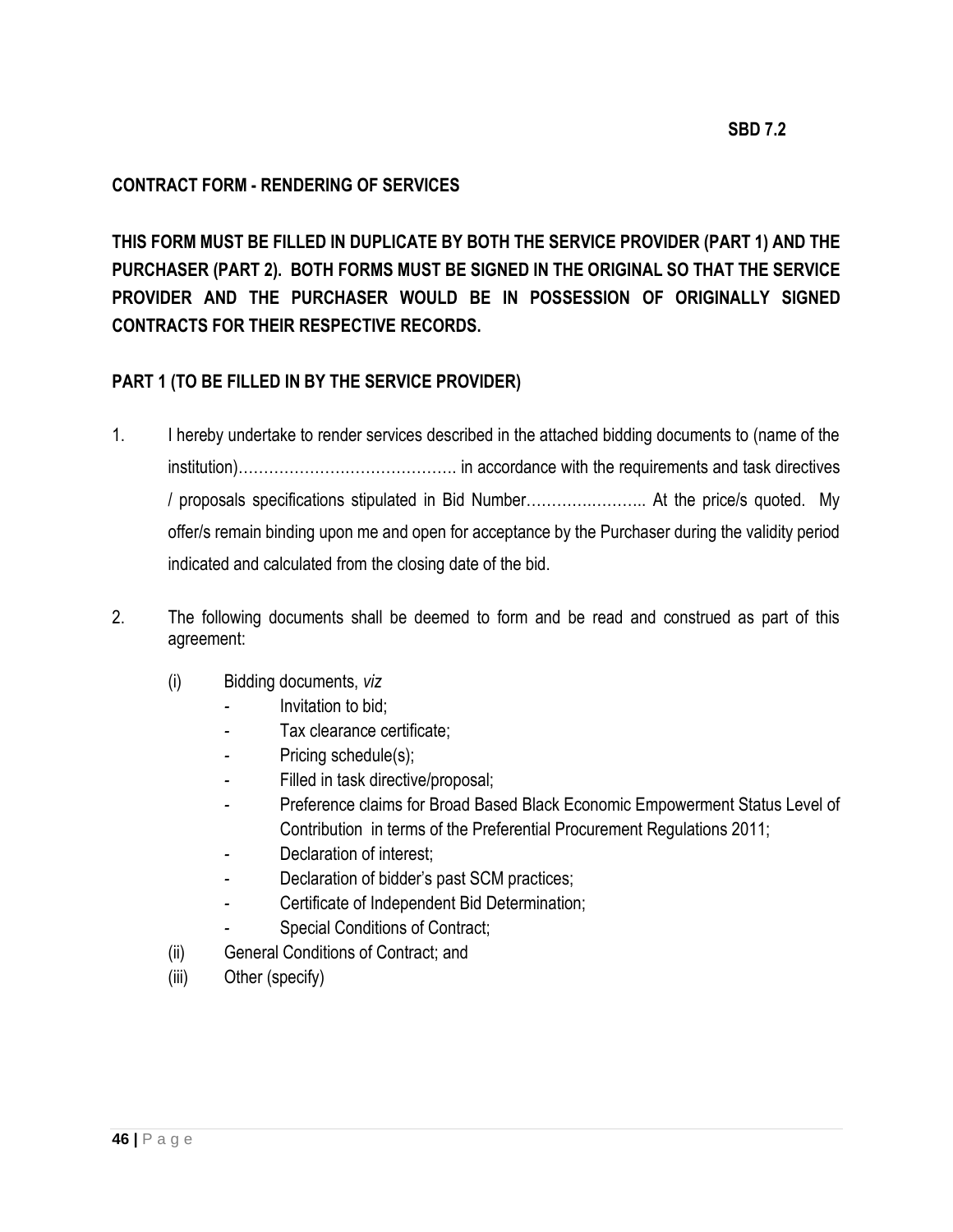**SBD 7.2**

**CONTRACT FORM - RENDERING OF SERVICES**

**THIS FORM MUST BE FILLED IN DUPLICATE BY BOTH THE SERVICE PROVIDER (PART 1) AND THE PURCHASER (PART 2). BOTH FORMS MUST BE SIGNED IN THE ORIGINAL SO THAT THE SERVICE PROVIDER AND THE PURCHASER WOULD BE IN POSSESSION OF ORIGINALLY SIGNED CONTRACTS FOR THEIR RESPECTIVE RECORDS.**

**PART 1 (TO BE FILLED IN BY THE SERVICE PROVIDER)**

1. I hereby undertake to render services described in the attached bidding documents to (name of the institution)……………………………………. in accordance with the requirements and task directives / proposals specifications stipulated in Bid Number………….……….. At the price/s quoted. My offer/s remain binding upon me and open for acceptance by the Purchaser during the validity period indicated and calculated from the closing date of the bid.

2. The following documents shall be deemed to form and be read and construed as part of this agreement:

   (i) Bidding documents, *viz*
   - Invitation to bid;
   - Tax clearance certificate;
   - Pricing schedule(s);
   - Filled in task directive/proposal;
   - Preference claims for Broad Based Black Economic Empowerment Status Level of Contribution in terms of the Preferential Procurement Regulations 2011;
   - Declaration of interest;
   - Declaration of bidder's past SCM practices;
   - Certificate of Independent Bid Determination;
   - Special Conditions of Contract;

   (ii) General Conditions of Contract; and

   (iii) Other (specify)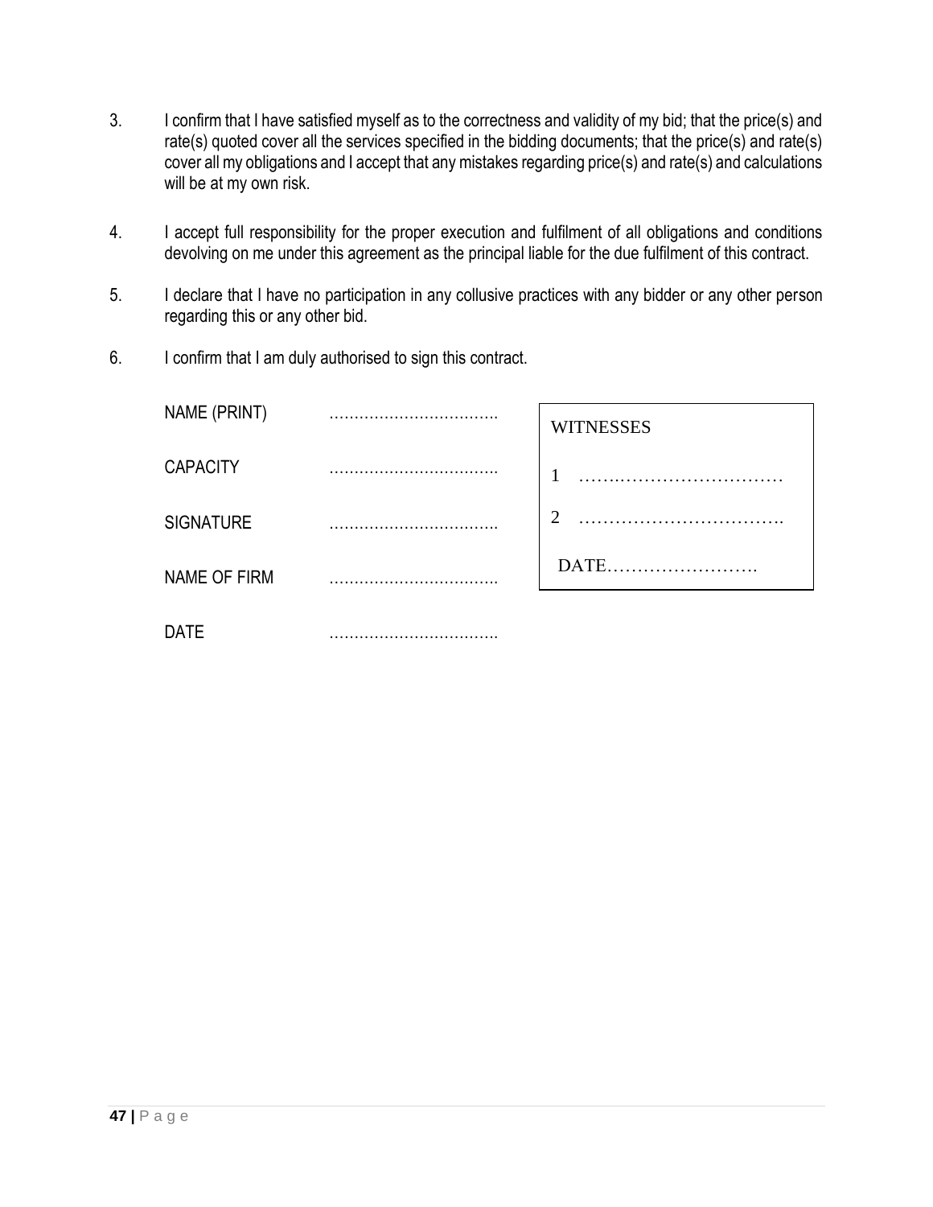3. I confirm that I have satisfied myself as to the correctness and validity of my bid; that the price(s) and rate(s) quoted cover all the services specified in the bidding documents; that the price(s) and rate(s) cover all my obligations and I accept that any mistakes regarding price(s) and rate(s) and calculations will be at my own risk.

4. I accept full responsibility for the proper execution and fulfilment of all obligations and conditions devolving on me under this agreement as the principal liable for the due fulfilment of this contract.

5. I declare that I have no participation in any collusive practices with any bidder or any other person regarding this or any other bid.

6. I confirm that I am duly authorised to sign this contract.

| | | |
|---|---|---|
| NAME (PRINT) | ……………………………. | **WITNESSES** |
| CAPACITY | ……………………………. | 1 …….………………………… |
| SIGNATURE | ……………………………. | 2 ……………………………. |
| NAME OF FIRM | ……………………………. | DATE……………………. |
| DATE | ……………………………. | |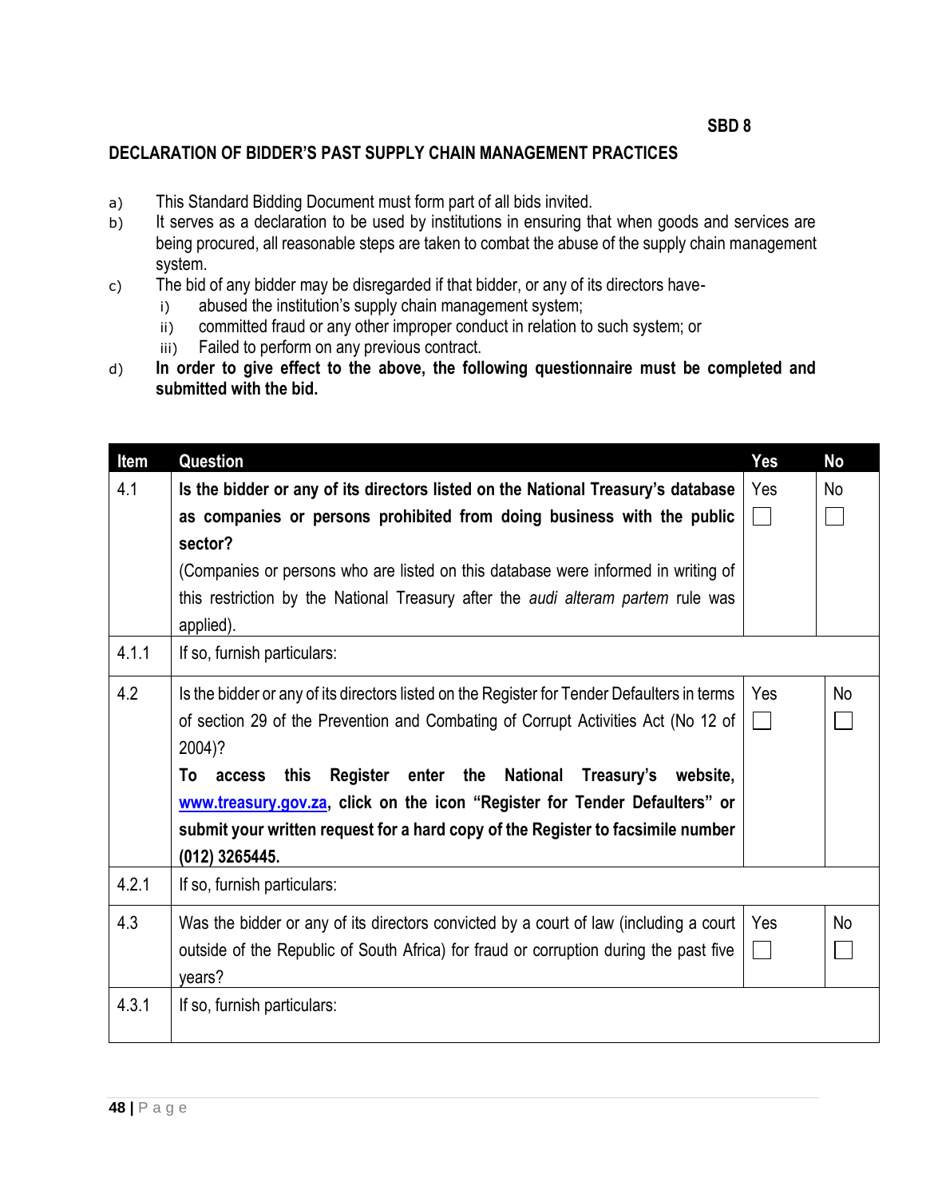**SBD 8**

## DECLARATION OF BIDDER'S PAST SUPPLY CHAIN MANAGEMENT PRACTICES

a) This Standard Bidding Document must form part of all bids invited.

b) It serves as a declaration to be used by institutions in ensuring that when goods and services are being procured, all reasonable steps are taken to combat the abuse of the supply chain management system.

c) The bid of any bidder may be disregarded if that bidder, or any of its directors have-
   i) abused the institution's supply chain management system;
   ii) committed fraud or any other improper conduct in relation to such system; or
   iii) Failed to perform on any previous contract.

d) **In order to give effect to the above, the following questionnaire must be completed and submitted with the bid.**

| Item | Question | Yes | No |
|---|---|---|---|
| 4.1 | **Is the bidder or any of its directors listed on the National Treasury's database as companies or persons prohibited from doing business with the public sector?** (Companies or persons who are listed on this database were informed in writing of this restriction by the National Treasury after the *audi alteram partem* rule was applied). | Yes ☐ | No ☐ |
| 4.1.1 | If so, furnish particulars: | | |
| 4.2 | Is the bidder or any of its directors listed on the Register for Tender Defaulters in terms of section 29 of the Prevention and Combating of Corrupt Activities Act (No 12 of 2004)? **To access this Register enter the National Treasury's website, [www.treasury.gov.za](http://www.treasury.gov.za), click on the icon "Register for Tender Defaulters" or submit your written request for a hard copy of the Register to facsimile number (012) 3265445.** | Yes ☐ | No ☐ |
| 4.2.1 | If so, furnish particulars: | | |
| 4.3 | Was the bidder or any of its directors convicted by a court of law (including a court outside of the Republic of South Africa) for fraud or corruption during the past five years? | Yes ☐ | No ☐ |
| 4.3.1 | If so, furnish particulars: | | |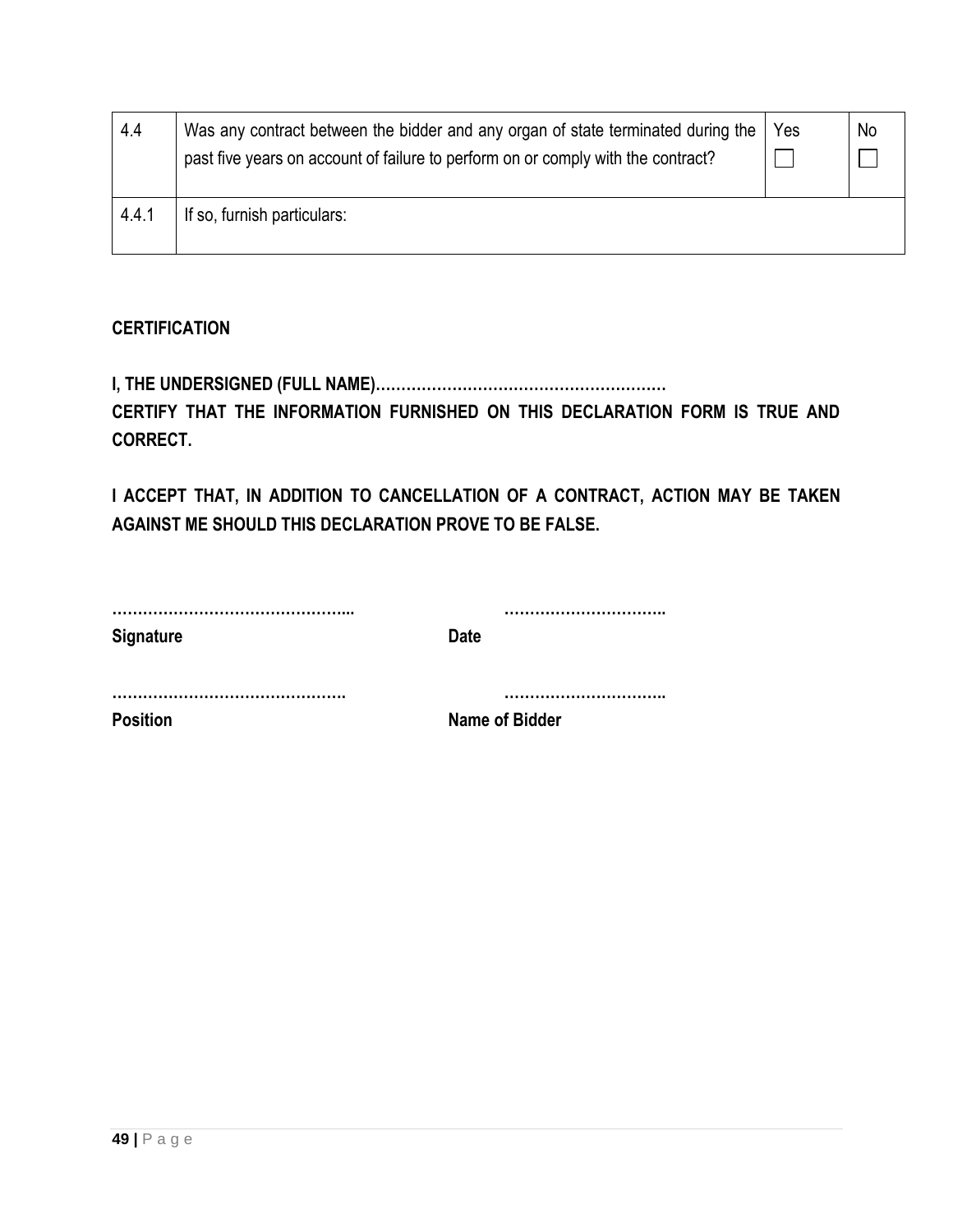| 4.4 | Was any contract between the bidder and any organ of state terminated during the past five years on account of failure to perform on or comply with the contract? | Yes ☐ | No ☐ |
|---|---|---|---|
| 4.4.1 | If so, furnish particulars: | | |

**CERTIFICATION**

**I, THE UNDERSIGNED (FULL NAME)…………………………………………………**
**CERTIFY THAT THE INFORMATION FURNISHED ON THIS DECLARATION FORM IS TRUE AND CORRECT.**

**I ACCEPT THAT, IN ADDITION TO CANCELLATION OF A CONTRACT, ACTION MAY BE TAKEN AGAINST ME SHOULD THIS DECLARATION PROVE TO BE FALSE.**

………………………………………..                …………………………..
**Signature**                **Date**

……………………………………….                …………………………..
**Position**                **Name of Bidder**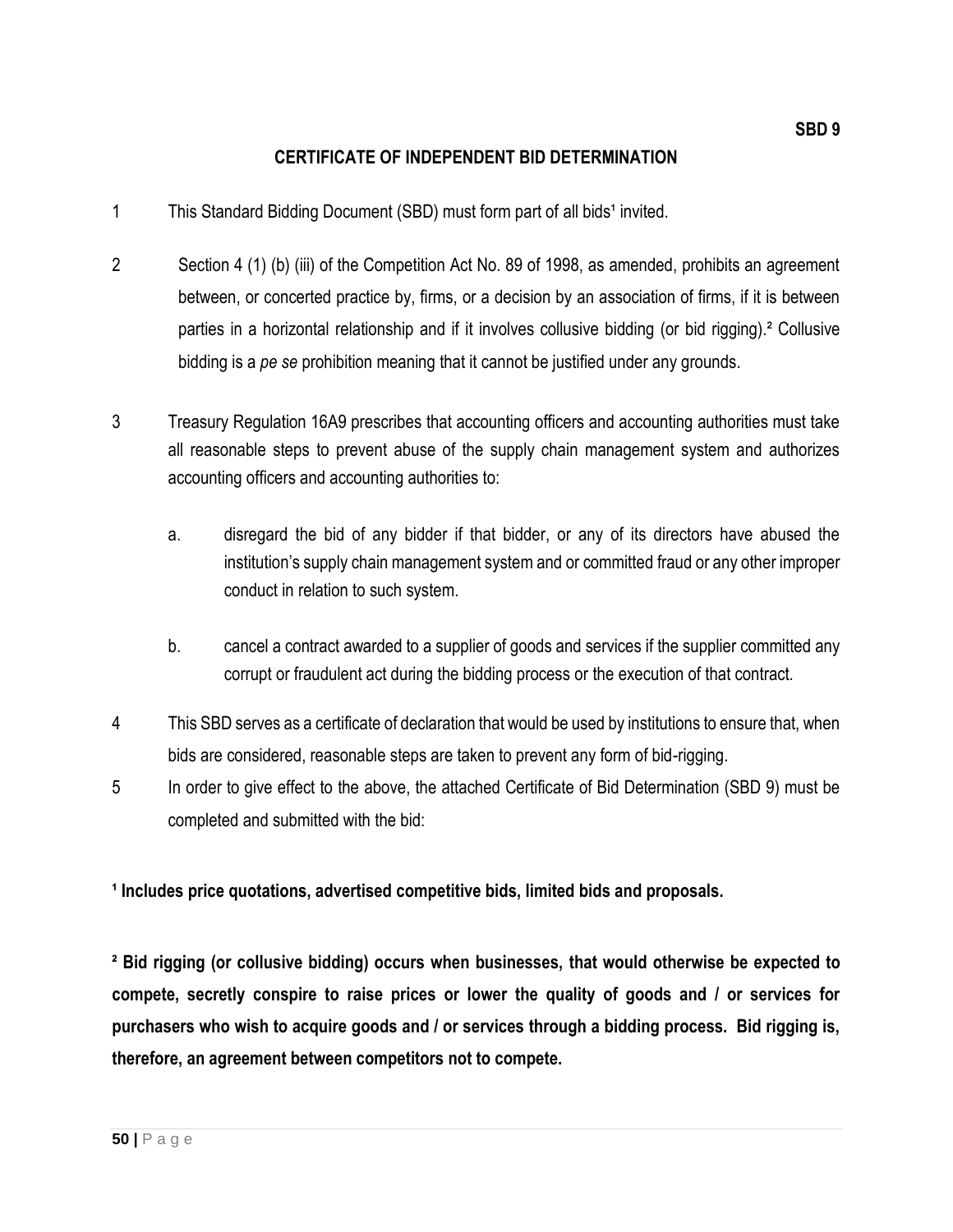SBD 9

# CERTIFICATE OF INDEPENDENT BID DETERMINATION

1. This Standard Bidding Document (SBD) must form part of all bids[1] invited.

2. Section 4 (1) (b) (iii) of the Competition Act No. 89 of 1998, as amended, prohibits an agreement between, or concerted practice by, firms, or a decision by an association of firms, if it is between parties in a horizontal relationship and if it involves collusive bidding (or bid rigging).[2] Collusive bidding is a *pe se* prohibition meaning that it cannot be justified under any grounds.

3. Treasury Regulation 16A9 prescribes that accounting officers and accounting authorities must take all reasonable steps to prevent abuse of the supply chain management system and authorizes accounting officers and accounting authorities to:

   a. disregard the bid of any bidder if that bidder, or any of its directors have abused the institution's supply chain management system and or committed fraud or any other improper conduct in relation to such system.

   b. cancel a contract awarded to a supplier of goods and services if the supplier committed any corrupt or fraudulent act during the bidding process or the execution of that contract.

4. This SBD serves as a certificate of declaration that would be used by institutions to ensure that, when bids are considered, reasonable steps are taken to prevent any form of bid-rigging.

5. In order to give effect to the above, the attached Certificate of Bid Determination (SBD 9) must be completed and submitted with the bid:

**[1] Includes price quotations, advertised competitive bids, limited bids and proposals.**

**[2] Bid rigging (or collusive bidding) occurs when businesses, that would otherwise be expected to compete, secretly conspire to raise prices or lower the quality of goods and / or services for purchasers who wish to acquire goods and / or services through a bidding process. Bid rigging is, therefore, an agreement between competitors not to compete.**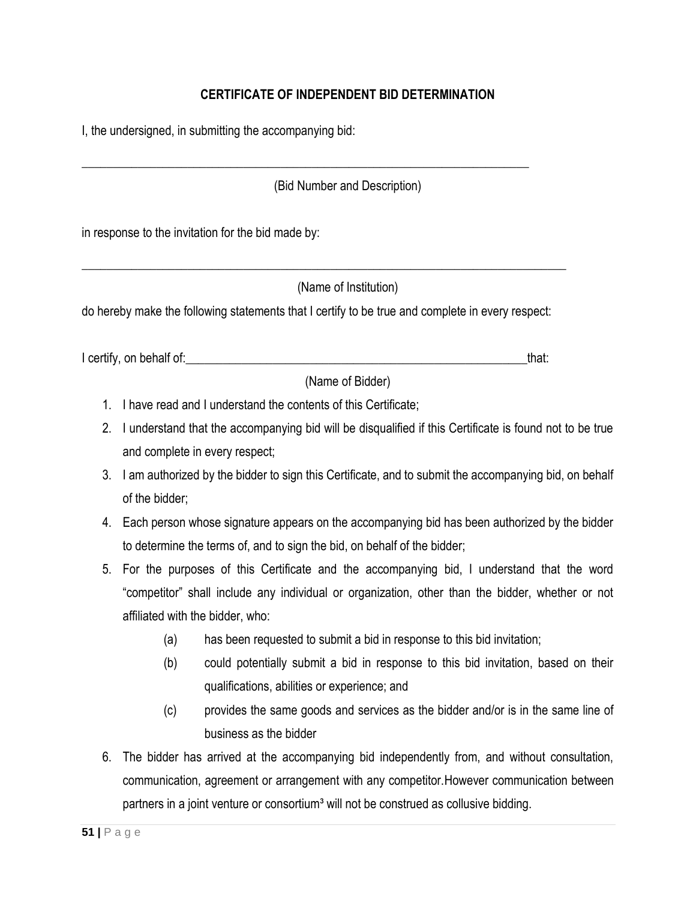## CERTIFICATE OF INDEPENDENT BID DETERMINATION

I, the undersigned, in submitting the accompanying bid:

_______________________________________________________________________________

(Bid Number and Description)

in response to the invitation for the bid made by:

_______________________________________________________________________________

(Name of Institution)

do hereby make the following statements that I certify to be true and complete in every respect:

I certify, on behalf of:___________________________________________________________that:

(Name of Bidder)

1. I have read and I understand the contents of this Certificate;
2. I understand that the accompanying bid will be disqualified if this Certificate is found not to be true and complete in every respect;
3. I am authorized by the bidder to sign this Certificate, and to submit the accompanying bid, on behalf of the bidder;
4. Each person whose signature appears on the accompanying bid has been authorized by the bidder to determine the terms of, and to sign the bid, on behalf of the bidder;
5. For the purposes of this Certificate and the accompanying bid, I understand that the word "competitor" shall include any individual or organization, other than the bidder, whether or not affiliated with the bidder, who:
   - (a) has been requested to submit a bid in response to this bid invitation;
   - (b) could potentially submit a bid in response to this bid invitation, based on their qualifications, abilities or experience; and
   - (c) provides the same goods and services as the bidder and/or is in the same line of business as the bidder
6. The bidder has arrived at the accompanying bid independently from, and without consultation, communication, agreement or arrangement with any competitor.However communication between partners in a joint venture or consortium[3] will not be construed as collusive bidding.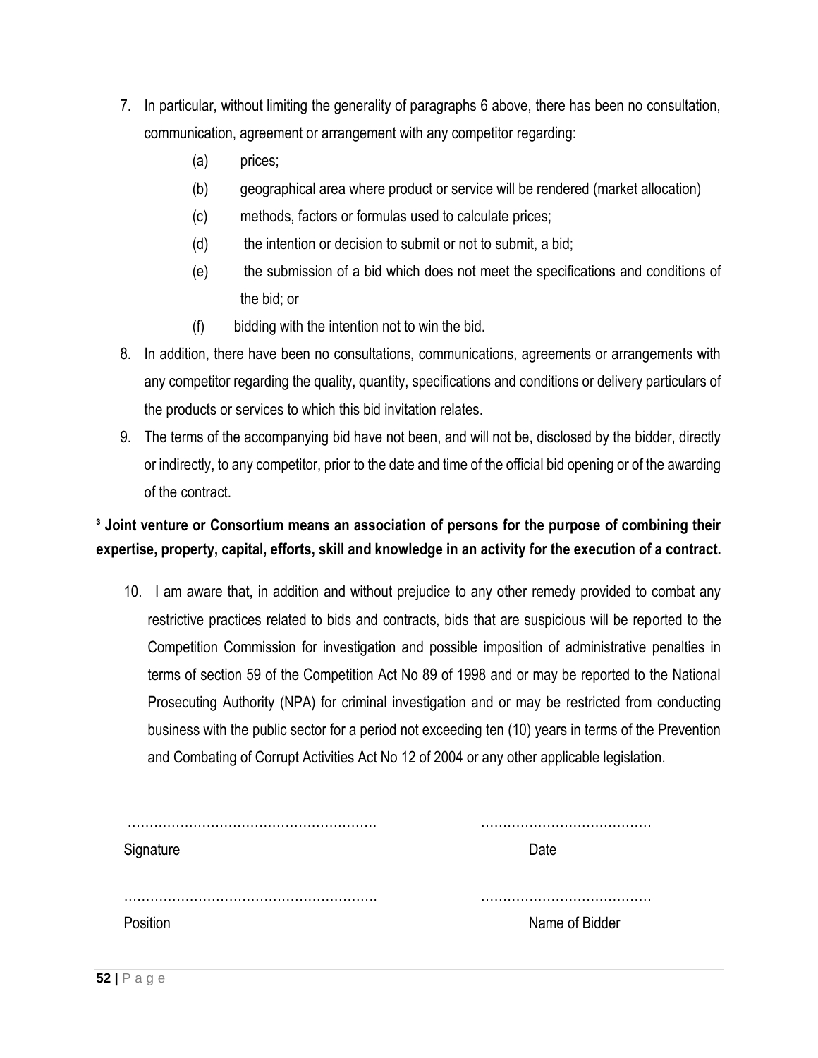7. In particular, without limiting the generality of paragraphs 6 above, there has been no consultation, communication, agreement or arrangement with any competitor regarding:
   - (a) prices;
   - (b) geographical area where product or service will be rendered (market allocation)
   - (c) methods, factors or formulas used to calculate prices;
   - (d) the intention or decision to submit or not to submit, a bid;
   - (e) the submission of a bid which does not meet the specifications and conditions of the bid; or
   - (f) bidding with the intention not to win the bid.
8. In addition, there have been no consultations, communications, agreements or arrangements with any competitor regarding the quality, quantity, specifications and conditions or delivery particulars of the products or services to which this bid invitation relates.
9. The terms of the accompanying bid have not been, and will not be, disclosed by the bidder, directly or indirectly, to any competitor, prior to the date and time of the official bid opening or of the awarding of the contract.

**[3] Joint venture or Consortium means an association of persons for the purpose of combining their expertise, property, capital, efforts, skill and knowledge in an activity for the execution of a contract.**

10. I am aware that, in addition and without prejudice to any other remedy provided to combat any restrictive practices related to bids and contracts, bids that are suspicious will be reported to the Competition Commission for investigation and possible imposition of administrative penalties in terms of section 59 of the Competition Act No 89 of 1998 and or may be reported to the National Prosecuting Authority (NPA) for criminal investigation and or may be restricted from conducting business with the public sector for a period not exceeding ten (10) years in terms of the Prevention and Combating of Corrupt Activities Act No 12 of 2004 or any other applicable legislation.

………………………………………………… ………………………………… 
Signature Date

………………………………………………… ………………………………… 
Position Name of Bidder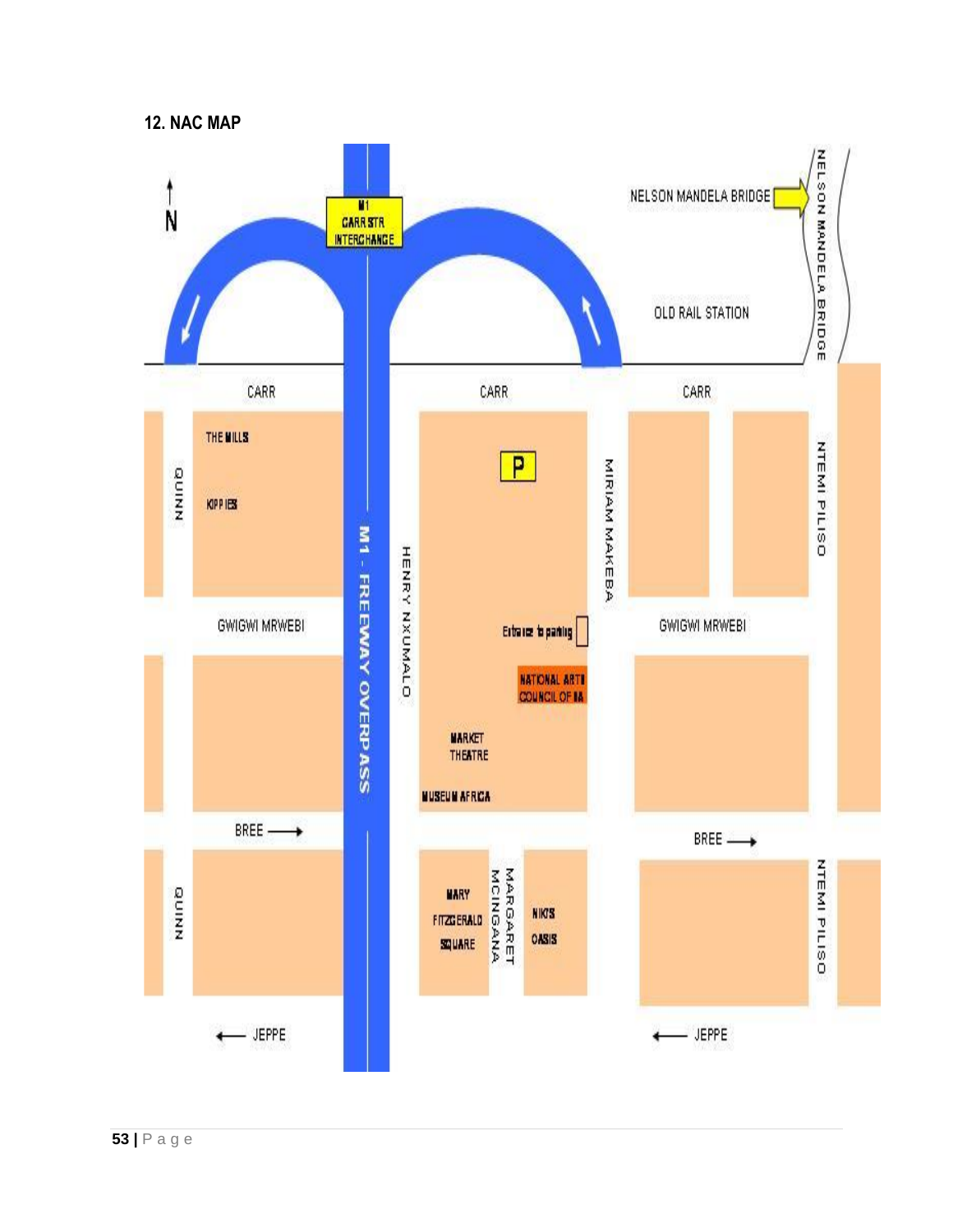## 12. NAC MAP

N

M1 CARR STR INTERCHANGE

NELSON MANDELA BRIDGE

NELSON MANDELA BRIDGE

OLD RAIL STATION

CARR

CARR

CARR

THE MILLS

KIPPIES

QUINN

M1 - FREEWAY OVERPASS

HENRY NXUMALO

P

MIRIAM MAKEBA

NTEMI PILISO

GWIGWI MRWEBI

GWIGWI MRWEBI

Entrance to parking

NATIONAL ARTS COUNCIL OF SA

MARKET THEATRE

MUSEUM AFRICA

BREE →

BREE →

QUINN

MARY FITZGERALD SQUARE

MARGARET MCINGANA

NIKI'S OASIS

NTEMI PILISO

← JEPPE

← JEPPE